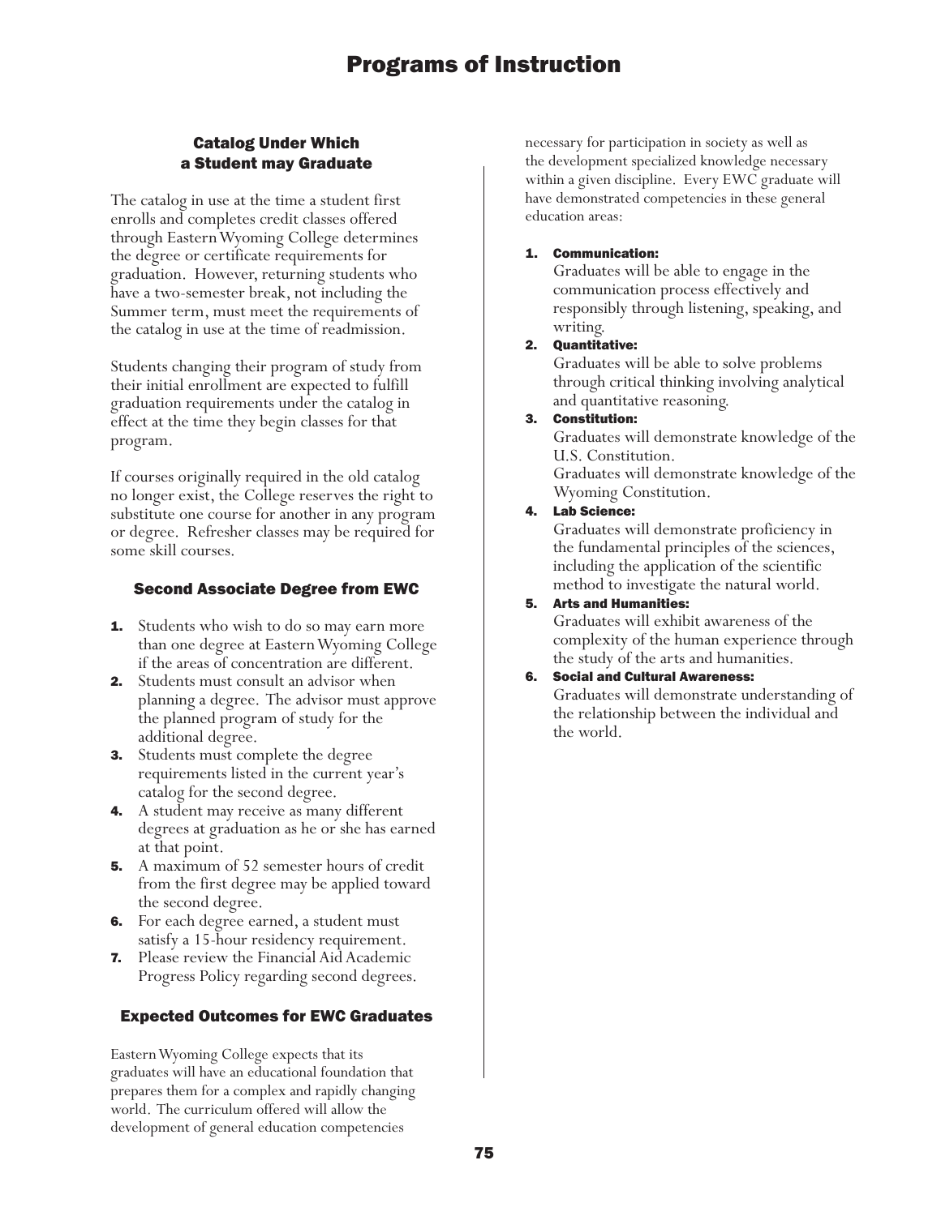# Programs of Instruction

## Catalog Under Which a Student may Graduate

The catalog in use at the time a student first enrolls and completes credit classes offered through Eastern Wyoming College determines the degree or certificate requirements for graduation. However, returning students who have a two-semester break, not including the Summer term, must meet the requirements of the catalog in use at the time of readmission.

Students changing their program of study from their initial enrollment are expected to fulfill graduation requirements under the catalog in effect at the time they begin classes for that program.

If courses originally required in the old catalog no longer exist, the College reserves the right to substitute one course for another in any program or degree. Refresher classes may be required for some skill courses.

## Second Associate Degree from EWC

1. Students who wish to do so may earn more than one degree at Eastern Wyoming College if the areas of concentration are different.
2. Students must consult an advisor when planning a degree. The advisor must approve the planned program of study for the additional degree.
3. Students must complete the degree requirements listed in the current year's catalog for the second degree.
4. A student may receive as many different degrees at graduation as he or she has earned at that point.
5. A maximum of 52 semester hours of credit from the first degree may be applied toward the second degree.
6. For each degree earned, a student must satisfy a 15-hour residency requirement.
7. Please review the Financial Aid Academic Progress Policy regarding second degrees.

## Expected Outcomes for EWC Graduates

Eastern Wyoming College expects that its graduates will have an educational foundation that prepares them for a complex and rapidly changing world. The curriculum offered will allow the development of general education competencies necessary for participation in society as well as the development specialized knowledge necessary within a given discipline. Every EWC graduate will have demonstrated competencies in these general education areas:

1. **Communication:**
   Graduates will be able to engage in the communication process effectively and responsibly through listening, speaking, and writing.
2. **Quantitative:**
   Graduates will be able to solve problems through critical thinking involving analytical and quantitative reasoning.
3. **Constitution:**
   Graduates will demonstrate knowledge of the U.S. Constitution.
   Graduates will demonstrate knowledge of the Wyoming Constitution.
4. **Lab Science:**
   Graduates will demonstrate proficiency in the fundamental principles of the sciences, including the application of the scientific method to investigate the natural world.
5. **Arts and Humanities:**
   Graduates will exhibit awareness of the complexity of the human experience through the study of the arts and humanities.
6. **Social and Cultural Awareness:**
   Graduates will demonstrate understanding of the relationship between the individual and the world.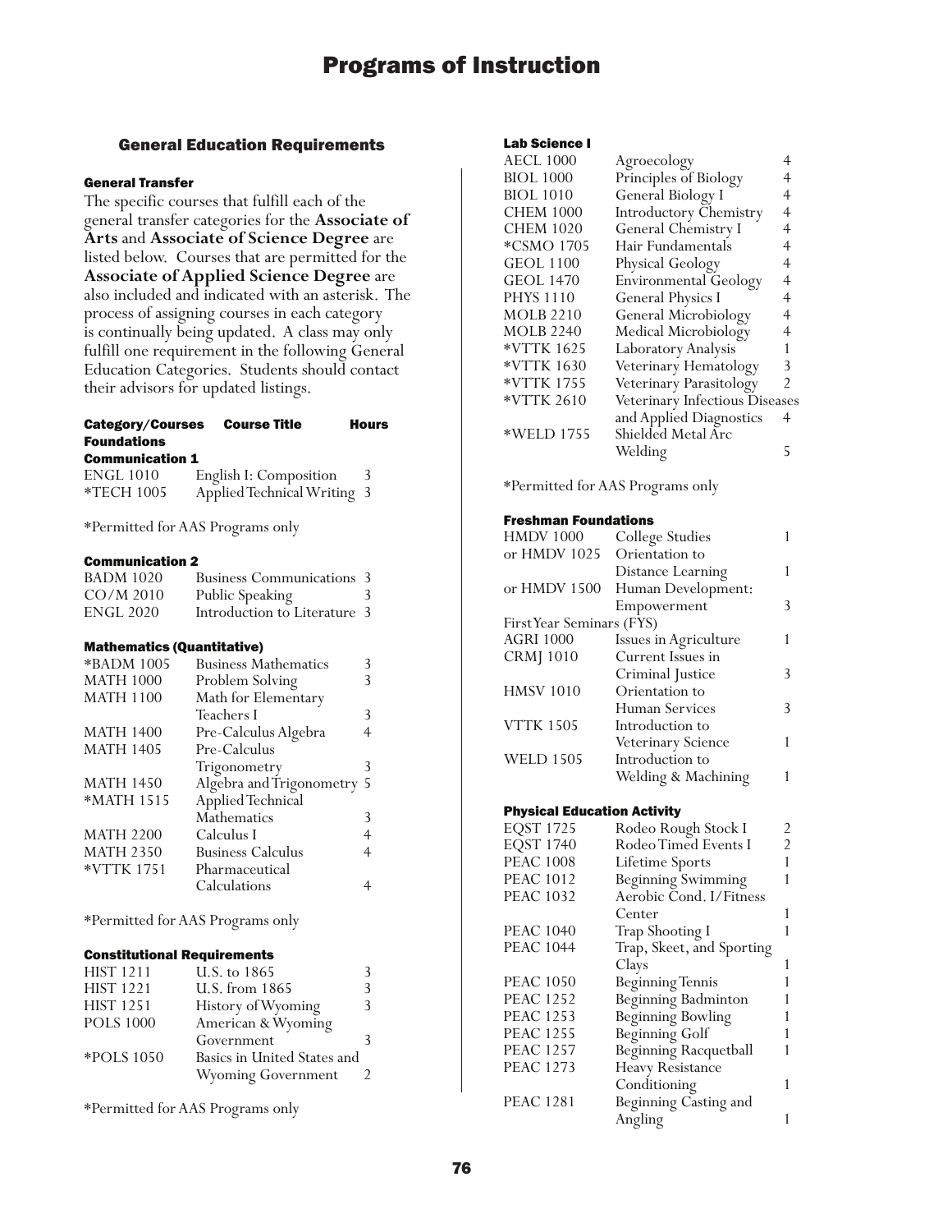# Programs of Instruction

## General Education Requirements

### General Transfer

The specific courses that fulfill each of the general transfer categories for the **Associate of Arts** and **Associate of Science Degree** are listed below. Courses that are permitted for the **Associate of Applied Science Degree** are also included and indicated with an asterisk. The process of assigning courses in each category is continually being updated. A class may only fulfill one requirement in the following General Education Categories. Students should contact their advisors for updated listings.

| Category/Courses | Course Title | Hours |
|---|---|---|
| **Foundations** | | |
| **Communication 1** | | |
| ENGL 1010 | English I: Composition | 3 |
| *TECH 1005 | Applied Technical Writing | 3 |

*Permitted for AAS Programs only

#### Communication 2

| Course | Course Title | Hours |
|---|---|---|
| BADM 1020 | Business Communications | 3 |
| CO/M 2010 | Public Speaking | 3 |
| ENGL 2020 | Introduction to Literature | 3 |

#### Mathematics (Quantitative)

| Course | Course Title | Hours |
|---|---|---|
| *BADM 1005 | Business Mathematics | 3 |
| MATH 1000 | Problem Solving | 3 |
| MATH 1100 | Math for Elementary Teachers I | 3 |
| MATH 1400 | Pre-Calculus Algebra | 4 |
| MATH 1405 | Pre-Calculus Trigonometry | 3 |
| MATH 1450 | Algebra and Trigonometry | 5 |
| *MATH 1515 | Applied Technical Mathematics | 3 |
| MATH 2200 | Calculus I | 4 |
| MATH 2350 | Business Calculus | 4 |
| *VTTK 1751 | Pharmaceutical Calculations | 4 |

*Permitted for AAS Programs only

#### Constitutional Requirements

| Course | Course Title | Hours |
|---|---|---|
| HIST 1211 | U.S. to 1865 | 3 |
| HIST 1221 | U.S. from 1865 | 3 |
| HIST 1251 | History of Wyoming | 3 |
| POLS 1000 | American & Wyoming Government | 3 |
| *POLS 1050 | Basics in United States and Wyoming Government | 2 |

*Permitted for AAS Programs only

#### Lab Science I

| Course | Course Title | Hours |
|---|---|---|
| AECL 1000 | Agroecology | 4 |
| BIOL 1000 | Principles of Biology | 4 |
| BIOL 1010 | General Biology I | 4 |
| CHEM 1000 | Introductory Chemistry | 4 |
| CHEM 1020 | General Chemistry I | 4 |
| *CSMO 1705 | Hair Fundamentals | 4 |
| GEOL 1100 | Physical Geology | 4 |
| GEOL 1470 | Environmental Geology | 4 |
| PHYS 1110 | General Physics I | 4 |
| MOLB 2210 | General Microbiology | 4 |
| MOLB 2240 | Medical Microbiology | 4 |
| *VTTK 1625 | Laboratory Analysis | 1 |
| *VTTK 1630 | Veterinary Hematology | 3 |
| *VTTK 1755 | Veterinary Parasitology | 2 |
| *VTTK 2610 | Veterinary Infectious Diseases and Applied Diagnostics | 4 |
| *WELD 1755 | Shielded Metal Arc Welding | 5 |

*Permitted for AAS Programs only

#### Freshman Foundations

| Course | Course Title | Hours |
|---|---|---|
| HMDV 1000 | College Studies | 1 |
| or HMDV 1025 | Orientation to Distance Learning | 1 |
| or HMDV 1500 | Human Development: Empowerment | 3 |
| First Year Seminars (FYS) | | |
| AGRI 1000 | Issues in Agriculture | 1 |
| CRMJ 1010 | Current Issues in Criminal Justice | 3 |
| HMSV 1010 | Orientation to Human Services | 3 |
| VTTK 1505 | Introduction to Veterinary Science | 1 |
| WELD 1505 | Introduction to Welding & Machining | 1 |

#### Physical Education Activity

| Course | Course Title | Hours |
|---|---|---|
| EQST 1725 | Rodeo Rough Stock I | 2 |
| EQST 1740 | Rodeo Timed Events I | 2 |
| PEAC 1008 | Lifetime Sports | 1 |
| PEAC 1012 | Beginning Swimming | 1 |
| PEAC 1032 | Aerobic Cond. I/Fitness Center | 1 |
| PEAC 1040 | Trap Shooting I | 1 |
| PEAC 1044 | Trap, Skeet, and Sporting Clays | 1 |
| PEAC 1050 | Beginning Tennis | 1 |
| PEAC 1252 | Beginning Badminton | 1 |
| PEAC 1253 | Beginning Bowling | 1 |
| PEAC 1255 | Beginning Golf | 1 |
| PEAC 1257 | Beginning Racquetball | 1 |
| PEAC 1273 | Heavy Resistance Conditioning | 1 |
| PEAC 1281 | Beginning Casting and Angling | 1 |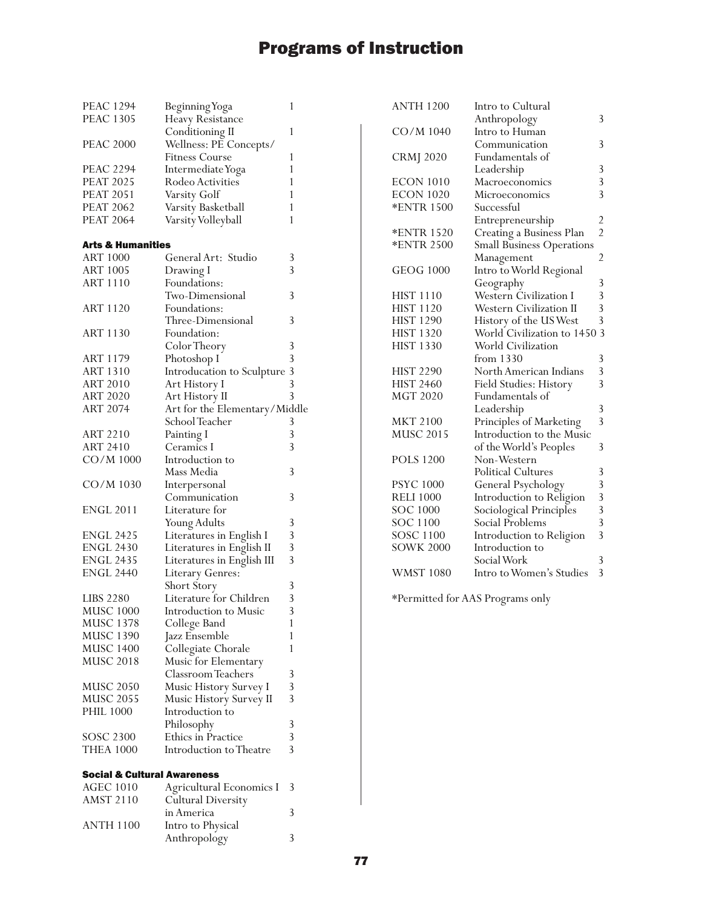# Programs of Instruction

| | | |
|---|---|---|
| PEAC 1294 | Beginning Yoga | 1 |
| PEAC 1305 | Heavy Resistance Conditioning II | 1 |
| PEAC 2000 | Wellness: PE Concepts/ Fitness Course | 1 |
| PEAC 2294 | Intermediate Yoga | 1 |
| PEAT 2025 | Rodeo Activities | 1 |
| PEAT 2051 | Varsity Golf | 1 |
| PEAT 2062 | Varsity Basketball | 1 |
| PEAT 2064 | Varsity Volleyball | 1 |

### Arts & Humanities

| | | |
|---|---|---|
| ART 1000 | General Art: Studio | 3 |
| ART 1005 | Drawing I | 3 |
| ART 1110 | Foundations: Two-Dimensional | 3 |
| ART 1120 | Foundations: Three-Dimensional | 3 |
| ART 1130 | Foundation: Color Theory | 3 |
| ART 1179 | Photoshop I | 3 |
| ART 1310 | Introducation to Sculpture | 3 |
| ART 2010 | Art History I | 3 |
| ART 2020 | Art History II | 3 |
| ART 2074 | Art for the Elementary/Middle School Teacher | 3 |
| ART 2210 | Painting I | 3 |
| ART 2410 | Ceramics I | 3 |
| CO/M 1000 | Introduction to Mass Media | 3 |
| CO/M 1030 | Interpersonal Communication | 3 |
| ENGL 2011 | Literature for Young Adults | 3 |
| ENGL 2425 | Literatures in English I | 3 |
| ENGL 2430 | Literatures in English II | 3 |
| ENGL 2435 | Literatures in English III | 3 |
| ENGL 2440 | Literary Genres: Short Story | 3 |
| LIBS 2280 | Literature for Children | 3 |
| MUSC 1000 | Introduction to Music | 3 |
| MUSC 1378 | College Band | 1 |
| MUSC 1390 | Jazz Ensemble | 1 |
| MUSC 1400 | Collegiate Chorale | 1 |
| MUSC 2018 | Music for Elementary Classroom Teachers | 3 |
| MUSC 2050 | Music History Survey I | 3 |
| MUSC 2055 | Music History Survey II | 3 |
| PHIL 1000 | Introduction to Philosophy | 3 |
| SOSC 2300 | Ethics in Practice | 3 |
| THEA 1000 | Introduction to Theatre | 3 |

### Social & Cultural Awareness

| | | |
|---|---|---|
| AGEC 1010 | Agricultural Economics I | 3 |
| AMST 2110 | Cultural Diversity in America | 3 |
| ANTH 1100 | Intro to Physical Anthropology | 3 |
| ANTH 1200 | Intro to Cultural Anthropology | 3 |
| CO/M 1040 | Intro to Human Communication | 3 |
| CRMJ 2020 | Fundamentals of Leadership | 3 |
| ECON 1010 | Macroeconomics | 3 |
| ECON 1020 | Microeconomics | 3 |
| *ENTR 1500 | Successful Entrepreneurship | 2 |
| *ENTR 1520 | Creating a Business Plan | 2 |
| *ENTR 2500 | Small Business Operations Management | 2 |
| GEOG 1000 | Intro to World Regional Geography | 3 |
| HIST 1110 | Western Civilization I | 3 |
| HIST 1120 | Western Civilization II | 3 |
| HIST 1290 | History of the US West | 3 |
| HIST 1320 | World Civilization to 1450 | 3 |
| HIST 1330 | World Civilization from 1330 | 3 |
| HIST 2290 | North American Indians | 3 |
| HIST 2460 | Field Studies: History | 3 |
| MGT 2020 | Fundamentals of Leadership | 3 |
| MKT 2100 | Principles of Marketing | 3 |
| MUSC 2015 | Introduction to the Music of the World's Peoples | 3 |
| POLS 1200 | Non-Western Political Cultures | 3 |
| PSYC 1000 | General Psychology | 3 |
| RELI 1000 | Introduction to Religion | 3 |
| SOC 1000 | Sociological Principles | 3 |
| SOC 1100 | Social Problems | 3 |
| SOSC 1100 | Introduction to Religion | 3 |
| SOWK 2000 | Introduction to Social Work | 3 |
| WMST 1080 | Intro to Women's Studies | 3 |

*Permitted for AAS Programs only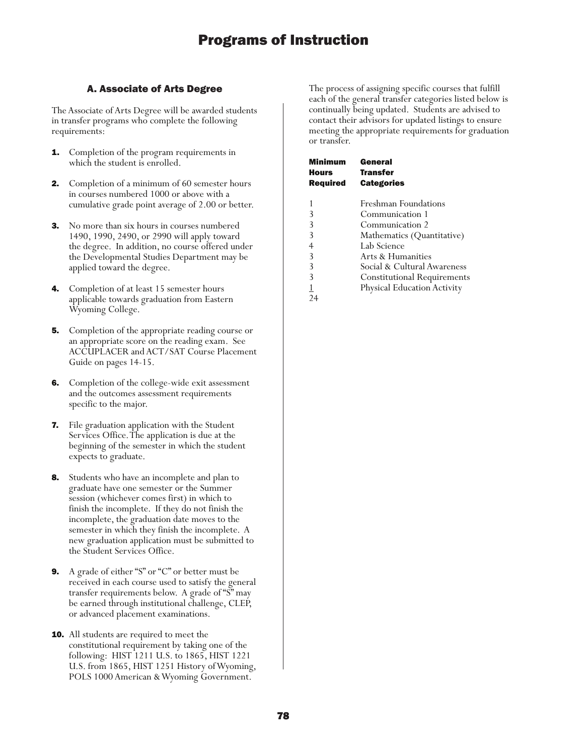# Programs of Instruction

## A. Associate of Arts Degree

The Associate of Arts Degree will be awarded students in transfer programs who complete the following requirements:

1. Completion of the program requirements in which the student is enrolled.
2. Completion of a minimum of 60 semester hours in courses numbered 1000 or above with a cumulative grade point average of 2.00 or better.
3. No more than six hours in courses numbered 1490, 1990, 2490, or 2990 will apply toward the degree. In addition, no course offered under the Developmental Studies Department may be applied toward the degree.
4. Completion of at least 15 semester hours applicable towards graduation from Eastern Wyoming College.
5. Completion of the appropriate reading course or an appropriate score on the reading exam. See ACCUPLACER and ACT/SAT Course Placement Guide on pages 14-15.
6. Completion of the college-wide exit assessment and the outcomes assessment requirements specific to the major.
7. File graduation application with the Student Services Office. The application is due at the beginning of the semester in which the student expects to graduate.
8. Students who have an incomplete and plan to graduate have one semester or the Summer session (whichever comes first) in which to finish the incomplete. If they do not finish the incomplete, the graduation date moves to the semester in which they finish the incomplete. A new graduation application must be submitted to the Student Services Office.
9. A grade of either "S" or "C" or better must be received in each course used to satisfy the general transfer requirements below. A grade of "S" may be earned through institutional challenge, CLEP, or advanced placement examinations.
10. All students are required to meet the constitutional requirement by taking one of the following: HIST 1211 U.S. to 1865, HIST 1221 U.S. from 1865, HIST 1251 History of Wyoming, POLS 1000 American & Wyoming Government.

The process of assigning specific courses that fulfill each of the general transfer categories listed below is continually being updated. Students are advised to contact their advisors for updated listings to ensure meeting the appropriate requirements for graduation or transfer.

| Minimum Hours Required | General Transfer Categories |
|---|---|
| 1 | Freshman Foundations |
| 3 | Communication 1 |
| 3 | Communication 2 |
| 3 | Mathematics (Quantitative) |
| 4 | Lab Science |
| 3 | Arts & Humanities |
| 3 | Social & Cultural Awareness |
| 3 | Constitutional Requirements |
| 1 | Physical Education Activity |
| 24 | |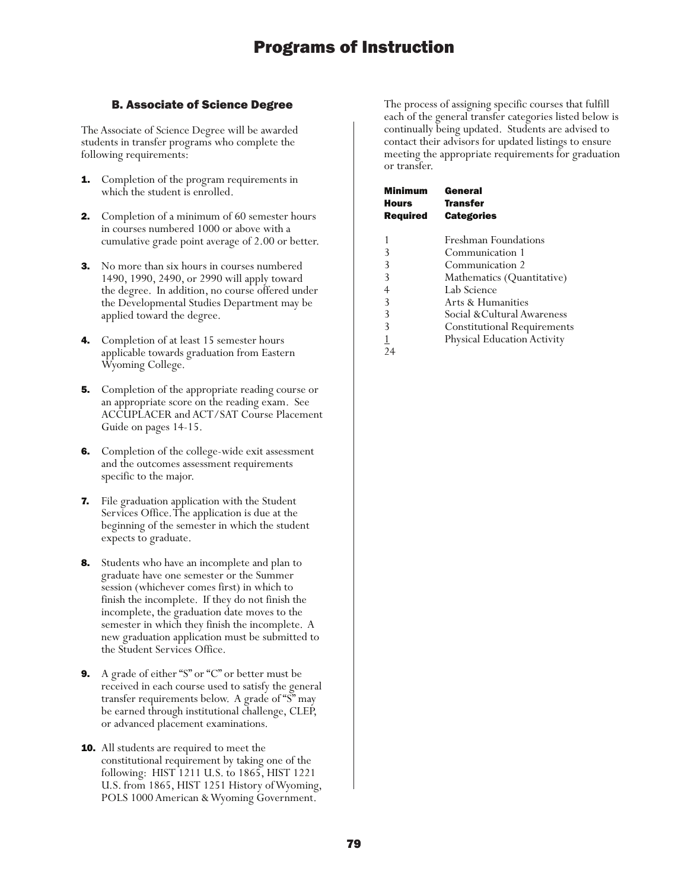# Programs of Instruction

### B. Associate of Science Degree

The Associate of Science Degree will be awarded students in transfer programs who complete the following requirements:

1. Completion of the program requirements in which the student is enrolled.
2. Completion of a minimum of 60 semester hours in courses numbered 1000 or above with a cumulative grade point average of 2.00 or better.
3. No more than six hours in courses numbered 1490, 1990, 2490, or 2990 will apply toward the degree. In addition, no course offered under the Developmental Studies Department may be applied toward the degree.
4. Completion of at least 15 semester hours applicable towards graduation from Eastern Wyoming College.
5. Completion of the appropriate reading course or an appropriate score on the reading exam. See ACCUPLACER and ACT/SAT Course Placement Guide on pages 14-15.
6. Completion of the college-wide exit assessment and the outcomes assessment requirements specific to the major.
7. File graduation application with the Student Services Office. The application is due at the beginning of the semester in which the student expects to graduate.
8. Students who have an incomplete and plan to graduate have one semester or the Summer session (whichever comes first) in which to finish the incomplete. If they do not finish the incomplete, the graduation date moves to the semester in which they finish the incomplete. A new graduation application must be submitted to the Student Services Office.
9. A grade of either "S" or "C" or better must be received in each course used to satisfy the general transfer requirements below. A grade of "S" may be earned through institutional challenge, CLEP, or advanced placement examinations.
10. All students are required to meet the constitutional requirement by taking one of the following: HIST 1211 U.S. to 1865, HIST 1221 U.S. from 1865, HIST 1251 History of Wyoming, POLS 1000 American & Wyoming Government.

The process of assigning specific courses that fulfill each of the general transfer categories listed below is continually being updated. Students are advised to contact their advisors for updated listings to ensure meeting the appropriate requirements for graduation or transfer.

| Minimum Hours Required | General Transfer Categories |
|---|---|
| 1 | Freshman Foundations |
| 3 | Communication 1 |
| 3 | Communication 2 |
| 3 | Mathematics (Quantitative) |
| 4 | Lab Science |
| 3 | Arts & Humanities |
| 3 | Social &Cultural Awareness |
| 3 | Constitutional Requirements |
| 1 | Physical Education Activity |
| 24 | |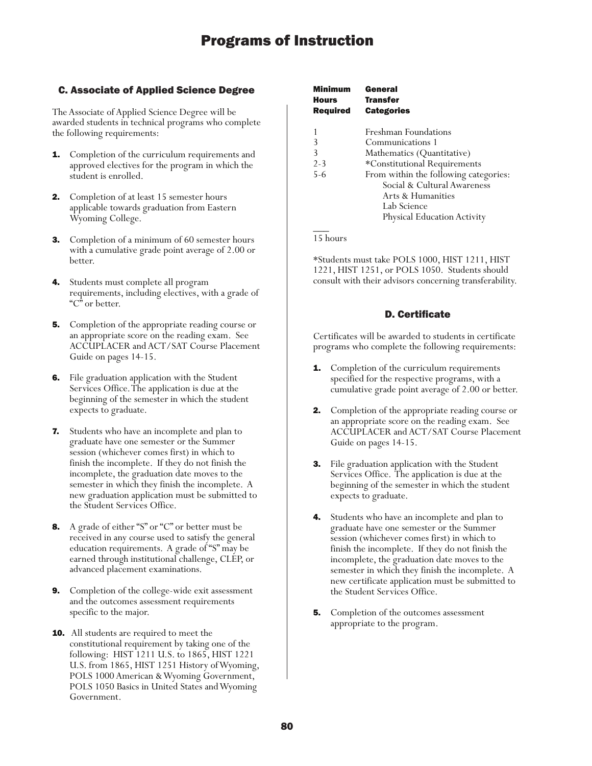# Programs of Instruction

## C. Associate of Applied Science Degree

The Associate of Applied Science Degree will be awarded students in technical programs who complete the following requirements:

1. Completion of the curriculum requirements and approved electives for the program in which the student is enrolled.
2. Completion of at least 15 semester hours applicable towards graduation from Eastern Wyoming College.
3. Completion of a minimum of 60 semester hours with a cumulative grade point average of 2.00 or better.
4. Students must complete all program requirements, including electives, with a grade of "C" or better.
5. Completion of the appropriate reading course or an appropriate score on the reading exam. See ACCUPLACER and ACT/SAT Course Placement Guide on pages 14-15.
6. File graduation application with the Student Services Office. The application is due at the beginning of the semester in which the student expects to graduate.
7. Students who have an incomplete and plan to graduate have one semester or the Summer session (whichever comes first) in which to finish the incomplete. If they do not finish the incomplete, the graduation date moves to the semester in which they finish the incomplete. A new graduation application must be submitted to the Student Services Office.
8. A grade of either "S" or "C" or better must be received in any course used to satisfy the general education requirements. A grade of "S" may be earned through institutional challenge, CLEP, or advanced placement examinations.
9. Completion of the college-wide exit assessment and the outcomes assessment requirements specific to the major.
10. All students are required to meet the constitutional requirement by taking one of the following: HIST 1211 U.S. to 1865, HIST 1221 U.S. from 1865, HIST 1251 History of Wyoming, POLS 1000 American & Wyoming Government, POLS 1050 Basics in United States and Wyoming Government.

| Minimum Hours Required | General Transfer Categories |
|---|---|
| 1 | Freshman Foundations |
| 3 | Communications 1 |
| 3 | Mathematics (Quantitative) |
| 2-3 | *Constitutional Requirements |
| 5-6 | From within the following categories: Social & Cultural Awareness; Arts & Humanities; Lab Science; Physical Education Activity |
| 15 hours | |

*Students must take POLS 1000, HIST 1211, HIST 1221, HIST 1251, or POLS 1050. Students should consult with their advisors concerning transferability.

## D. Certificate

Certificates will be awarded to students in certificate programs who complete the following requirements:

1. Completion of the curriculum requirements specified for the respective programs, with a cumulative grade point average of 2.00 or better.
2. Completion of the appropriate reading course or an appropriate score on the reading exam. See ACCUPLACER and ACT/SAT Course Placement Guide on pages 14-15.
3. File graduation application with the Student Services Office. The application is due at the beginning of the semester in which the student expects to graduate.
4. Students who have an incomplete and plan to graduate have one semester or the Summer session (whichever comes first) in which to finish the incomplete. If they do not finish the incomplete, the graduation date moves to the semester in which they finish the incomplete. A new certificate application must be submitted to the Student Services Office.
5. Completion of the outcomes assessment appropriate to the program.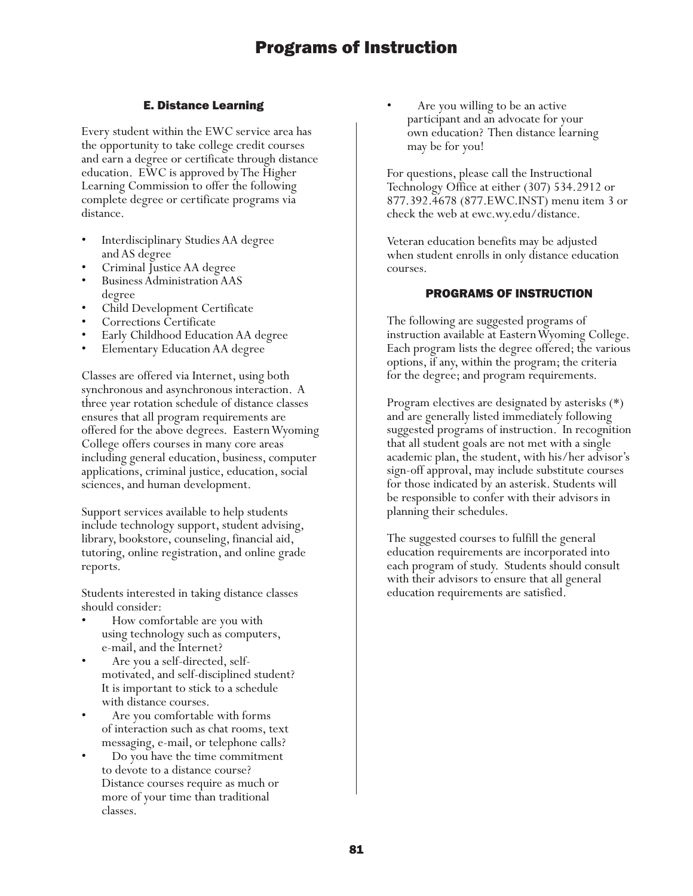# Programs of Instruction

### E. Distance Learning

Every student within the EWC service area has the opportunity to take college credit courses and earn a degree or certificate through distance education. EWC is approved by The Higher Learning Commission to offer the following complete degree or certificate programs via distance.

- Interdisciplinary Studies AA degree and AS degree
- Criminal Justice AA degree
- Business Administration AAS degree
- Child Development Certificate
- Corrections Certificate
- Early Childhood Education AA degree
- Elementary Education AA degree

Classes are offered via Internet, using both synchronous and asynchronous interaction. A three year rotation schedule of distance classes ensures that all program requirements are offered for the above degrees. Eastern Wyoming College offers courses in many core areas including general education, business, computer applications, criminal justice, education, social sciences, and human development.

Support services available to help students include technology support, student advising, library, bookstore, counseling, financial aid, tutoring, online registration, and online grade reports.

Students interested in taking distance classes should consider:

- How comfortable are you with using technology such as computers, e-mail, and the Internet?
- Are you a self-directed, self-motivated, and self-disciplined student? It is important to stick to a schedule with distance courses.
- Are you comfortable with forms of interaction such as chat rooms, text messaging, e-mail, or telephone calls?
- Do you have the time commitment to devote to a distance course? Distance courses require as much or more of your time than traditional classes.
- Are you willing to be an active participant and an advocate for your own education? Then distance learning may be for you!

For questions, please call the Instructional Technology Office at either (307) 534.2912 or 877.392.4678 (877.EWC.INST) menu item 3 or check the web at ewc.wy.edu/distance.

Veteran education benefits may be adjusted when student enrolls in only distance education courses.

### PROGRAMS OF INSTRUCTION

The following are suggested programs of instruction available at Eastern Wyoming College. Each program lists the degree offered; the various options, if any, within the program; the criteria for the degree; and program requirements.

Program electives are designated by asterisks (*) and are generally listed immediately following suggested programs of instruction. In recognition that all student goals are not met with a single academic plan, the student, with his/her advisor's sign-off approval, may include substitute courses for those indicated by an asterisk. Students will be responsible to confer with their advisors in planning their schedules.

The suggested courses to fulfill the general education requirements are incorporated into each program of study. Students should consult with their advisors to ensure that all general education requirements are satisfied.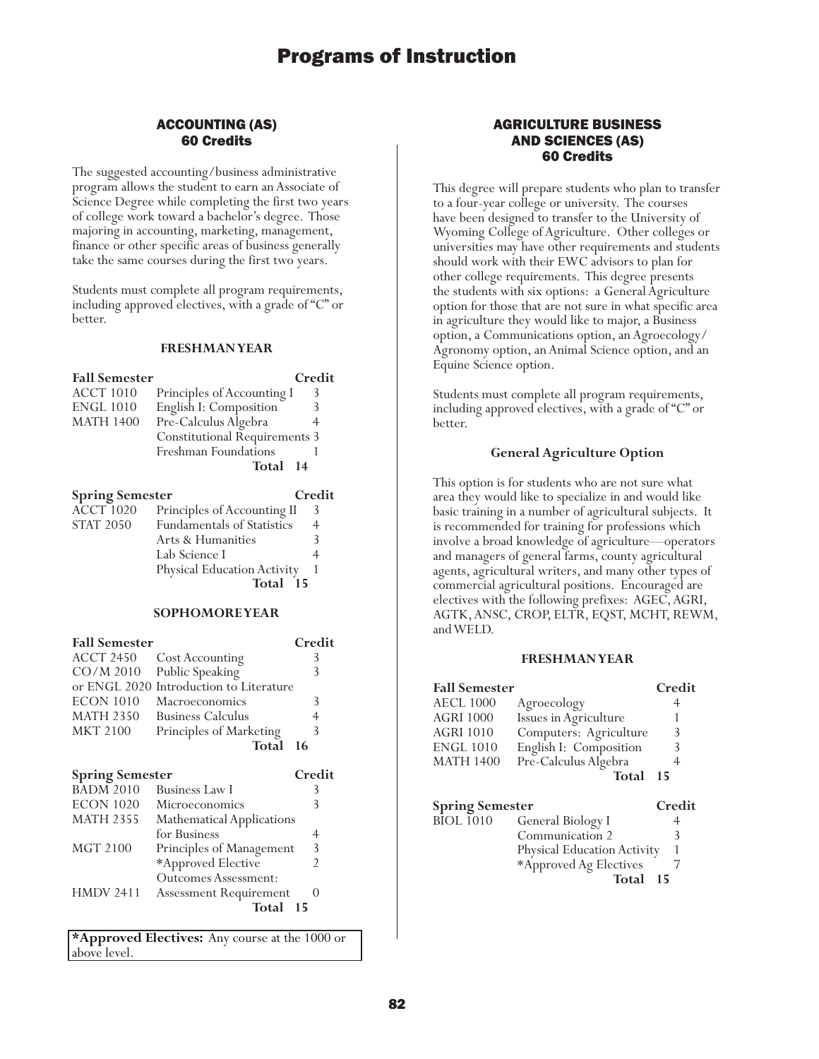# Programs of Instruction

## ACCOUNTING (AS)
## 60 Credits

The suggested accounting/business administrative program allows the student to earn an Associate of Science Degree while completing the first two years of college work toward a bachelor's degree. Those majoring in accounting, marketing, management, finance or other specific areas of business generally take the same courses during the first two years.

Students must complete all program requirements, including approved electives, with a grade of "C" or better.

### FRESHMAN YEAR

| Fall Semester | | Credit |
|---|---|---|
| ACCT 1010 | Principles of Accounting I | 3 |
| ENGL 1010 | English I: Composition | 3 |
| MATH 1400 | Pre-Calculus Algebra | 4 |
| | Constitutional Requirements | 3 |
| | Freshman Foundations | 1 |
| | **Total** | **14** |

| Spring Semester | | Credit |
|---|---|---|
| ACCT 1020 | Principles of Accounting II | 3 |
| STAT 2050 | Fundamentals of Statistics | 4 |
| | Arts & Humanities | 3 |
| | Lab Science I | 4 |
| | Physical Education Activity | 1 |
| | **Total** | **15** |

### SOPHOMORE YEAR

| Fall Semester | | Credit |
|---|---|---|
| ACCT 2450 | Cost Accounting | 3 |
| CO/M 2010 | Public Speaking | 3 |
| or ENGL 2020 | Introduction to Literature | |
| ECON 1010 | Macroeconomics | 3 |
| MATH 2350 | Business Calculus | 4 |
| MKT 2100 | Principles of Marketing | 3 |
| | **Total** | **16** |

| Spring Semester | | Credit |
|---|---|---|
| BADM 2010 | Business Law I | 3 |
| ECON 1020 | Microeconomics | 3 |
| MATH 2355 | Mathematical Applications for Business | 4 |
| MGT 2100 | Principles of Management | 3 |
| | *Approved Elective | 2 |
| | Outcomes Assessment: | |
| HMDV 2411 | Assessment Requirement | 0 |
| | **Total** | **15** |

**\*Approved Electives:** Any course at the 1000 or above level.

## AGRICULTURE BUSINESS AND SCIENCES (AS)
## 60 Credits

This degree will prepare students who plan to transfer to a four-year college or university. The courses have been designed to transfer to the University of Wyoming College of Agriculture. Other colleges or universities may have other requirements and students should work with their EWC advisors to plan for other college requirements. This degree presents the students with six options: a General Agriculture option for those that are not sure in what specific area in agriculture they would like to major, a Business option, a Communications option, an Agroecology/ Agronomy option, an Animal Science option, and an Equine Science option.

Students must complete all program requirements, including approved electives, with a grade of "C" or better.

### General Agriculture Option

This option is for students who are not sure what area they would like to specialize in and would like basic training in a number of agricultural subjects. It is recommended for training for professions which involve a broad knowledge of agriculture—operators and managers of general farms, county agricultural agents, agricultural writers, and many other types of commercial agricultural positions. Encouraged are electives with the following prefixes: AGEC, AGRI, AGTK, ANSC, CROP, ELTR, EQST, MCHT, REWM, and WELD.

### FRESHMAN YEAR

| Fall Semester | | Credit |
|---|---|---|
| AECL 1000 | Agroecology | 4 |
| AGRI 1000 | Issues in Agriculture | 1 |
| AGRI 1010 | Computers: Agriculture | 3 |
| ENGL 1010 | English I: Composition | 3 |
| MATH 1400 | Pre-Calculus Algebra | 4 |
| | **Total** | **15** |

| Spring Semester | | Credit |
|---|---|---|
| BIOL 1010 | General Biology I | 4 |
| | Communication 2 | 3 |
| | Physical Education Activity | 1 |
| | *Approved Ag Electives | 7 |
| | **Total** | **15** |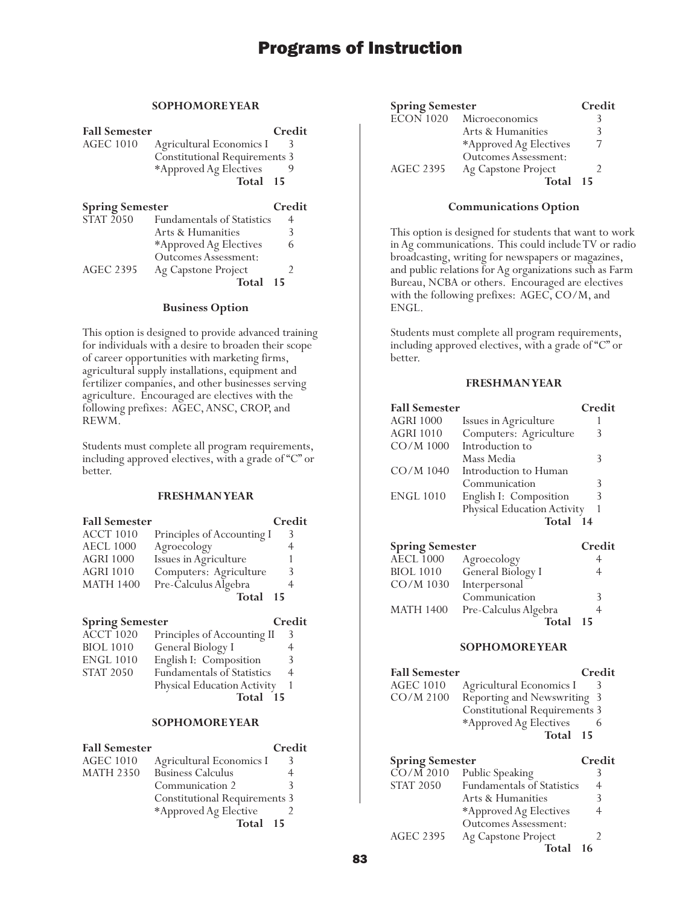#### SOPHOMORE YEAR

| Fall Semester | | Credit |
|---|---|---|
| AGEC 1010 | Agricultural Economics I | 3 |
| | Constitutional Requirements | 3 |
| | *Approved Ag Electives | 9 |
| | **Total** | **15** |

| Spring Semester | | Credit |
|---|---|---|
| STAT 2050 | Fundamentals of Statistics | 4 |
| | Arts & Humanities | 3 |
| | *Approved Ag Electives | 6 |
| | Outcomes Assessment: | |
| AGEC 2395 | Ag Capstone Project | 2 |
| | **Total** | **15** |

### Business Option

This option is designed to provide advanced training for individuals with a desire to broaden their scope of career opportunities with marketing firms, agricultural supply installations, equipment and fertilizer companies, and other businesses serving agriculture. Encouraged are electives with the following prefixes: AGEC, ANSC, CROP, and REWM.

Students must complete all program requirements, including approved electives, with a grade of "C" or better.

#### FRESHMAN YEAR

| Fall Semester | | Credit |
|---|---|---|
| ACCT 1010 | Principles of Accounting I | 3 |
| AECL 1000 | Agroecology | 4 |
| AGRI 1000 | Issues in Agriculture | 1 |
| AGRI 1010 | Computers: Agriculture | 3 |
| MATH 1400 | Pre-Calculus Algebra | 4 |
| | **Total** | **15** |

| Spring Semester | | Credit |
|---|---|---|
| ACCT 1020 | Principles of Accounting II | 3 |
| BIOL 1010 | General Biology I | 4 |
| ENGL 1010 | English I: Composition | 3 |
| STAT 2050 | Fundamentals of Statistics | 4 |
| | Physical Education Activity | 1 |
| | **Total** | **15** |

#### SOPHOMORE YEAR

| Fall Semester | | Credit |
|---|---|---|
| AGEC 1010 | Agricultural Economics I | 3 |
| MATH 2350 | Business Calculus | 4 |
| | Communication 2 | 3 |
| | Constitutional Requirements | 3 |
| | *Approved Ag Elective | 2 |
| | **Total** | **15** |

| Spring Semester | | Credit |
|---|---|---|
| ECON 1020 | Microeconomics | 3 |
| | Arts & Humanities | 3 |
| | *Approved Ag Electives | 7 |
| | Outcomes Assessment: | |
| AGEC 2395 | Ag Capstone Project | 2 |
| | **Total** | **15** |

### Communications Option

This option is designed for students that want to work in Ag communications. This could include TV or radio broadcasting, writing for newspapers or magazines, and public relations for Ag organizations such as Farm Bureau, NCBA or others. Encouraged are electives with the following prefixes: AGEC, CO/M, and ENGL.

Students must complete all program requirements, including approved electives, with a grade of "C" or better.

#### FRESHMAN YEAR

| Fall Semester | | Credit |
|---|---|---|
| AGRI 1000 | Issues in Agriculture | 1 |
| AGRI 1010 | Computers: Agriculture | 3 |
| CO/M 1000 | Introduction to Mass Media | 3 |
| CO/M 1040 | Introduction to Human Communication | 3 |
| ENGL 1010 | English I: Composition | 3 |
| | Physical Education Activity | 1 |
| | **Total** | **14** |

| Spring Semester | | Credit |
|---|---|---|
| AECL 1000 | Agroecology | 4 |
| BIOL 1010 | General Biology I | 4 |
| CO/M 1030 | Interpersonal Communication | 3 |
| MATH 1400 | Pre-Calculus Algebra | 4 |
| | **Total** | **15** |

#### SOPHOMORE YEAR

| Fall Semester | | Credit |
|---|---|---|
| AGEC 1010 | Agricultural Economics I | 3 |
| CO/M 2100 | Reporting and Newswriting | 3 |
| | Constitutional Requirements | 3 |
| | *Approved Ag Electives | 6 |
| | **Total** | **15** |

| Spring Semester | | Credit |
|---|---|---|
| CO/M 2010 | Public Speaking | 3 |
| STAT 2050 | Fundamentals of Statistics | 4 |
| | Arts & Humanities | 3 |
| | *Approved Ag Electives | 4 |
| | Outcomes Assessment: | |
| AGEC 2395 | Ag Capstone Project | 2 |
| | **Total** | **16** |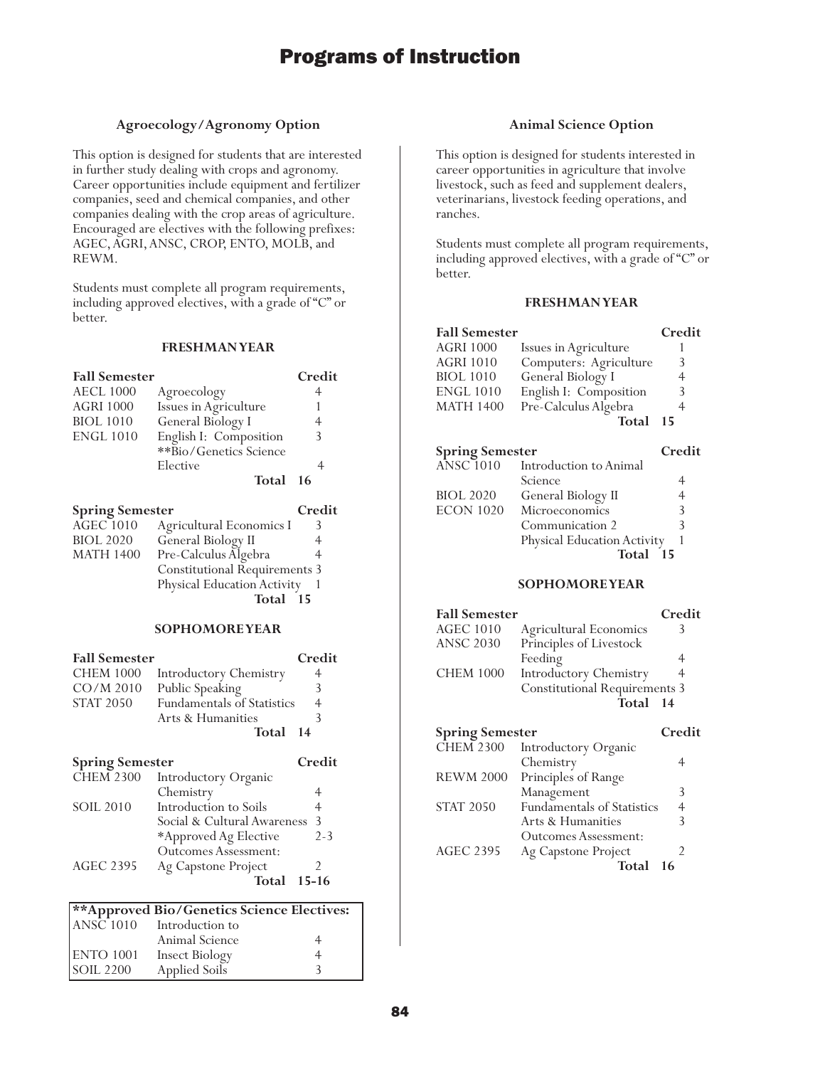# Programs of Instruction

## Agroecology/Agronomy Option

This option is designed for students that are interested in further study dealing with crops and agronomy. Career opportunities include equipment and fertilizer companies, seed and chemical companies, and other companies dealing with the crop areas of agriculture. Encouraged are electives with the following prefixes: AGEC, AGRI, ANSC, CROP, ENTO, MOLB, and REWM.

Students must complete all program requirements, including approved electives, with a grade of "C" or better.

### FRESHMAN YEAR

| Fall Semester | | Credit |
|---|---|---|
| AECL 1000 | Agroecology | 4 |
| AGRI 1000 | Issues in Agriculture | 1 |
| BIOL 1010 | General Biology I | 4 |
| ENGL 1010 | English I: Composition | 3 |
| | **Bio/Genetics Science Elective | 4 |
| | **Total** | **16** |

| Spring Semester | | Credit |
|---|---|---|
| AGEC 1010 | Agricultural Economics I | 3 |
| BIOL 2020 | General Biology II | 4 |
| MATH 1400 | Pre-Calculus Algebra | 4 |
| | Constitutional Requirements | 3 |
| | Physical Education Activity | 1 |
| | **Total** | **15** |

### SOPHOMORE YEAR

| Fall Semester | | Credit |
|---|---|---|
| CHEM 1000 | Introductory Chemistry | 4 |
| CO/M 2010 | Public Speaking | 3 |
| STAT 2050 | Fundamentals of Statistics | 4 |
| | Arts & Humanities | 3 |
| | **Total** | **14** |

| Spring Semester | | Credit |
|---|---|---|
| CHEM 2300 | Introductory Organic Chemistry | 4 |
| SOIL 2010 | Introduction to Soils | 4 |
| | Social & Cultural Awareness | 3 |
| | *Approved Ag Elective | 2-3 |
| | Outcomes Assessment: | |
| AGEC 2395 | Ag Capstone Project | 2 |
| | **Total** | **15-16** |

| **Approved Bio/Genetics Science Electives: | | |
|---|---|---|
| ANSC 1010 | Introduction to Animal Science | 4 |
| ENTO 1001 | Insect Biology | 4 |
| SOIL 2200 | Applied Soils | 3 |

## Animal Science Option

This option is designed for students interested in career opportunities in agriculture that involve livestock, such as feed and supplement dealers, veterinarians, livestock feeding operations, and ranches.

Students must complete all program requirements, including approved electives, with a grade of "C" or better.

### FRESHMAN YEAR

| Fall Semester | | Credit |
|---|---|---|
| AGRI 1000 | Issues in Agriculture | 1 |
| AGRI 1010 | Computers: Agriculture | 3 |
| BIOL 1010 | General Biology I | 4 |
| ENGL 1010 | English I: Composition | 3 |
| MATH 1400 | Pre-Calculus Algebra | 4 |
| | **Total** | **15** |

| Spring Semester | | Credit |
|---|---|---|
| ANSC 1010 | Introduction to Animal Science | 4 |
| BIOL 2020 | General Biology II | 4 |
| ECON 1020 | Microeconomics | 3 |
| | Communication 2 | 3 |
| | Physical Education Activity | 1 |
| | **Total** | **15** |

### SOPHOMORE YEAR

| Fall Semester | | Credit |
|---|---|---|
| AGEC 1010 | Agricultural Economics | 3 |
| ANSC 2030 | Principles of Livestock Feeding | 4 |
| CHEM 1000 | Introductory Chemistry | 4 |
| | Constitutional Requirements | 3 |
| | **Total** | **14** |

| Spring Semester | | Credit |
|---|---|---|
| CHEM 2300 | Introductory Organic Chemistry | 4 |
| REWM 2000 | Principles of Range Management | 3 |
| STAT 2050 | Fundamentals of Statistics | 4 |
| | Arts & Humanities | 3 |
| | Outcomes Assessment: | |
| AGEC 2395 | Ag Capstone Project | 2 |
| | **Total** | **16** |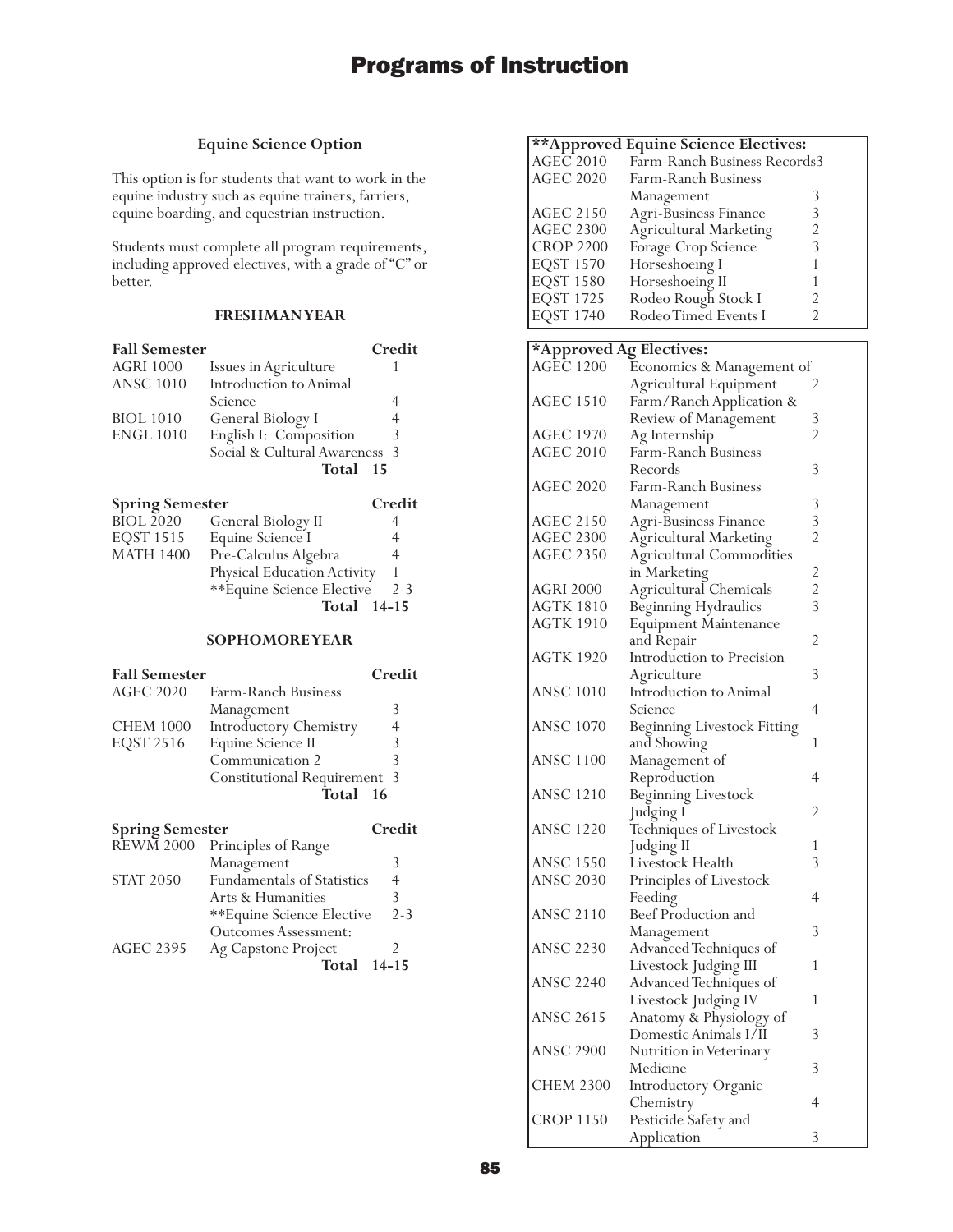## Equine Science Option

This option is for students that want to work in the equine industry such as equine trainers, farriers, equine boarding, and equestrian instruction.

Students must complete all program requirements, including approved electives, with a grade of "C" or better.

### FRESHMAN YEAR

| Fall Semester | | Credit |
|---|---|---|
| AGRI 1000 | Issues in Agriculture | 1 |
| ANSC 1010 | Introduction to Animal Science | 4 |
| BIOL 1010 | General Biology I | 4 |
| ENGL 1010 | English I: Composition | 3 |
| | Social & Cultural Awareness | 3 |
| | **Total** | **15** |

| Spring Semester | | Credit |
|---|---|---|
| BIOL 2020 | General Biology II | 4 |
| EQST 1515 | Equine Science I | 4 |
| MATH 1400 | Pre-Calculus Algebra | 4 |
| | Physical Education Activity | 1 |
| | **Equine Science Elective | 2-3 |
| | **Total** | **14-15** |

### SOPHOMORE YEAR

| Fall Semester | | Credit |
|---|---|---|
| AGEC 2020 | Farm-Ranch Business Management | 3 |
| CHEM 1000 | Introductory Chemistry | 4 |
| EQST 2516 | Equine Science II | 3 |
| | Communication 2 | 3 |
| | Constitutional Requirement | 3 |
| | **Total** | **16** |

| Spring Semester | | Credit |
|---|---|---|
| REWM 2000 | Principles of Range Management | 3 |
| STAT 2050 | Fundamentals of Statistics | 4 |
| | Arts & Humanities | 3 |
| | **Equine Science Elective | 2-3 |
| | Outcomes Assessment: | |
| AGEC 2395 | Ag Capstone Project | 2 |
| | **Total** | **14-15** |

| **Approved Equine Science Electives: | | |
|---|---|---|
| AGEC 2010 | Farm-Ranch Business Records | 3 |
| AGEC 2020 | Farm-Ranch Business Management | 3 |
| AGEC 2150 | Agri-Business Finance | 3 |
| AGEC 2300 | Agricultural Marketing | 2 |
| CROP 2200 | Forage Crop Science | 3 |
| EQST 1570 | Horseshoeing I | 1 |
| EQST 1580 | Horseshoeing II | 1 |
| EQST 1725 | Rodeo Rough Stock I | 2 |
| EQST 1740 | Rodeo Timed Events I | 2 |

| *Approved Ag Electives: | | |
|---|---|---|
| AGEC 1200 | Economics & Management of Agricultural Equipment | 2 |
| AGEC 1510 | Farm/Ranch Application & Review of Management | 3 |
| AGEC 1970 | Ag Internship | 2 |
| AGEC 2010 | Farm-Ranch Business Records | 3 |
| AGEC 2020 | Farm-Ranch Business Management | 3 |
| AGEC 2150 | Agri-Business Finance | 3 |
| AGEC 2300 | Agricultural Marketing | 2 |
| AGEC 2350 | Agricultural Commodities in Marketing | 2 |
| AGRI 2000 | Agricultural Chemicals | 2 |
| AGTK 1810 | Beginning Hydraulics | 3 |
| AGTK 1910 | Equipment Maintenance and Repair | 2 |
| AGTK 1920 | Introduction to Precision Agriculture | 3 |
| ANSC 1010 | Introduction to Animal Science | 4 |
| ANSC 1070 | Beginning Livestock Fitting and Showing | 1 |
| ANSC 1100 | Management of Reproduction | 4 |
| ANSC 1210 | Beginning Livestock Judging I | 2 |
| ANSC 1220 | Techniques of Livestock Judging II | 1 |
| ANSC 1550 | Livestock Health | 3 |
| ANSC 2030 | Principles of Livestock Feeding | 4 |
| ANSC 2110 | Beef Production and Management | 3 |
| ANSC 2230 | Advanced Techniques of Livestock Judging III | 1 |
| ANSC 2240 | Advanced Techniques of Livestock Judging IV | 1 |
| ANSC 2615 | Anatomy & Physiology of Domestic Animals I/II | 3 |
| ANSC 2900 | Nutrition in Veterinary Medicine | 3 |
| CHEM 2300 | Introductory Organic Chemistry | 4 |
| CROP 1150 | Pesticide Safety and Application | 3 |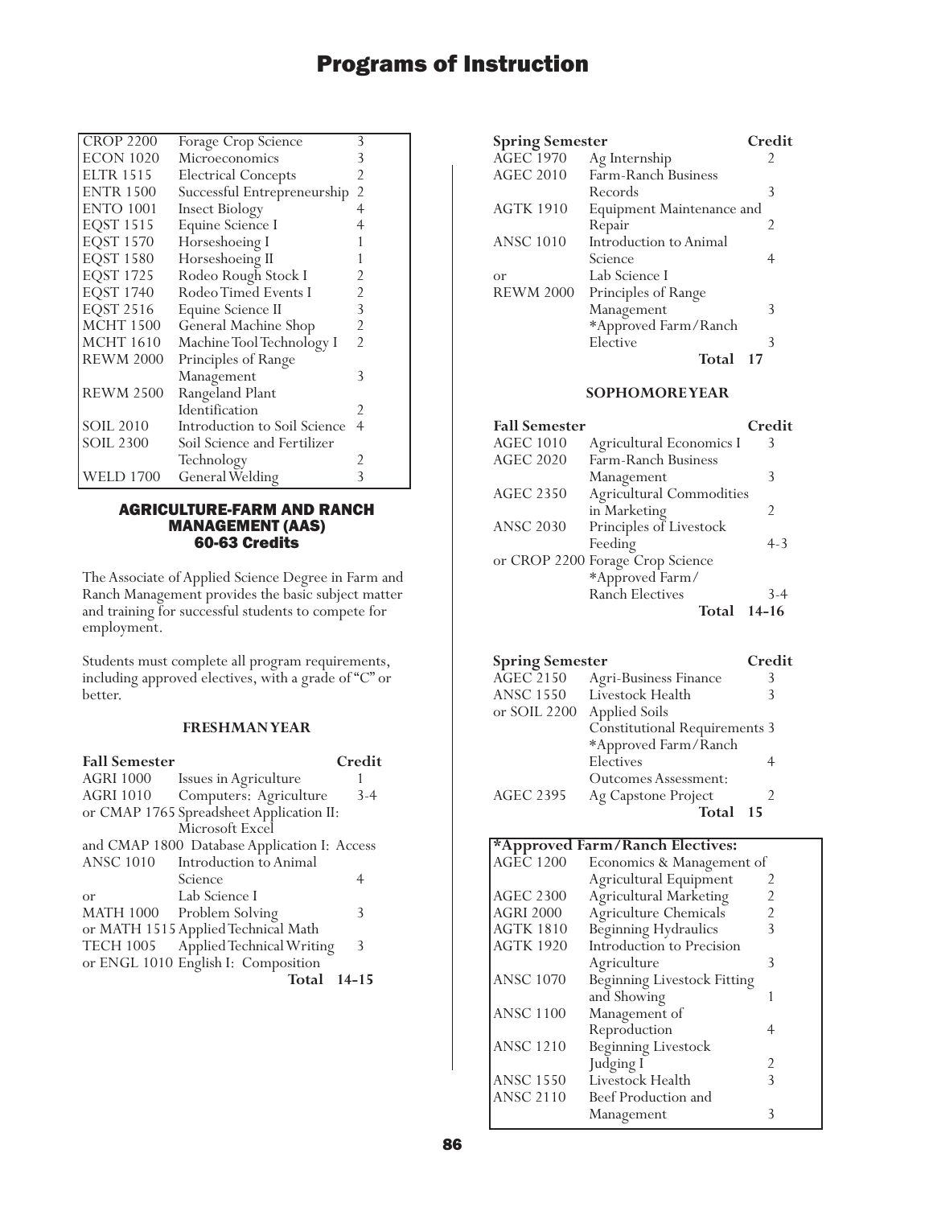| | | |
|---|---|---|
| CROP 2200 | Forage Crop Science | 3 |
| ECON 1020 | Microeconomics | 3 |
| ELTR 1515 | Electrical Concepts | 2 |
| ENTR 1500 | Successful Entrepreneurship | 2 |
| ENTO 1001 | Insect Biology | 4 |
| EQST 1515 | Equine Science I | 4 |
| EQST 1570 | Horseshoeing I | 1 |
| EQST 1580 | Horseshoeing II | 1 |
| EQST 1725 | Rodeo Rough Stock I | 2 |
| EQST 1740 | Rodeo Timed Events I | 2 |
| EQST 2516 | Equine Science II | 3 |
| MCHT 1500 | General Machine Shop | 2 |
| MCHT 1610 | Machine Tool Technology I | 2 |
| REWM 2000 | Principles of Range Management | 3 |
| REWM 2500 | Rangeland Plant Identification | 2 |
| SOIL 2010 | Introduction to Soil Science | 4 |
| SOIL 2300 | Soil Science and Fertilizer Technology | 2 |
| WELD 1700 | General Welding | 3 |

## AGRICULTURE-FARM AND RANCH MANAGEMENT (AAS)
### 60-63 Credits

The Associate of Applied Science Degree in Farm and Ranch Management provides the basic subject matter and training for successful students to compete for employment.

Students must complete all program requirements, including approved electives, with a grade of "C" or better.

#### FRESHMAN YEAR

| Fall Semester | | Credit |
|---|---|---|
| AGRI 1000 | Issues in Agriculture | 1 |
| AGRI 1010 | Computers: Agriculture | 3-4 |
| or CMAP 1765 | Spreadsheet Application II: Microsoft Excel | |
| and CMAP 1800 | Database Application I: Access | |
| ANSC 1010 | Introduction to Animal Science | 4 |
| or | Lab Science I | |
| MATH 1000 | Problem Solving | 3 |
| or MATH 1515 | Applied Technical Math | |
| TECH 1005 | Applied Technical Writing | 3 |
| or ENGL 1010 | English I: Composition | |
| | **Total** | **14-15** |

| Spring Semester | | Credit |
|---|---|---|
| AGEC 1970 | Ag Internship | 2 |
| AGEC 2010 | Farm-Ranch Business Records | 3 |
| AGTK 1910 | Equipment Maintenance and Repair | 2 |
| ANSC 1010 | Introduction to Animal Science | 4 |
| or | Lab Science I | |
| REWM 2000 | Principles of Range Management | 3 |
| | *Approved Farm/Ranch Elective | 3 |
| | **Total** | **17** |

#### SOPHOMORE YEAR

| Fall Semester | | Credit |
|---|---|---|
| AGEC 1010 | Agricultural Economics I | 3 |
| AGEC 2020 | Farm-Ranch Business Management | 3 |
| AGEC 2350 | Agricultural Commodities in Marketing | 2 |
| ANSC 2030 | Principles of Livestock Feeding | 4-3 |
| or CROP 2200 | Forage Crop Science | |
| | *Approved Farm/Ranch Electives | 3-4 |
| | **Total** | **14-16** |

| Spring Semester | | Credit |
|---|---|---|
| AGEC 2150 | Agri-Business Finance | 3 |
| ANSC 1550 | Livestock Health | 3 |
| or SOIL 2200 | Applied Soils | |
| | Constitutional Requirements | 3 |
| | *Approved Farm/Ranch Electives | 4 |
| | Outcomes Assessment: | |
| AGEC 2395 | Ag Capstone Project | 2 |
| | **Total** | **15** |

| *Approved Farm/Ranch Electives: | | |
|---|---|---|
| AGEC 1200 | Economics & Management of Agricultural Equipment | 2 |
| AGEC 2300 | Agricultural Marketing | 2 |
| AGRI 2000 | Agriculture Chemicals | 2 |
| AGTK 1810 | Beginning Hydraulics | 3 |
| AGTK 1920 | Introduction to Precision Agriculture | 3 |
| ANSC 1070 | Beginning Livestock Fitting and Showing | 1 |
| ANSC 1100 | Management of Reproduction | 4 |
| ANSC 1210 | Beginning Livestock Judging I | 2 |
| ANSC 1550 | Livestock Health | 3 |
| ANSC 2110 | Beef Production and Management | 3 |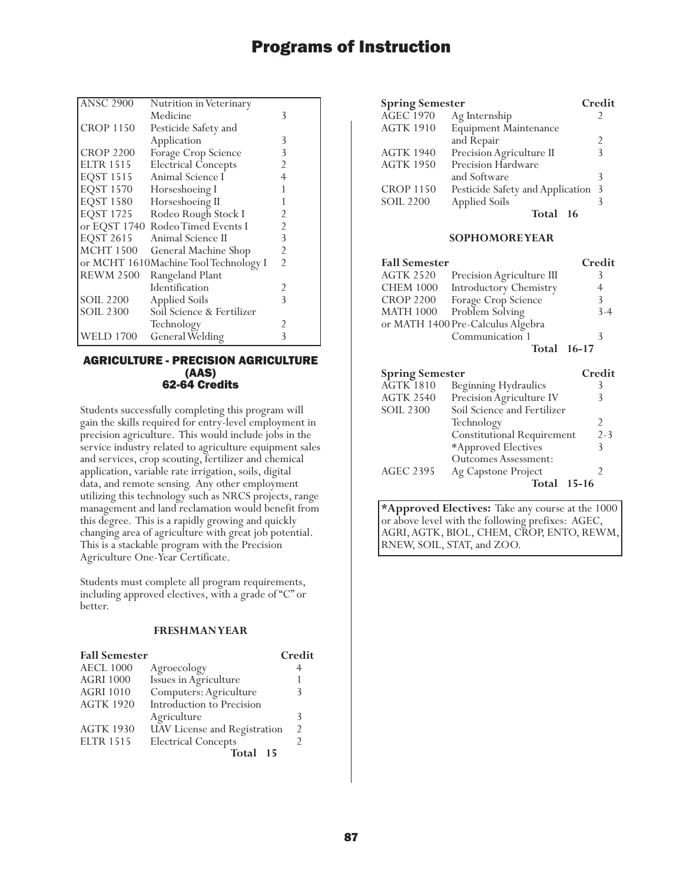| | | |
|---|---|---|
| ANSC 2900 | Nutrition in Veterinary Medicine | 3 |
| CROP 1150 | Pesticide Safety and Application | 3 |
| CROP 2200 | Forage Crop Science | 3 |
| ELTR 1515 | Electrical Concepts | 2 |
| EQST 1515 | Animal Science I | 4 |
| EQST 1570 | Horseshoeing I | 1 |
| EQST 1580 | Horseshoeing II | 1 |
| EQST 1725 | Rodeo Rough Stock I | 2 |
| or EQST 1740 | Rodeo Timed Events I | 2 |
| EQST 2615 | Animal Science II | 3 |
| MCHT 1500 | General Machine Shop | 2 |
| or MCHT 1610 | Machine Tool Technology I | 2 |
| REWM 2500 | Rangeland Plant Identification | 2 |
| SOIL 2200 | Applied Soils | 3 |
| SOIL 2300 | Soil Science & Fertilizer Technology | 2 |
| WELD 1700 | General Welding | 3 |

## AGRICULTURE - PRECISION AGRICULTURE (AAS)
## 62-64 Credits

Students successfully completing this program will gain the skills required for entry-level employment in precision agriculture. This would include jobs in the service industry related to agriculture equipment sales and services, crop scouting, fertilizer and chemical application, variable rate irrigation, soils, digital data, and remote sensing. Any other employment utilizing this technology such as NRCS projects, range management and land reclamation would benefit from this degree. This is a rapidly growing and quickly changing area of agriculture with great job potential. This is a stackable program with the Precision Agriculture One-Year Certificate.

Students must complete all program requirements, including approved electives, with a grade of "C" or better.

### FRESHMAN YEAR

| **Fall Semester** | | **Credit** |
|---|---|---|
| AECL 1000 | Agroecology | 4 |
| AGRI 1000 | Issues in Agriculture | 1 |
| AGRI 1010 | Computers: Agriculture | 3 |
| AGTK 1920 | Introduction to Precision Agriculture | 3 |
| AGTK 1930 | UAV License and Registration | 2 |
| ELTR 1515 | Electrical Concepts | 2 |
| | **Total** | **15** |

| **Spring Semester** | | **Credit** |
|---|---|---|
| AGEC 1970 | Ag Internship | 2 |
| AGTK 1910 | Equipment Maintenance and Repair | 2 |
| AGTK 1940 | Precision Agriculture II | 3 |
| AGTK 1950 | Precision Hardware and Software | 3 |
| CROP 1150 | Pesticide Safety and Application | 3 |
| SOIL 2200 | Applied Soils | 3 |
| | **Total** | **16** |

### SOPHOMORE YEAR

| **Fall Semester** | | **Credit** |
|---|---|---|
| AGTK 2520 | Precision Agriculture III | 3 |
| CHEM 1000 | Introductory Chemistry | 4 |
| CROP 2200 | Forage Crop Science | 3 |
| MATH 1000 | Problem Solving | 3-4 |
| or MATH 1400 | Pre-Calculus Algebra | |
| | Communication 1 | 3 |
| | **Total** | **16-17** |

| **Spring Semester** | | **Credit** |
|---|---|---|
| AGTK 1810 | Beginning Hydraulics | 3 |
| AGTK 2540 | Precision Agriculture IV | 3 |
| SOIL 2300 | Soil Science and Fertilizer Technology | 2 |
| | Constitutional Requirement | 2-3 |
| | *Approved Electives | 3 |
| | Outcomes Assessment: | |
| AGEC 2395 | Ag Capstone Project | 2 |
| | **Total** | **15-16** |

**\*Approved Electives:** Take any course at the 1000 or above level with the following prefixes: AGEC, AGRI, AGTK, BIOL, CHEM, CROP, ENTO, REWM, RNEW, SOIL, STAT, and ZOO.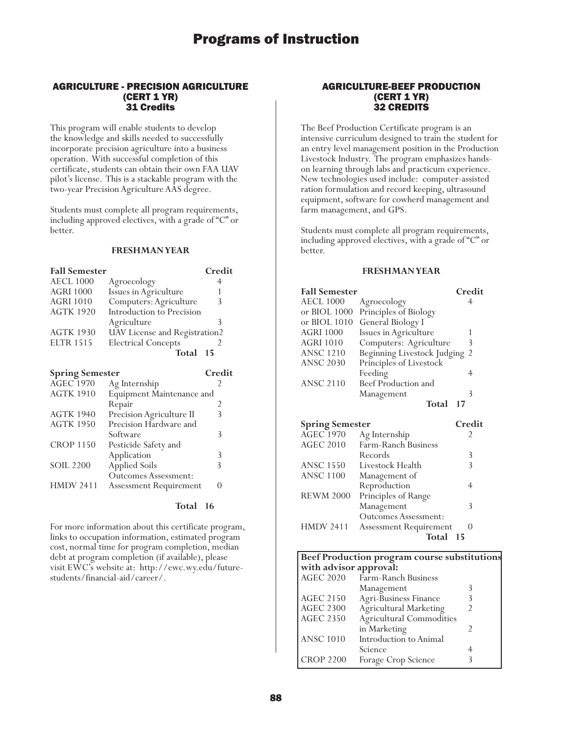## AGRICULTURE - PRECISION AGRICULTURE (CERT 1 YR) 31 Credits

This program will enable students to develop the knowledge and skills needed to successfully incorporate precision agriculture into a business operation. With successful completion of this certificate, students can obtain their own FAA UAV pilot's license. This is a stackable program with the two-year Precision Agriculture AAS degree.

Students must complete all program requirements, including approved electives, with a grade of "C" or better.

**FRESHMAN YEAR**

| Fall Semester | | Credit |
|---|---|---|
| AECL 1000 | Agroecology | 4 |
| AGRI 1000 | Issues in Agriculture | 1 |
| AGRI 1010 | Computers: Agriculture | 3 |
| AGTK 1920 | Introduction to Precision Agriculture | 3 |
| AGTK 1930 | UAV License and Registration | 2 |
| ELTR 1515 | Electrical Concepts | 2 |
| | **Total** | **15** |

| Spring Semester | | Credit |
|---|---|---|
| AGEC 1970 | Ag Internship | 2 |
| AGTK 1910 | Equipment Maintenance and Repair | 2 |
| AGTK 1940 | Precision Agriculture II | 3 |
| AGTK 1950 | Precision Hardware and Software | 3 |
| CROP 1150 | Pesticide Safety and Application | 3 |
| SOIL 2200 | Applied Soils | 3 |
| | Outcomes Assessment: | |
| HMDV 2411 | Assessment Requirement | 0 |
| | **Total** | **16** |

For more information about this certificate program, links to occupation information, estimated program cost, normal time for program completion, median debt at program completion (if available), please visit EWC's website at: http://ewc.wy.edu/future-students/financial-aid/career/.

## AGRICULTURE-BEEF PRODUCTION (CERT 1 YR) 32 CREDITS

The Beef Production Certificate program is an intensive curriculum designed to train the student for an entry level management position in the Production Livestock Industry. The program emphasizes hands-on learning through labs and practicum experience. New technologies used include: computer-assisted ration formulation and record keeping, ultrasound equipment, software for cowherd management and farm management, and GPS.

Students must complete all program requirements, including approved electives, with a grade of "C" or better.

**FRESHMAN YEAR**

| Fall Semester | | Credit |
|---|---|---|
| AECL 1000 | Agroecology | 4 |
| or BIOL 1000 | Principles of Biology | |
| or BIOL 1010 | General Biology I | |
| AGRI 1000 | Issues in Agriculture | 1 |
| AGRI 1010 | Computers: Agriculture | 3 |
| ANSC 1210 | Beginning Livestock Judging | 2 |
| ANSC 2030 | Principles of Livestock Feeding | 4 |
| ANSC 2110 | Beef Production and Management | 3 |
| | **Total** | **17** |

| Spring Semester | | Credit |
|---|---|---|
| AGEC 1970 | Ag Internship | 2 |
| AGEC 2010 | Farm-Ranch Business Records | 3 |
| ANSC 1550 | Livestock Health | 3 |
| ANSC 1100 | Management of Reproduction | 4 |
| REWM 2000 | Principles of Range Management | 3 |
| | Outcomes Assessment: | |
| HMDV 2411 | Assessment Requirement | 0 |
| | **Total** | **15** |

| Beef Production program course substitutions with advisor approval: | | |
|---|---|---|
| AGEC 2020 | Farm-Ranch Business Management | 3 |
| AGEC 2150 | Agri-Business Finance | 3 |
| AGEC 2300 | Agricultural Marketing | 2 |
| AGEC 2350 | Agricultural Commodities in Marketing | 2 |
| ANSC 1010 | Introduction to Animal Science | 4 |
| CROP 2200 | Forage Crop Science | 3 |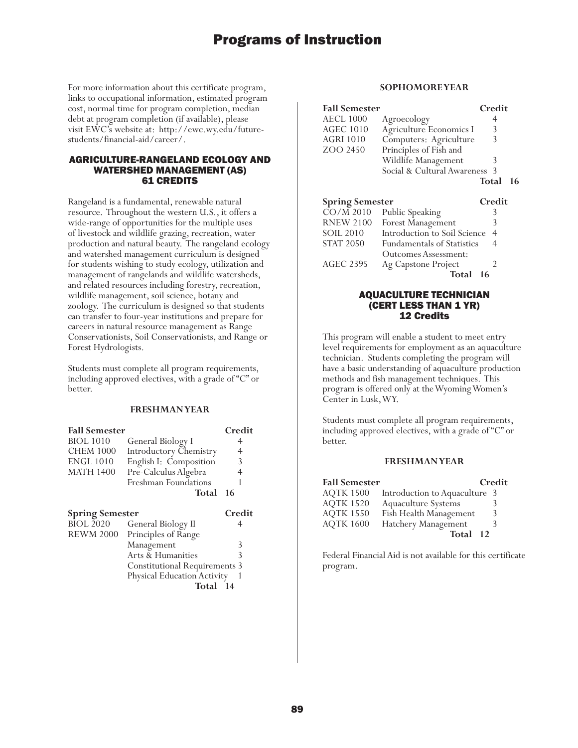For more information about this certificate program, links to occupational information, estimated program cost, normal time for program completion, median debt at program completion (if available), please visit EWC's website at: http://ewc.wy.edu/future-students/financial-aid/career/.

## AGRICULTURE-RANGELAND ECOLOGY AND WATERSHED MANAGEMENT (AS) 61 CREDITS

Rangeland is a fundamental, renewable natural resource. Throughout the western U.S., it offers a wide-range of opportunities for the multiple uses of livestock and wildlife grazing, recreation, water production and natural beauty. The rangeland ecology and watershed management curriculum is designed for students wishing to study ecology, utilization and management of rangelands and wildlife watersheds, and related resources including forestry, recreation, wildlife management, soil science, botany and zoology. The curriculum is designed so that students can transfer to four-year institutions and prepare for careers in natural resource management as Range Conservationists, Soil Conservationists, and Range or Forest Hydrologists.

Students must complete all program requirements, including approved electives, with a grade of "C" or better.

### FRESHMAN YEAR

| Fall Semester | | Credit |
|---|---|---|
| BIOL 1010 | General Biology I | 4 |
| CHEM 1000 | Introductory Chemistry | 4 |
| ENGL 1010 | English I: Composition | 3 |
| MATH 1400 | Pre-Calculus Algebra | 4 |
| | Freshman Foundations | 1 |
| | **Total** | **16** |

| Spring Semester | | Credit |
|---|---|---|
| BIOL 2020 | General Biology II | 4 |
| REWM 2000 | Principles of Range Management | 3 |
| | Arts & Humanities | 3 |
| | Constitutional Requirements | 3 |
| | Physical Education Activity | 1 |
| | **Total** | **14** |

### SOPHOMORE YEAR

| Fall Semester | | Credit |
|---|---|---|
| AECL 1000 | Agroecology | 4 |
| AGEC 1010 | Agriculture Economics I | 3 |
| AGRI 1010 | Computers: Agriculture | 3 |
| ZOO 2450 | Principles of Fish and Wildlife Management | 3 |
| | Social & Cultural Awareness | 3 |
| | **Total** | **16** |

| Spring Semester | | Credit |
|---|---|---|
| CO/M 2010 | Public Speaking | 3 |
| RNEW 2100 | Forest Management | 3 |
| SOIL 2010 | Introduction to Soil Science | 4 |
| STAT 2050 | Fundamentals of Statistics | 4 |
| | Outcomes Assessment: | |
| AGEC 2395 | Ag Capstone Project | 2 |
| | **Total** | **16** |

## AQUACULTURE TECHNICIAN (CERT LESS THAN 1 YR) 12 Credits

This program will enable a student to meet entry level requirements for employment as an aquaculture technician. Students completing the program will have a basic understanding of aquaculture production methods and fish management techniques. This program is offered only at the Wyoming Women's Center in Lusk, WY.

Students must complete all program requirements, including approved electives, with a grade of "C" or better.

### FRESHMAN YEAR

| Fall Semester | | Credit |
|---|---|---|
| AQTK 1500 | Introduction to Aquaculture | 3 |
| AQTK 1520 | Aquaculture Systems | 3 |
| AQTK 1550 | Fish Health Management | 3 |
| AQTK 1600 | Hatchery Management | 3 |
| | **Total** | **12** |

Federal Financial Aid is not available for this certificate program.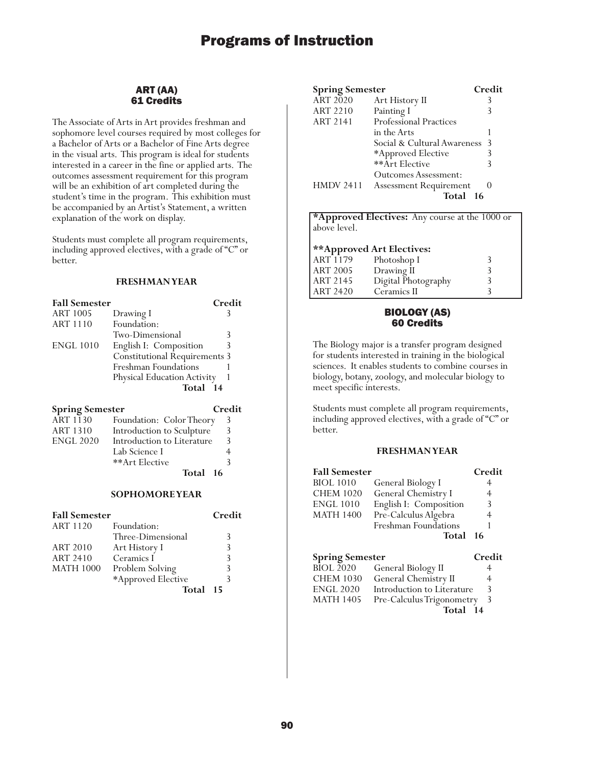## ART (AA)
## 61 Credits

The Associate of Arts in Art provides freshman and sophomore level courses required by most colleges for a Bachelor of Arts or a Bachelor of Fine Arts degree in the visual arts. This program is ideal for students interested in a career in the fine or applied arts. The outcomes assessment requirement for this program will be an exhibition of art completed during the student's time in the program. This exhibition must be accompanied by an Artist's Statement, a written explanation of the work on display.

Students must complete all program requirements, including approved electives, with a grade of "C" or better.

### FRESHMAN YEAR

| Fall Semester | | Credit |
|---|---|---|
| ART 1005 | Drawing I | 3 |
| ART 1110 | Foundation: Two-Dimensional | 3 |
| ENGL 1010 | English I: Composition | 3 |
| | Constitutional Requirements | 3 |
| | Freshman Foundations | 1 |
| | Physical Education Activity | 1 |
| | **Total** | **14** |

| Spring Semester | | Credit |
|---|---|---|
| ART 1130 | Foundation: Color Theory | 3 |
| ART 1310 | Introduction to Sculpture | 3 |
| ENGL 2020 | Introduction to Literature | 3 |
| | Lab Science I | 4 |
| | **Art Elective | 3 |
| | **Total** | **16** |

### SOPHOMORE YEAR

| Fall Semester | | Credit |
|---|---|---|
| ART 1120 | Foundation: Three-Dimensional | 3 |
| ART 2010 | Art History I | 3 |
| ART 2410 | Ceramics I | 3 |
| MATH 1000 | Problem Solving | 3 |
| | *Approved Elective | 3 |
| | **Total** | **15** |

| Spring Semester | | Credit |
|---|---|---|
| ART 2020 | Art History II | 3 |
| ART 2210 | Painting I | 3 |
| ART 2141 | Professional Practices in the Arts | 1 |
| | Social & Cultural Awareness | 3 |
| | *Approved Elective | 3 |
| | **Art Elective | 3 |
| HMDV 2411 | Outcomes Assessment: Assessment Requirement | 0 |
| | **Total** | **16** |

**\*Approved Electives:** Any course at the 1000 or above level.

****Approved Art Electives:**

| | | |
|---|---|---|
| ART 1179 | Photoshop I | 3 |
| ART 2005 | Drawing II | 3 |
| ART 2145 | Digital Photography | 3 |
| ART 2420 | Ceramics II | 3 |

## BIOLOGY (AS)
## 60 Credits

The Biology major is a transfer program designed for students interested in training in the biological sciences. It enables students to combine courses in biology, botany, zoology, and molecular biology to meet specific interests.

Students must complete all program requirements, including approved electives, with a grade of "C" or better.

### FRESHMAN YEAR

| Fall Semester | | Credit |
|---|---|---|
| BIOL 1010 | General Biology I | 4 |
| CHEM 1020 | General Chemistry I | 4 |
| ENGL 1010 | English I: Composition | 3 |
| MATH 1400 | Pre-Calculus Algebra | 4 |
| | Freshman Foundations | 1 |
| | **Total** | **16** |

| Spring Semester | | Credit |
|---|---|---|
| BIOL 2020 | General Biology II | 4 |
| CHEM 1030 | General Chemistry II | 4 |
| ENGL 2020 | Introduction to Literature | 3 |
| MATH 1405 | Pre-Calculus Trigonometry | 3 |
| | **Total** | **14** |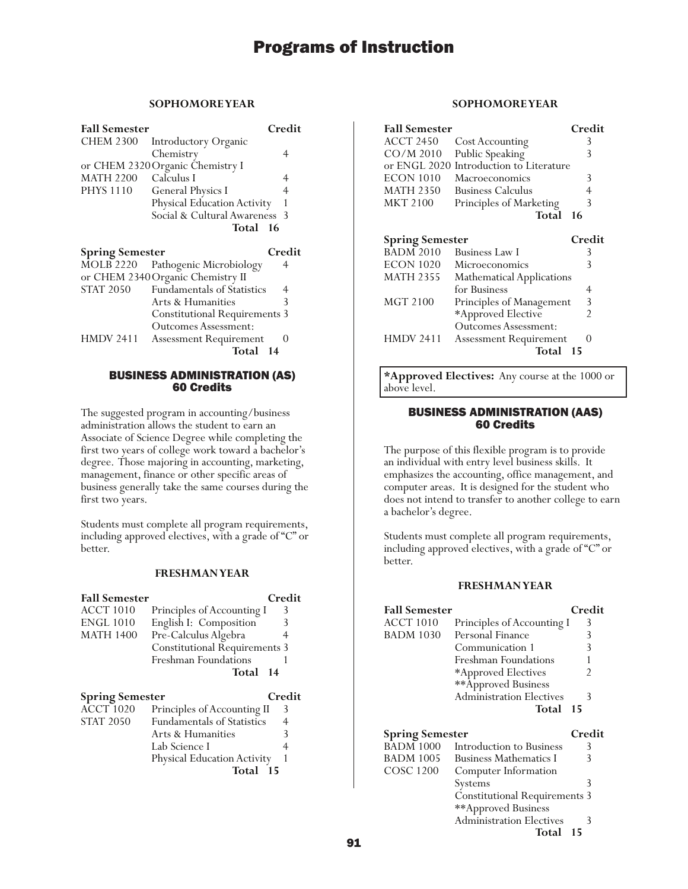# Programs of Instruction

### SOPHOMORE YEAR

| Fall Semester | | Credit |
|---|---|---|
| CHEM 2300 | Introductory Organic Chemistry | 4 |
| or CHEM 2320 | Organic Chemistry I | |
| MATH 2200 | Calculus I | 4 |
| PHYS 1110 | General Physics I | 4 |
| | Physical Education Activity | 1 |
| | Social & Cultural Awareness | 3 |
| | **Total** | **16** |

| Spring Semester | | Credit |
|---|---|---|
| MOLB 2220 | Pathogenic Microbiology | 4 |
| or CHEM 2340 | Organic Chemistry II | |
| STAT 2050 | Fundamentals of Statistics | 4 |
| | Arts & Humanities | 3 |
| | Constitutional Requirements | 3 |
| | Outcomes Assessment: | |
| HMDV 2411 | Assessment Requirement | 0 |
| | **Total** | **14** |

## BUSINESS ADMINISTRATION (AS)
## 60 Credits

The suggested program in accounting/business administration allows the student to earn an Associate of Science Degree while completing the first two years of college work toward a bachelor's degree. Those majoring in accounting, marketing, management, finance or other specific areas of business generally take the same courses during the first two years.

Students must complete all program requirements, including approved electives, with a grade of "C" or better.

### FRESHMAN YEAR

| Fall Semester | | Credit |
|---|---|---|
| ACCT 1010 | Principles of Accounting I | 3 |
| ENGL 1010 | English I: Composition | 3 |
| MATH 1400 | Pre-Calculus Algebra | 4 |
| | Constitutional Requirements | 3 |
| | Freshman Foundations | 1 |
| | **Total** | **14** |

| Spring Semester | | Credit |
|---|---|---|
| ACCT 1020 | Principles of Accounting II | 3 |
| STAT 2050 | Fundamentals of Statistics | 4 |
| | Arts & Humanities | 3 |
| | Lab Science I | 4 |
| | Physical Education Activity | 1 |
| | **Total** | **15** |

### SOPHOMORE YEAR

| Fall Semester | | Credit |
|---|---|---|
| ACCT 2450 | Cost Accounting | 3 |
| CO/M 2010 | Public Speaking | 3 |
| or ENGL 2020 | Introduction to Literature | |
| ECON 1010 | Macroeconomics | 3 |
| MATH 2350 | Business Calculus | 4 |
| MKT 2100 | Principles of Marketing | 3 |
| | **Total** | **16** |

| Spring Semester | | Credit |
|---|---|---|
| BADM 2010 | Business Law I | 3 |
| ECON 1020 | Microeconomics | 3 |
| MATH 2355 | Mathematical Applications for Business | 4 |
| MGT 2100 | Principles of Management | 3 |
| | *Approved Elective | 2 |
| | Outcomes Assessment: | |
| HMDV 2411 | Assessment Requirement | 0 |
| | **Total** | **15** |

**\*Approved Electives:** Any course at the 1000 or above level.

## BUSINESS ADMINISTRATION (AAS)
## 60 Credits

The purpose of this flexible program is to provide an individual with entry level business skills. It emphasizes the accounting, office management, and computer areas. It is designed for the student who does not intend to transfer to another college to earn a bachelor's degree.

Students must complete all program requirements, including approved electives, with a grade of "C" or better.

### FRESHMAN YEAR

| Fall Semester | | Credit |
|---|---|---|
| ACCT 1010 | Principles of Accounting I | 3 |
| BADM 1030 | Personal Finance | 3 |
| | Communication 1 | 3 |
| | Freshman Foundations | 1 |
| | *Approved Electives | 2 |
| | **Approved Business Administration Electives | 3 |
| | **Total** | **15** |

| Spring Semester | | Credit |
|---|---|---|
| BADM 1000 | Introduction to Business | 3 |
| BADM 1005 | Business Mathematics I | 3 |
| COSC 1200 | Computer Information Systems | 3 |
| | Constitutional Requirements | 3 |
| | **Approved Business Administration Electives | 3 |
| | **Total** | **15** |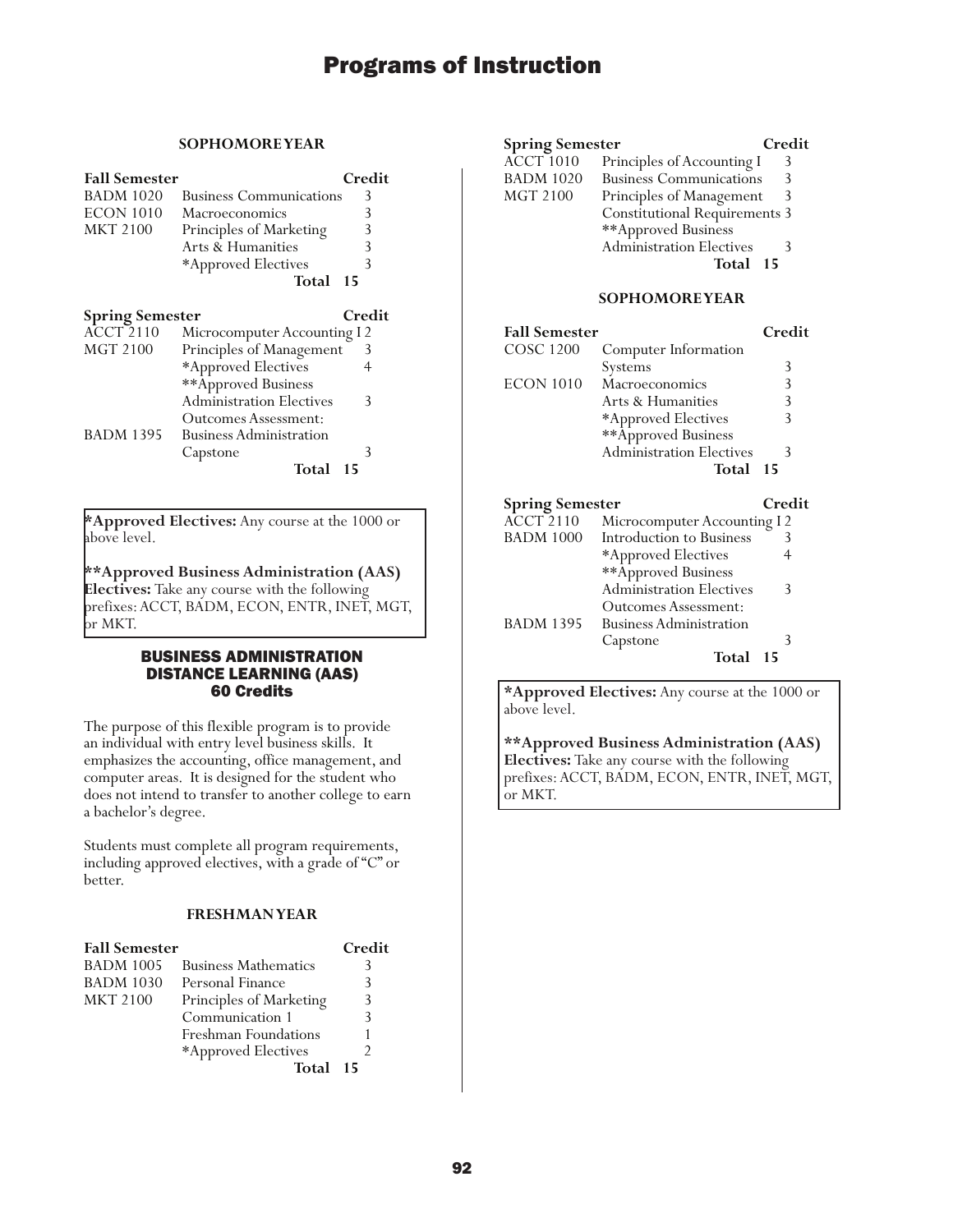### SOPHOMORE YEAR

| Fall Semester | | Credit |
|---|---|---|
| BADM 1020 | Business Communications | 3 |
| ECON 1010 | Macroeconomics | 3 |
| MKT 2100 | Principles of Marketing | 3 |
| | Arts & Humanities | 3 |
| | *Approved Electives | 3 |
| | **Total** | **15** |

| Spring Semester | | Credit |
|---|---|---|
| ACCT 2110 | Microcomputer Accounting I | 2 |
| MGT 2100 | Principles of Management | 3 |
| | *Approved Electives | 4 |
| | **Approved Business Administration Electives | 3 |
| | Outcomes Assessment: | |
| BADM 1395 | Business Administration Capstone | 3 |
| | **Total** | **15** |

**\*Approved Electives:** Any course at the 1000 or above level.

**\*\*Approved Business Administration (AAS) Electives:** Take any course with the following prefixes: ACCT, BADM, ECON, ENTR, INET, MGT, or MKT.

## BUSINESS ADMINISTRATION DISTANCE LEARNING (AAS) 60 Credits

The purpose of this flexible program is to provide an individual with entry level business skills. It emphasizes the accounting, office management, and computer areas. It is designed for the student who does not intend to transfer to another college to earn a bachelor's degree.

Students must complete all program requirements, including approved electives, with a grade of "C" or better.

### FRESHMAN YEAR

| Fall Semester | | Credit |
|---|---|---|
| BADM 1005 | Business Mathematics | 3 |
| BADM 1030 | Personal Finance | 3 |
| MKT 2100 | Principles of Marketing | 3 |
| | Communication 1 | 3 |
| | Freshman Foundations | 1 |
| | *Approved Electives | 2 |
| | **Total** | **15** |

| Spring Semester | | Credit |
|---|---|---|
| ACCT 1010 | Principles of Accounting I | 3 |
| BADM 1020 | Business Communications | 3 |
| MGT 2100 | Principles of Management | 3 |
| | Constitutional Requirements | 3 |
| | **Approved Business Administration Electives | 3 |
| | **Total** | **15** |

### SOPHOMORE YEAR

| Fall Semester | | Credit |
|---|---|---|
| COSC 1200 | Computer Information Systems | 3 |
| ECON 1010 | Macroeconomics | 3 |
| | Arts & Humanities | 3 |
| | *Approved Electives | 3 |
| | **Approved Business Administration Electives | 3 |
| | **Total** | **15** |

| Spring Semester | | Credit |
|---|---|---|
| ACCT 2110 | Microcomputer Accounting I | 2 |
| BADM 1000 | Introduction to Business | 3 |
| | *Approved Electives | 4 |
| | **Approved Business Administration Electives | 3 |
| | Outcomes Assessment: | |
| BADM 1395 | Business Administration Capstone | 3 |
| | **Total** | **15** |

**\*Approved Electives:** Any course at the 1000 or above level.

**\*\*Approved Business Administration (AAS) Electives:** Take any course with the following prefixes: ACCT, BADM, ECON, ENTR, INET, MGT, or MKT.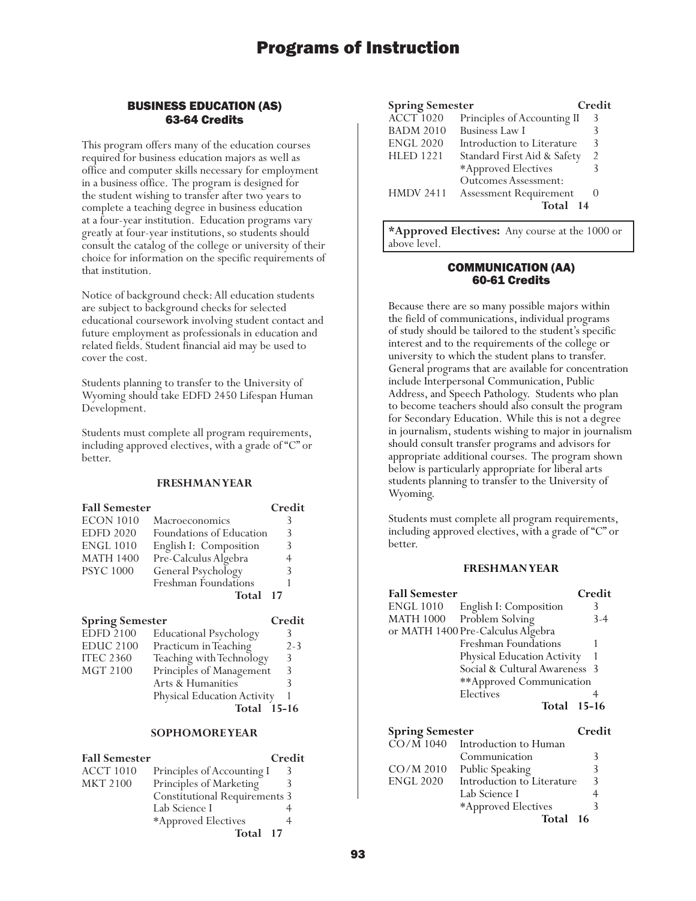# Programs of Instruction

## BUSINESS EDUCATION (AS)
### 63-64 Credits

This program offers many of the education courses required for business education majors as well as office and computer skills necessary for employment in a business office. The program is designed for the student wishing to transfer after two years to complete a teaching degree in business education at a four-year institution. Education programs vary greatly at four-year institutions, so students should consult the catalog of the college or university of their choice for information on the specific requirements of that institution.

Notice of background check: All education students are subject to background checks for selected educational coursework involving student contact and future employment as professionals in education and related fields. Student financial aid may be used to cover the cost.

Students planning to transfer to the University of Wyoming should take EDFD 2450 Lifespan Human Development.

Students must complete all program requirements, including approved electives, with a grade of "C" or better.

#### FRESHMAN YEAR

| Fall Semester | | Credit |
|---|---|---|
| ECON 1010 | Macroeconomics | 3 |
| EDFD 2020 | Foundations of Education | 3 |
| ENGL 1010 | English I: Composition | 3 |
| MATH 1400 | Pre-Calculus Algebra | 4 |
| PSYC 1000 | General Psychology | 3 |
| | Freshman Foundations | 1 |
| | **Total** | **17** |

| Spring Semester | | Credit |
|---|---|---|
| EDFD 2100 | Educational Psychology | 3 |
| EDUC 2100 | Practicum in Teaching | 2-3 |
| ITEC 2360 | Teaching with Technology | 3 |
| MGT 2100 | Principles of Management | 3 |
| | Arts & Humanities | 3 |
| | Physical Education Activity | 1 |
| | **Total** | **15-16** |

#### SOPHOMORE YEAR

| Fall Semester | | Credit |
|---|---|---|
| ACCT 1010 | Principles of Accounting I | 3 |
| MKT 2100 | Principles of Marketing | 3 |
| | Constitutional Requirements | 3 |
| | Lab Science I | 4 |
| | *Approved Electives | 4 |
| | **Total** | **17** |

| Spring Semester | | Credit |
|---|---|---|
| ACCT 1020 | Principles of Accounting II | 3 |
| BADM 2010 | Business Law I | 3 |
| ENGL 2020 | Introduction to Literature | 3 |
| HLED 1221 | Standard First Aid & Safety | 2 |
| | *Approved Electives | 3 |
| | Outcomes Assessment: | |
| HMDV 2411 | Assessment Requirement | 0 |
| | **Total** | **14** |

**\*Approved Electives:** Any course at the 1000 or above level.

## COMMUNICATION (AA)
### 60-61 Credits

Because there are so many possible majors within the field of communications, individual programs of study should be tailored to the student's specific interest and to the requirements of the college or university to which the student plans to transfer. General programs that are available for concentration include Interpersonal Communication, Public Address, and Speech Pathology. Students who plan to become teachers should also consult the program for Secondary Education. While this is not a degree in journalism, students wishing to major in journalism should consult transfer programs and advisors for appropriate additional courses. The program shown below is particularly appropriate for liberal arts students planning to transfer to the University of Wyoming.

Students must complete all program requirements, including approved electives, with a grade of "C" or better.

#### FRESHMAN YEAR

| Fall Semester | | Credit |
|---|---|---|
| ENGL 1010 | English I: Composition | 3 |
| MATH 1000 | Problem Solving | 3-4 |
| or MATH 1400 | Pre-Calculus Algebra | |
| | Freshman Foundations | 1 |
| | Physical Education Activity | 1 |
| | Social & Cultural Awareness | 3 |
| | **Approved Communication Electives | 4 |
| | **Total** | **15-16** |

| Spring Semester | | Credit |
|---|---|---|
| CO/M 1040 | Introduction to Human Communication | 3 |
| CO/M 2010 | Public Speaking | 3 |
| ENGL 2020 | Introduction to Literature | 3 |
| | Lab Science I | 4 |
| | *Approved Electives | 3 |
| | **Total** | **16** |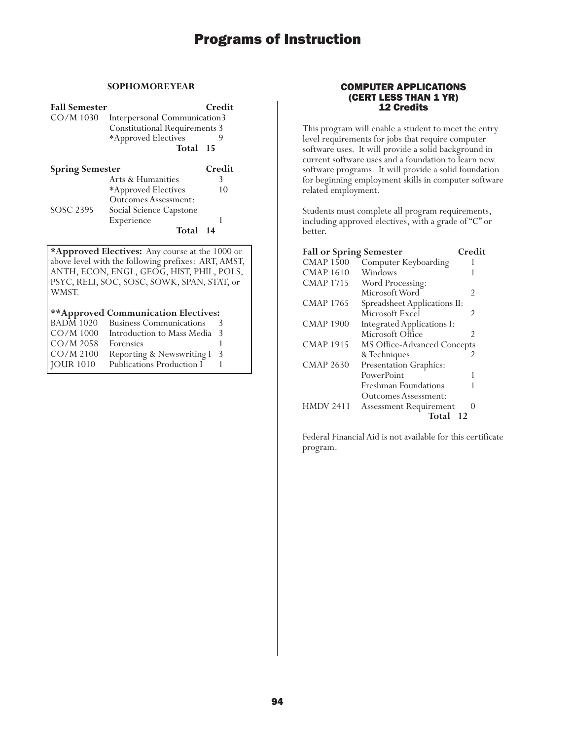#### SOPHOMORE YEAR

| Fall Semester | | Credit |
|---|---|---|
| CO/M 1030 | Interpersonal Communication | 3 |
| | Constitutional Requirements | 3 |
| | *Approved Electives | 9 |
| | **Total** | **15** |

| Spring Semester | | Credit |
|---|---|---|
| | Arts & Humanities | 3 |
| | *Approved Electives | 10 |
| | Outcomes Assessment: | |
| SOSC 2395 | Social Science Capstone Experience | 1 |
| | **Total** | **14** |

**\*Approved Electives:** Any course at the 1000 or above level with the following prefixes: ART, AMST, ANTH, ECON, ENGL, GEOG, HIST, PHIL, POLS, PSYC, RELI, SOC, SOSC, SOWK, SPAN, STAT, or WMST.

**\*\*Approved Communication Electives:**

| | | |
|---|---|---|
| BADM 1020 | Business Communications | 3 |
| CO/M 1000 | Introduction to Mass Media | 3 |
| CO/M 2058 | Forensics | 1 |
| CO/M 2100 | Reporting & Newswriting I | 3 |
| JOUR 1010 | Publications Production I | 1 |

## COMPUTER APPLICATIONS (CERT LESS THAN 1 YR)
### 12 Credits

This program will enable a student to meet the entry level requirements for jobs that require computer software uses. It will provide a solid background in current software uses and a foundation to learn new software programs. It will provide a solid foundation for beginning employment skills in computer software related employment.

Students must complete all program requirements, including approved electives, with a grade of "C" or better.

| Fall or Spring Semester | | Credit |
|---|---|---|
| CMAP 1500 | Computer Keyboarding | 1 |
| CMAP 1610 | Windows | 1 |
| CMAP 1715 | Word Processing: Microsoft Word | 2 |
| CMAP 1765 | Spreadsheet Applications II: Microsoft Excel | 2 |
| CMAP 1900 | Integrated Applications I: Microsoft Office | 2 |
| CMAP 1915 | MS Office-Advanced Concepts & Techniques | 2 |
| CMAP 2630 | Presentation Graphics: PowerPoint | 1 |
| | Freshman Foundations | 1 |
| | Outcomes Assessment: | |
| HMDV 2411 | Assessment Requirement | 0 |
| | **Total** | **12** |

Federal Financial Aid is not available for this certificate program.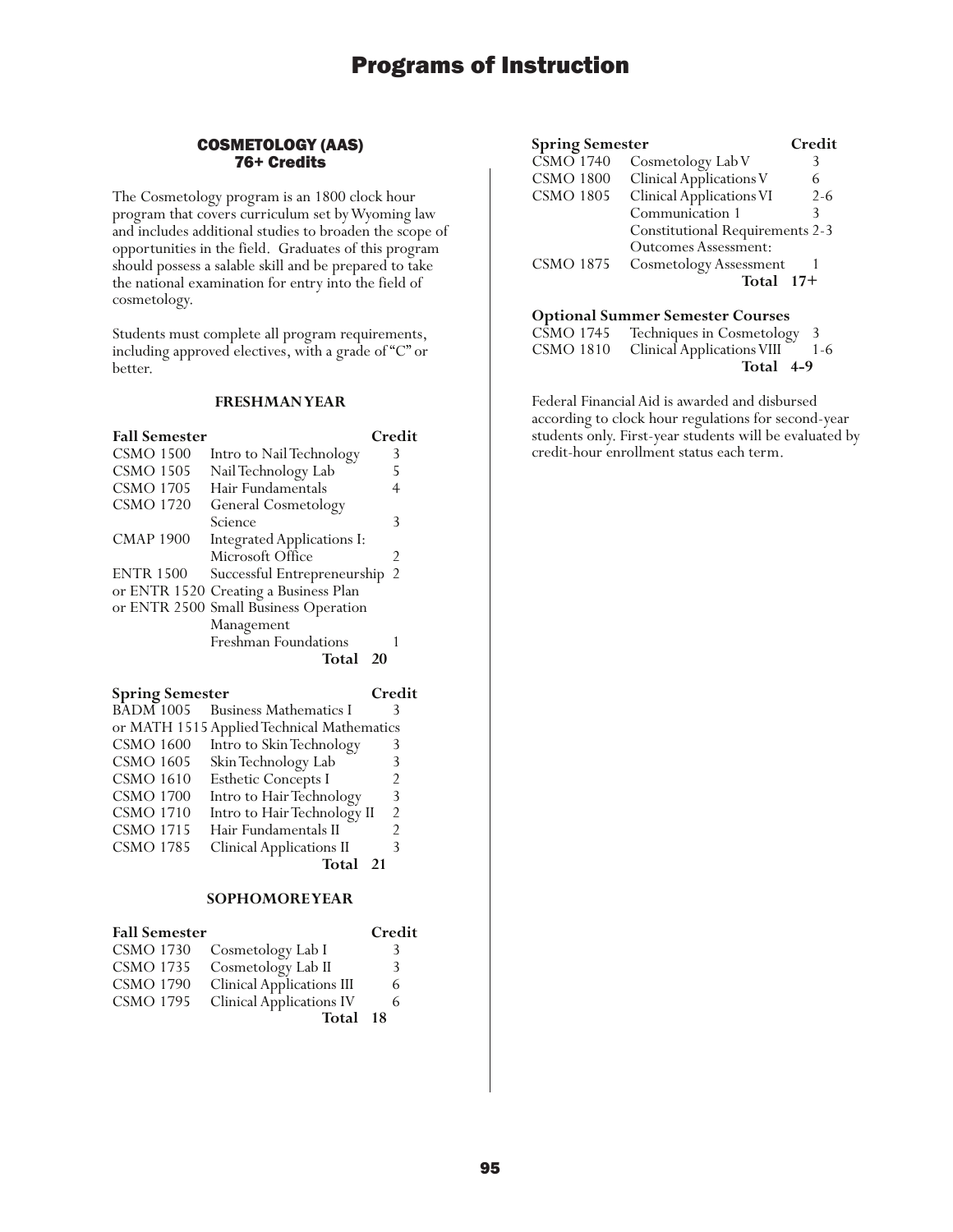## COSMETOLOGY (AAS)
### 76+ Credits

The Cosmetology program is an 1800 clock hour program that covers curriculum set by Wyoming law and includes additional studies to broaden the scope of opportunities in the field. Graduates of this program should possess a salable skill and be prepared to take the national examination for entry into the field of cosmetology.

Students must complete all program requirements, including approved electives, with a grade of "C" or better.

#### FRESHMAN YEAR

| Fall Semester | | Credit |
|---|---|---|
| CSMO 1500 | Intro to Nail Technology | 3 |
| CSMO 1505 | Nail Technology Lab | 5 |
| CSMO 1705 | Hair Fundamentals | 4 |
| CSMO 1720 | General Cosmetology Science | 3 |
| CMAP 1900 | Integrated Applications I: Microsoft Office | 2 |
| ENTR 1500 | Successful Entrepreneurship | 2 |
| or ENTR 1520 | Creating a Business Plan | |
| or ENTR 2500 | Small Business Operation Management | |
| | Freshman Foundations | 1 |
| | **Total** | **20** |

| Spring Semester | | Credit |
|---|---|---|
| BADM 1005 | Business Mathematics I | 3 |
| or MATH 1515 | Applied Technical Mathematics | |
| CSMO 1600 | Intro to Skin Technology | 3 |
| CSMO 1605 | Skin Technology Lab | 3 |
| CSMO 1610 | Esthetic Concepts I | 2 |
| CSMO 1700 | Intro to Hair Technology | 3 |
| CSMO 1710 | Intro to Hair Technology II | 2 |
| CSMO 1715 | Hair Fundamentals II | 2 |
| CSMO 1785 | Clinical Applications II | 3 |
| | **Total** | **21** |

#### SOPHOMORE YEAR

| Fall Semester | | Credit |
|---|---|---|
| CSMO 1730 | Cosmetology Lab I | 3 |
| CSMO 1735 | Cosmetology Lab II | 3 |
| CSMO 1790 | Clinical Applications III | 6 |
| CSMO 1795 | Clinical Applications IV | 6 |
| | **Total** | **18** |

| Spring Semester | | Credit |
|---|---|---|
| CSMO 1740 | Cosmetology Lab V | 3 |
| CSMO 1800 | Clinical Applications V | 6 |
| CSMO 1805 | Clinical Applications VI | 2-6 |
| | Communication 1 | 3 |
| | Constitutional Requirements | 2-3 |
| | Outcomes Assessment: | |
| CSMO 1875 | Cosmetology Assessment | 1 |
| | **Total** | **17+** |

**Optional Summer Semester Courses**

| | | |
|---|---|---|
| CSMO 1745 | Techniques in Cosmetology | 3 |
| CSMO 1810 | Clinical Applications VIII | 1-6 |
| | **Total** | **4-9** |

Federal Financial Aid is awarded and disbursed according to clock hour regulations for second-year students only. First-year students will be evaluated by credit-hour enrollment status each term.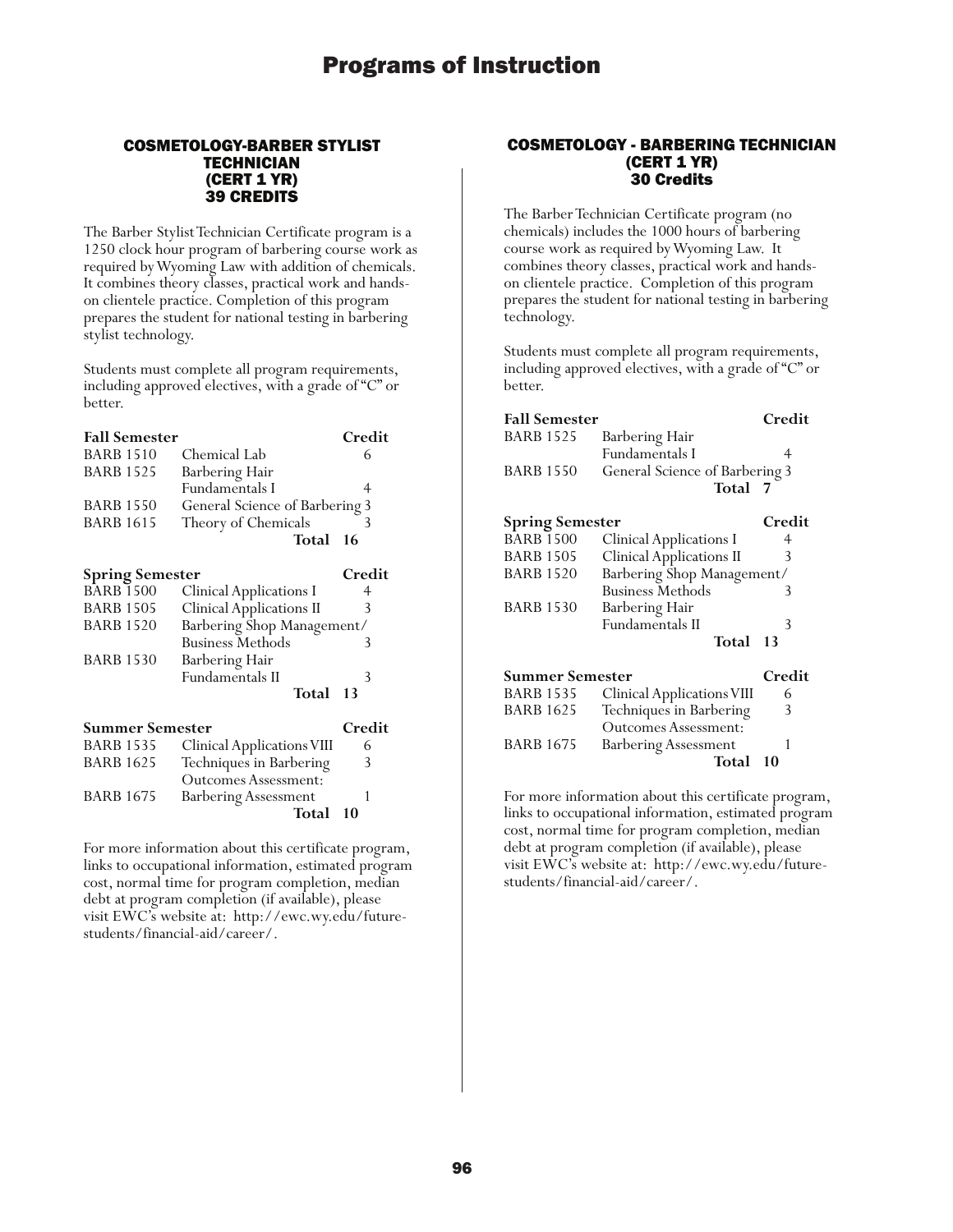## COSMETOLOGY-BARBER STYLIST TECHNICIAN (CERT 1 YR) 39 CREDITS

The Barber Stylist Technician Certificate program is a 1250 clock hour program of barbering course work as required by Wyoming Law with addition of chemicals. It combines theory classes, practical work and hands-on clientele practice. Completion of this program prepares the student for national testing in barbering stylist technology.

Students must complete all program requirements, including approved electives, with a grade of "C" or better.

| Fall Semester | | Credit |
|---|---|---|
| BARB 1510 | Chemical Lab | 6 |
| BARB 1525 | Barbering Hair Fundamentals I | 4 |
| BARB 1550 | General Science of Barbering | 3 |
| BARB 1615 | Theory of Chemicals | 3 |
| | **Total** | **16** |

| Spring Semester | | Credit |
|---|---|---|
| BARB 1500 | Clinical Applications I | 4 |
| BARB 1505 | Clinical Applications II | 3 |
| BARB 1520 | Barbering Shop Management/ Business Methods | 3 |
| BARB 1530 | Barbering Hair Fundamentals II | 3 |
| | **Total** | **13** |

| Summer Semester | | Credit |
|---|---|---|
| BARB 1535 | Clinical Applications VIII | 6 |
| BARB 1625 | Techniques in Barbering | 3 |
| | Outcomes Assessment: | |
| BARB 1675 | Barbering Assessment | 1 |
| | **Total** | **10** |

For more information about this certificate program, links to occupational information, estimated program cost, normal time for program completion, median debt at program completion (if available), please visit EWC's website at: http://ewc.wy.edu/future-students/financial-aid/career/.

## COSMETOLOGY - BARBERING TECHNICIAN (CERT 1 YR) 30 Credits

The Barber Technician Certificate program (no chemicals) includes the 1000 hours of barbering course work as required by Wyoming Law. It combines theory classes, practical work and hands-on clientele practice. Completion of this program prepares the student for national testing in barbering technology.

Students must complete all program requirements, including approved electives, with a grade of "C" or better.

| Fall Semester | | Credit |
|---|---|---|
| BARB 1525 | Barbering Hair Fundamentals I | 4 |
| BARB 1550 | General Science of Barbering | 3 |
| | **Total** | **7** |

| Spring Semester | | Credit |
|---|---|---|
| BARB 1500 | Clinical Applications I | 4 |
| BARB 1505 | Clinical Applications II | 3 |
| BARB 1520 | Barbering Shop Management/ Business Methods | 3 |
| BARB 1530 | Barbering Hair Fundamentals II | 3 |
| | **Total** | **13** |

| Summer Semester | | Credit |
|---|---|---|
| BARB 1535 | Clinical Applications VIII | 6 |
| BARB 1625 | Techniques in Barbering | 3 |
| | Outcomes Assessment: | |
| BARB 1675 | Barbering Assessment | 1 |
| | **Total** | **10** |

For more information about this certificate program, links to occupational information, estimated program cost, normal time for program completion, median debt at program completion (if available), please visit EWC's website at: http://ewc.wy.edu/future-students/financial-aid/career/.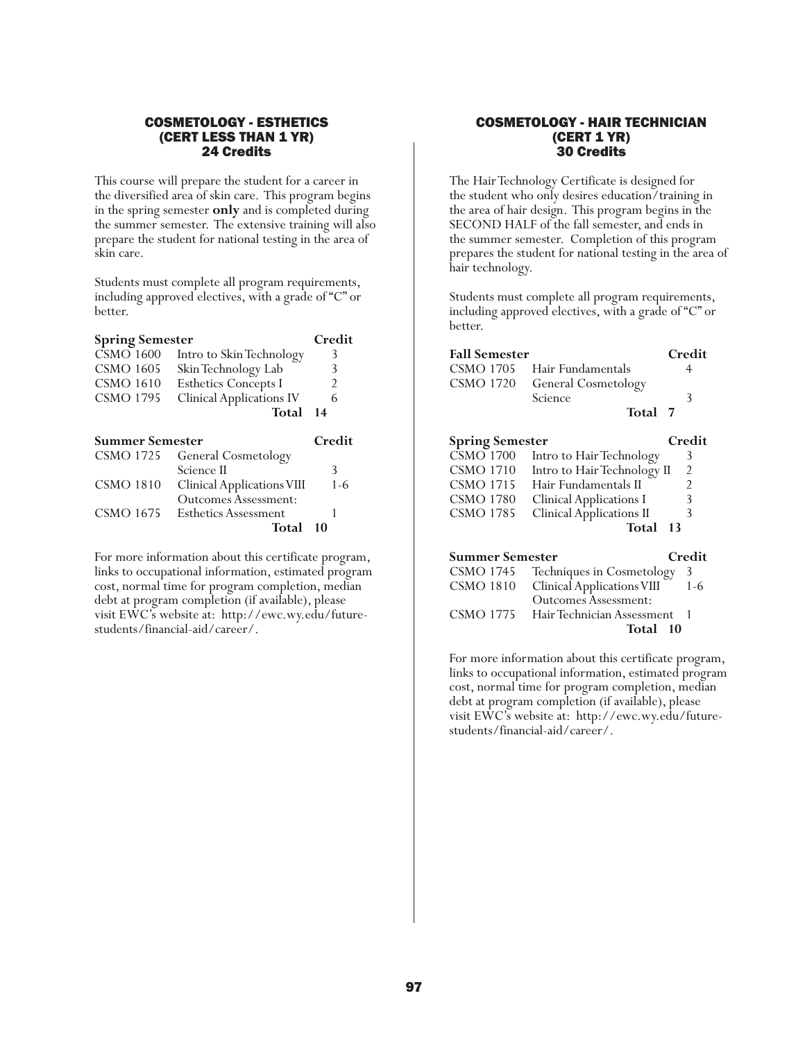## COSMETOLOGY - ESTHETICS (CERT LESS THAN 1 YR)
### 24 Credits

This course will prepare the student for a career in the diversified area of skin care. This program begins in the spring semester **only** and is completed during the summer semester. The extensive training will also prepare the student for national testing in the area of skin care.

Students must complete all program requirements, including approved electives, with a grade of "C" or better.

| **Spring Semester** | | **Credit** |
|---|---|---|
| CSMO 1600 | Intro to Skin Technology | 3 |
| CSMO 1605 | Skin Technology Lab | 3 |
| CSMO 1610 | Esthetics Concepts I | 2 |
| CSMO 1795 | Clinical Applications IV | 6 |
| | **Total** | **14** |

| **Summer Semester** | | **Credit** |
|---|---|---|
| CSMO 1725 | General Cosmetology Science II | 3 |
| CSMO 1810 | Clinical Applications VIII | 1-6 |
| | Outcomes Assessment: | |
| CSMO 1675 | Esthetics Assessment | 1 |
| | **Total** | **10** |

For more information about this certificate program, links to occupational information, estimated program cost, normal time for program completion, median debt at program completion (if available), please visit EWC's website at: http://ewc.wy.edu/future-students/financial-aid/career/.

## COSMETOLOGY - HAIR TECHNICIAN (CERT 1 YR)
### 30 Credits

The Hair Technology Certificate is designed for the student who only desires education/training in the area of hair design. This program begins in the SECOND HALF of the fall semester, and ends in the summer semester. Completion of this program prepares the student for national testing in the area of hair technology.

Students must complete all program requirements, including approved electives, with a grade of "C" or better.

| **Fall Semester** | | **Credit** |
|---|---|---|
| CSMO 1705 | Hair Fundamentals | 4 |
| CSMO 1720 | General Cosmetology Science | 3 |
| | **Total** | **7** |

| **Spring Semester** | | **Credit** |
|---|---|---|
| CSMO 1700 | Intro to Hair Technology | 3 |
| CSMO 1710 | Intro to Hair Technology II | 2 |
| CSMO 1715 | Hair Fundamentals II | 2 |
| CSMO 1780 | Clinical Applications I | 3 |
| CSMO 1785 | Clinical Applications II | 3 |
| | **Total** | **13** |

| **Summer Semester** | | **Credit** |
|---|---|---|
| CSMO 1745 | Techniques in Cosmetology | 3 |
| CSMO 1810 | Clinical Applications VIII | 1-6 |
| | Outcomes Assessment: | |
| CSMO 1775 | Hair Technician Assessment | 1 |
| | **Total** | **10** |

For more information about this certificate program, links to occupational information, estimated program cost, normal time for program completion, median debt at program completion (if available), please visit EWC's website at: http://ewc.wy.edu/future-students/financial-aid/career/.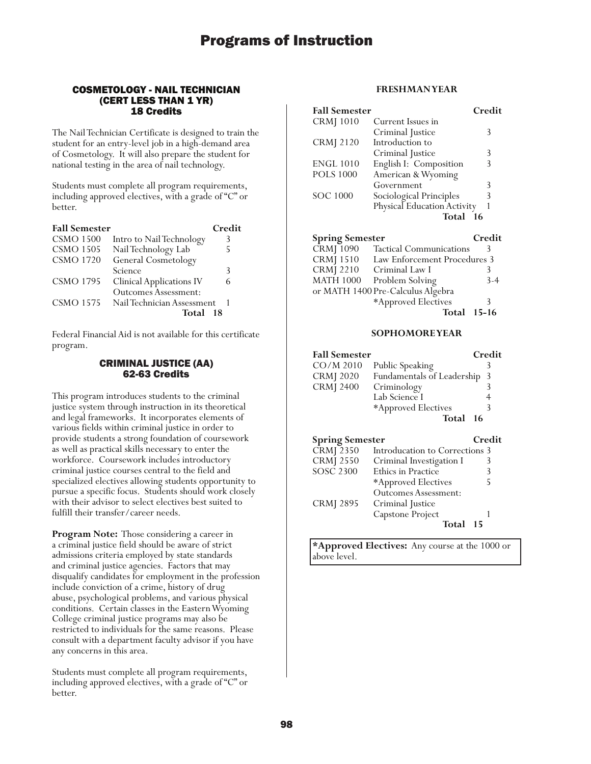# Programs of Instruction

## COSMETOLOGY - NAIL TECHNICIAN (CERT LESS THAN 1 YR)
### 18 Credits

The Nail Technician Certificate is designed to train the student for an entry-level job in a high-demand area of Cosmetology. It will also prepare the student for national testing in the area of nail technology.

Students must complete all program requirements, including approved electives, with a grade of "C" or better.

| Fall Semester | | Credit |
|---|---|---|
| CSMO 1500 | Intro to Nail Technology | 3 |
| CSMO 1505 | Nail Technology Lab | 5 |
| CSMO 1720 | General Cosmetology Science | 3 |
| CSMO 1795 | Clinical Applications IV | 6 |
| | Outcomes Assessment: | |
| CSMO 1575 | Nail Technician Assessment | 1 |
| | **Total** | **18** |

Federal Financial Aid is not available for this certificate program.

## CRIMINAL JUSTICE (AA)
### 62-63 Credits

This program introduces students to the criminal justice system through instruction in its theoretical and legal frameworks. It incorporates elements of various fields within criminal justice in order to provide students a strong foundation of coursework as well as practical skills necessary to enter the workforce. Coursework includes introductory criminal justice courses central to the field and specialized electives allowing students opportunity to pursue a specific focus. Students should work closely with their advisor to select electives best suited to fulfill their transfer/career needs.

**Program Note:** Those considering a career in a criminal justice field should be aware of strict admissions criteria employed by state standards and criminal justice agencies. Factors that may disqualify candidates for employment in the profession include conviction of a crime, history of drug abuse, psychological problems, and various physical conditions. Certain classes in the Eastern Wyoming College criminal justice programs may also be restricted to individuals for the same reasons. Please consult with a department faculty advisor if you have any concerns in this area.

Students must complete all program requirements, including approved electives, with a grade of "C" or better.

#### FRESHMAN YEAR

| Fall Semester | | Credit |
|---|---|---|
| CRMJ 1010 | Current Issues in Criminal Justice | 3 |
| CRMJ 2120 | Introduction to Criminal Justice | 3 |
| ENGL 1010 | English I: Composition | 3 |
| POLS 1000 | American & Wyoming Government | 3 |
| SOC 1000 | Sociological Principles | 3 |
| | Physical Education Activity | 1 |
| | **Total** | **16** |

| Spring Semester | | Credit |
|---|---|---|
| CRMJ 1090 | Tactical Communications | 3 |
| CRMJ 1510 | Law Enforcement Procedures | 3 |
| CRMJ 2210 | Criminal Law I | 3 |
| MATH 1000 | Problem Solving | 3-4 |
| or MATH 1400 | Pre-Calculus Algebra | |
| | *Approved Electives | 3 |
| | **Total** | **15-16** |

#### SOPHOMORE YEAR

| Fall Semester | | Credit |
|---|---|---|
| CO/M 2010 | Public Speaking | 3 |
| CRMJ 2020 | Fundamentals of Leadership | 3 |
| CRMJ 2400 | Criminology | 3 |
| | Lab Science I | 4 |
| | *Approved Electives | 3 |
| | **Total** | **16** |

| Spring Semester | | Credit |
|---|---|---|
| CRMJ 2350 | Introducation to Corrections | 3 |
| CRMJ 2550 | Criminal Investigation I | 3 |
| SOSC 2300 | Ethics in Practice | 3 |
| | *Approved Electives | 5 |
| | Outcomes Assessment: | |
| CRMJ 2895 | Criminal Justice Capstone Project | 1 |
| | **Total** | **15** |

**\*Approved Electives:** Any course at the 1000 or above level.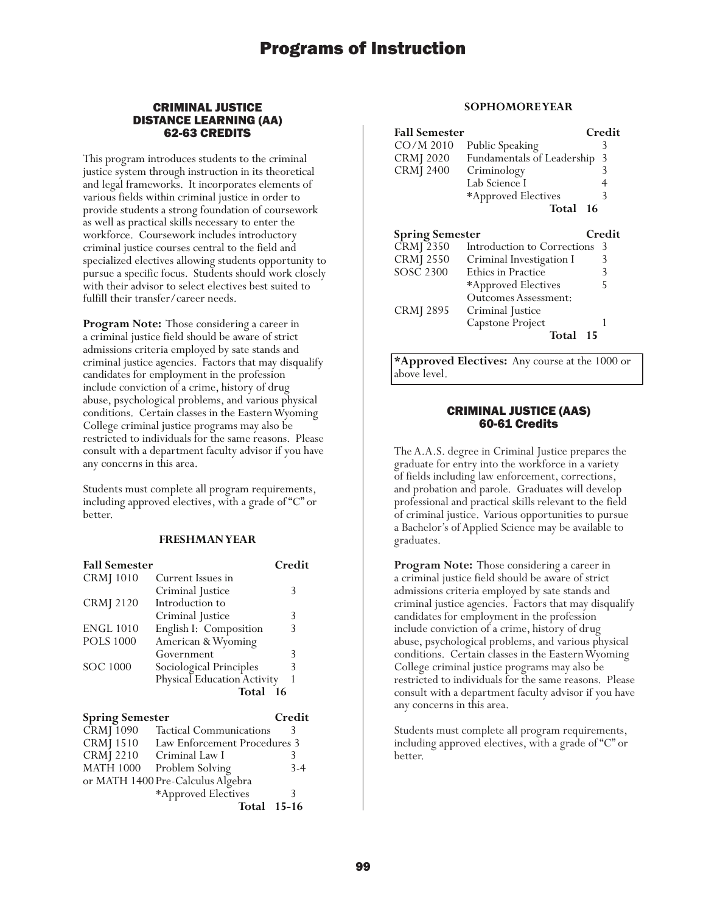## CRIMINAL JUSTICE DISTANCE LEARNING (AA) 62-63 CREDITS

This program introduces students to the criminal justice system through instruction in its theoretical and legal frameworks. It incorporates elements of various fields within criminal justice in order to provide students a strong foundation of coursework as well as practical skills necessary to enter the workforce. Coursework includes introductory criminal justice courses central to the field and specialized electives allowing students opportunity to pursue a specific focus. Students should work closely with their advisor to select electives best suited to fulfill their transfer/career needs.

**Program Note:** Those considering a career in a criminal justice field should be aware of strict admissions criteria employed by sate stands and criminal justice agencies. Factors that may disqualify candidates for employment in the profession include conviction of a crime, history of drug abuse, psychological problems, and various physical conditions. Certain classes in the Eastern Wyoming College criminal justice programs may also be restricted to individuals for the same reasons. Please consult with a department faculty advisor if you have any concerns in this area.

Students must complete all program requirements, including approved electives, with a grade of "C" or better.

### FRESHMAN YEAR

| Fall Semester | | Credit |
|---|---|---|
| CRMJ 1010 | Current Issues in Criminal Justice | 3 |
| CRMJ 2120 | Introduction to Criminal Justice | 3 |
| ENGL 1010 | English I: Composition | 3 |
| POLS 1000 | American & Wyoming Government | 3 |
| SOC 1000 | Sociological Principles | 3 |
| | Physical Education Activity | 1 |
| | **Total** | **16** |

| Spring Semester | | Credit |
|---|---|---|
| CRMJ 1090 | Tactical Communications | 3 |
| CRMJ 1510 | Law Enforcement Procedures | 3 |
| CRMJ 2210 | Criminal Law I | 3 |
| MATH 1000 | Problem Solving | 3-4 |
| or MATH 1400 | Pre-Calculus Algebra | |
| | *Approved Electives | 3 |
| | **Total** | **15-16** |

### SOPHOMORE YEAR

| Fall Semester | | Credit |
|---|---|---|
| CO/M 2010 | Public Speaking | 3 |
| CRMJ 2020 | Fundamentals of Leadership | 3 |
| CRMJ 2400 | Criminology | 3 |
| | Lab Science I | 4 |
| | *Approved Electives | 3 |
| | **Total** | **16** |

| Spring Semester | | Credit |
|---|---|---|
| CRMJ 2350 | Introduction to Corrections | 3 |
| CRMJ 2550 | Criminal Investigation I | 3 |
| SOSC 2300 | Ethics in Practice | 3 |
| | *Approved Electives | 5 |
| | Outcomes Assessment: | |
| CRMJ 2895 | Criminal Justice Capstone Project | 1 |
| | **Total** | **15** |

**\*Approved Electives:** Any course at the 1000 or above level.

## CRIMINAL JUSTICE (AAS) 60-61 Credits

The A.A.S. degree in Criminal Justice prepares the graduate for entry into the workforce in a variety of fields including law enforcement, corrections, and probation and parole. Graduates will develop professional and practical skills relevant to the field of criminal justice. Various opportunities to pursue a Bachelor's of Applied Science may be available to graduates.

**Program Note:** Those considering a career in a criminal justice field should be aware of strict admissions criteria employed by sate stands and criminal justice agencies. Factors that may disqualify candidates for employment in the profession include conviction of a crime, history of drug abuse, psychological problems, and various physical conditions. Certain classes in the Eastern Wyoming College criminal justice programs may also be restricted to individuals for the same reasons. Please consult with a department faculty advisor if you have any concerns in this area.

Students must complete all program requirements, including approved electives, with a grade of "C" or better.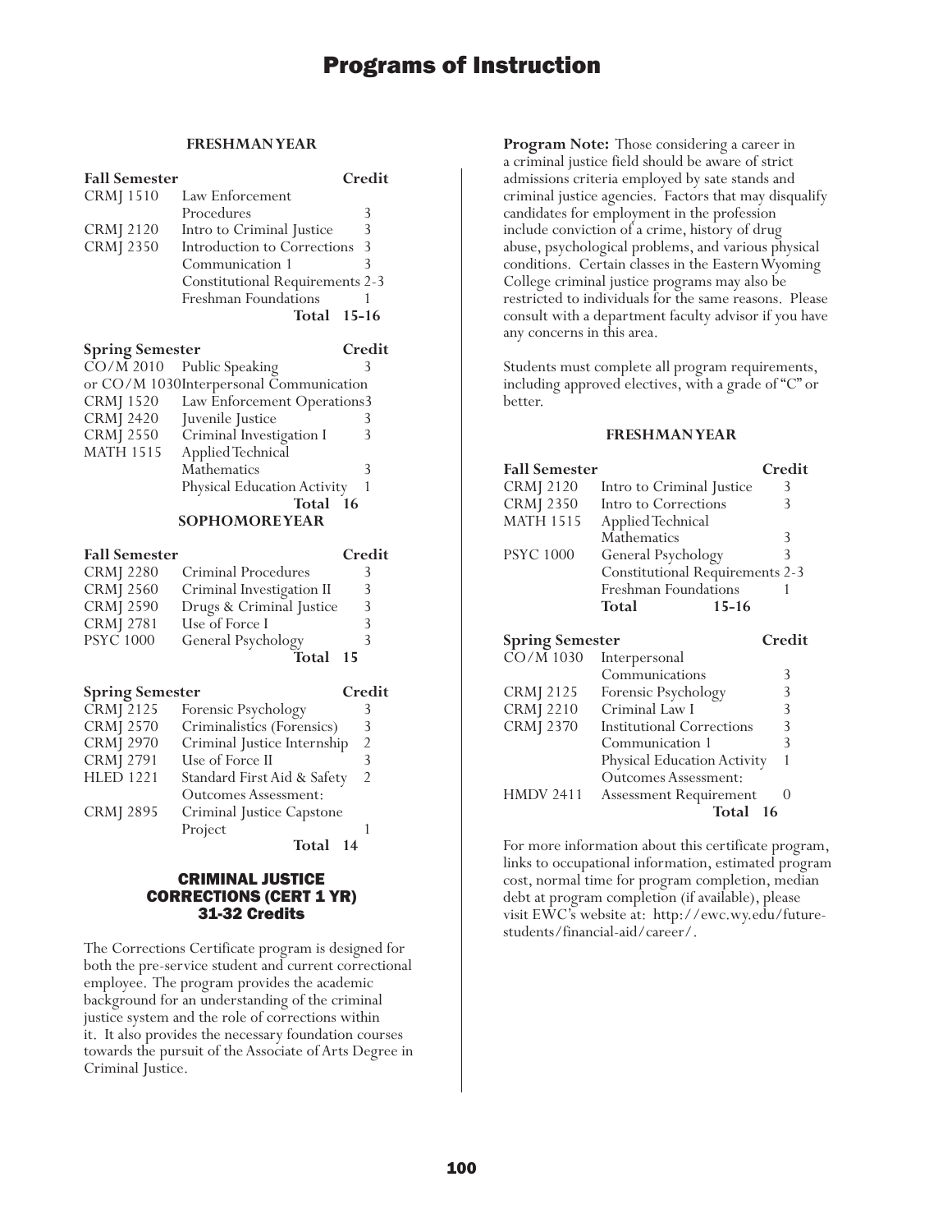# Programs of Instruction

**FRESHMAN YEAR**

| Fall Semester | | Credit |
|---|---|---|
| CRMJ 1510 | Law Enforcement Procedures | 3 |
| CRMJ 2120 | Intro to Criminal Justice | 3 |
| CRMJ 2350 | Introduction to Corrections | 3 |
| | Communication 1 | 3 |
| | Constitutional Requirements | 2-3 |
| | Freshman Foundations | 1 |
| | **Total** | **15-16** |

| Spring Semester | | Credit |
|---|---|---|
| CO/M 2010 | Public Speaking | 3 |
| or CO/M 1030 | Interpersonal Communication | |
| CRMJ 1520 | Law Enforcement Operations | 3 |
| CRMJ 2420 | Juvenile Justice | 3 |
| CRMJ 2550 | Criminal Investigation I | 3 |
| MATH 1515 | Applied Technical Mathematics | 3 |
| | Physical Education Activity | 1 |
| | **Total** | **16** |

**SOPHOMORE YEAR**

| Fall Semester | | Credit |
|---|---|---|
| CRMJ 2280 | Criminal Procedures | 3 |
| CRMJ 2560 | Criminal Investigation II | 3 |
| CRMJ 2590 | Drugs & Criminal Justice | 3 |
| CRMJ 2781 | Use of Force I | 3 |
| PSYC 1000 | General Psychology | 3 |
| | **Total** | **15** |

| Spring Semester | | Credit |
|---|---|---|
| CRMJ 2125 | Forensic Psychology | 3 |
| CRMJ 2570 | Criminalistics (Forensics) | 3 |
| CRMJ 2970 | Criminal Justice Internship | 2 |
| CRMJ 2791 | Use of Force II | 3 |
| HLED 1221 | Standard First Aid & Safety | 2 |
| | Outcomes Assessment: | |
| CRMJ 2895 | Criminal Justice Capstone Project | 1 |
| | **Total** | **14** |

## CRIMINAL JUSTICE CORRECTIONS (CERT 1 YR) 31-32 Credits

The Corrections Certificate program is designed for both the pre-service student and current correctional employee. The program provides the academic background for an understanding of the criminal justice system and the role of corrections within it. It also provides the necessary foundation courses towards the pursuit of the Associate of Arts Degree in Criminal Justice.

**Program Note:** Those considering a career in a criminal justice field should be aware of strict admissions criteria employed by sate stands and criminal justice agencies. Factors that may disqualify candidates for employment in the profession include conviction of a crime, history of drug abuse, psychological problems, and various physical conditions. Certain classes in the Eastern Wyoming College criminal justice programs may also be restricted to individuals for the same reasons. Please consult with a department faculty advisor if you have any concerns in this area.

Students must complete all program requirements, including approved electives, with a grade of "C" or better.

**FRESHMAN YEAR**

| Fall Semester | | Credit |
|---|---|---|
| CRMJ 2120 | Intro to Criminal Justice | 3 |
| CRMJ 2350 | Intro to Corrections | 3 |
| MATH 1515 | Applied Technical Mathematics | 3 |
| PSYC 1000 | General Psychology | 3 |
| | Constitutional Requirements | 2-3 |
| | Freshman Foundations | 1 |
| | **Total** | **15-16** |

| Spring Semester | | Credit |
|---|---|---|
| CO/M 1030 | Interpersonal Communications | 3 |
| CRMJ 2125 | Forensic Psychology | 3 |
| CRMJ 2210 | Criminal Law I | 3 |
| CRMJ 2370 | Institutional Corrections | 3 |
| | Communication 1 | 3 |
| | Physical Education Activity | 1 |
| | Outcomes Assessment: | |
| HMDV 2411 | Assessment Requirement | 0 |
| | **Total** | **16** |

For more information about this certificate program, links to occupational information, estimated program cost, normal time for program completion, median debt at program completion (if available), please visit EWC's website at: http://ewc.wy.edu/future-students/financial-aid/career/.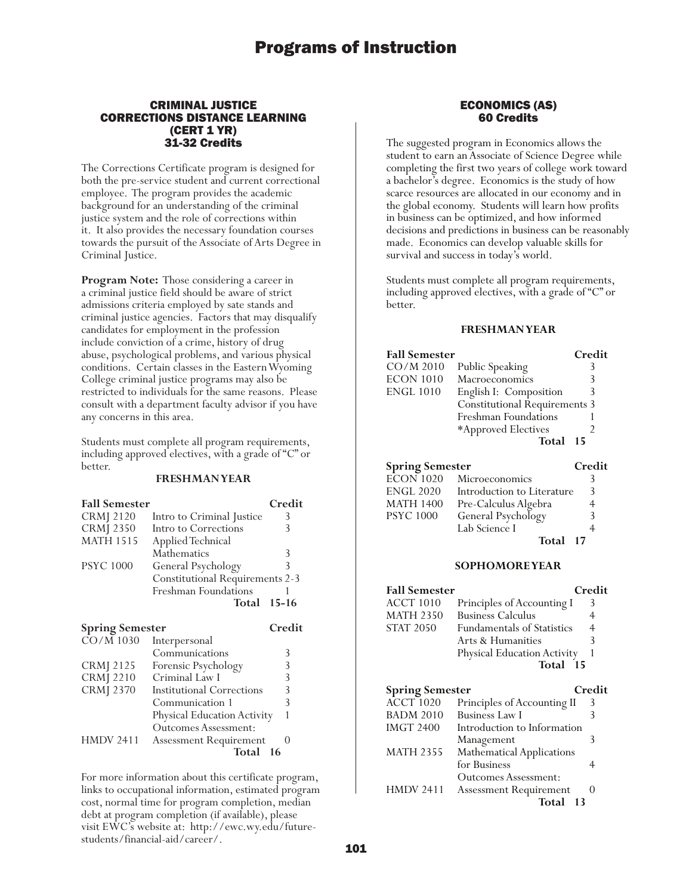# Programs of Instruction

## CRIMINAL JUSTICE CORRECTIONS DISTANCE LEARNING (CERT 1 YR) 31-32 Credits

The Corrections Certificate program is designed for both the pre-service student and current correctional employee. The program provides the academic background for an understanding of the criminal justice system and the role of corrections within it. It also provides the necessary foundation courses towards the pursuit of the Associate of Arts Degree in Criminal Justice.

**Program Note:** Those considering a career in a criminal justice field should be aware of strict admissions criteria employed by sate stands and criminal justice agencies. Factors that may disqualify candidates for employment in the profession include conviction of a crime, history of drug abuse, psychological problems, and various physical conditions. Certain classes in the Eastern Wyoming College criminal justice programs may also be restricted to individuals for the same reasons. Please consult with a department faculty advisor if you have any concerns in this area.

Students must complete all program requirements, including approved electives, with a grade of "C" or better.

### FRESHMAN YEAR

| Fall Semester | | Credit |
|---|---|---|
| CRMJ 2120 | Intro to Criminal Justice | 3 |
| CRMJ 2350 | Intro to Corrections | 3 |
| MATH 1515 | Applied Technical Mathematics | 3 |
| PSYC 1000 | General Psychology | 3 |
| | Constitutional Requirements | 2-3 |
| | Freshman Foundations | 1 |
| | **Total** | **15-16** |

| Spring Semester | | Credit |
|---|---|---|
| CO/M 1030 | Interpersonal Communications | 3 |
| CRMJ 2125 | Forensic Psychology | 3 |
| CRMJ 2210 | Criminal Law I | 3 |
| CRMJ 2370 | Institutional Corrections | 3 |
| | Communication 1 | 3 |
| | Physical Education Activity | 1 |
| HMDV 2411 | Outcomes Assessment: Assessment Requirement | 0 |
| | **Total** | **16** |

For more information about this certificate program, links to occupational information, estimated program cost, normal time for program completion, median debt at program completion (if available), please visit EWC's website at: http://ewc.wy.edu/future-students/financial-aid/career/.

## ECONOMICS (AS) 60 Credits

The suggested program in Economics allows the student to earn an Associate of Science Degree while completing the first two years of college work toward a bachelor's degree. Economics is the study of how scarce resources are allocated in our economy and in the global economy. Students will learn how profits in business can be optimized, and how informed decisions and predictions in business can be reasonably made. Economics can develop valuable skills for survival and success in today's world.

Students must complete all program requirements, including approved electives, with a grade of "C" or better.

### FRESHMAN YEAR

| Fall Semester | | Credit |
|---|---|---|
| CO/M 2010 | Public Speaking | 3 |
| ECON 1010 | Macroeconomics | 3 |
| ENGL 1010 | English I: Composition | 3 |
| | Constitutional Requirements | 3 |
| | Freshman Foundations | 1 |
| | *Approved Electives | 2 |
| | **Total** | **15** |

| Spring Semester | | Credit |
|---|---|---|
| ECON 1020 | Microeconomics | 3 |
| ENGL 2020 | Introduction to Literature | 3 |
| MATH 1400 | Pre-Calculus Algebra | 4 |
| PSYC 1000 | General Psychology | 3 |
| | Lab Science I | 4 |
| | **Total** | **17** |

### SOPHOMORE YEAR

| Fall Semester | | Credit |
|---|---|---|
| ACCT 1010 | Principles of Accounting I | 3 |
| MATH 2350 | Business Calculus | 4 |
| STAT 2050 | Fundamentals of Statistics | 4 |
| | Arts & Humanities | 3 |
| | Physical Education Activity | 1 |
| | **Total** | **15** |

| Spring Semester | | Credit |
|---|---|---|
| ACCT 1020 | Principles of Accounting II | 3 |
| BADM 2010 | Business Law I | 3 |
| IMGT 2400 | Introduction to Information Management | 3 |
| MATH 2355 | Mathematical Applications for Business | 4 |
| HMDV 2411 | Outcomes Assessment: Assessment Requirement | 0 |
| | **Total** | **13** |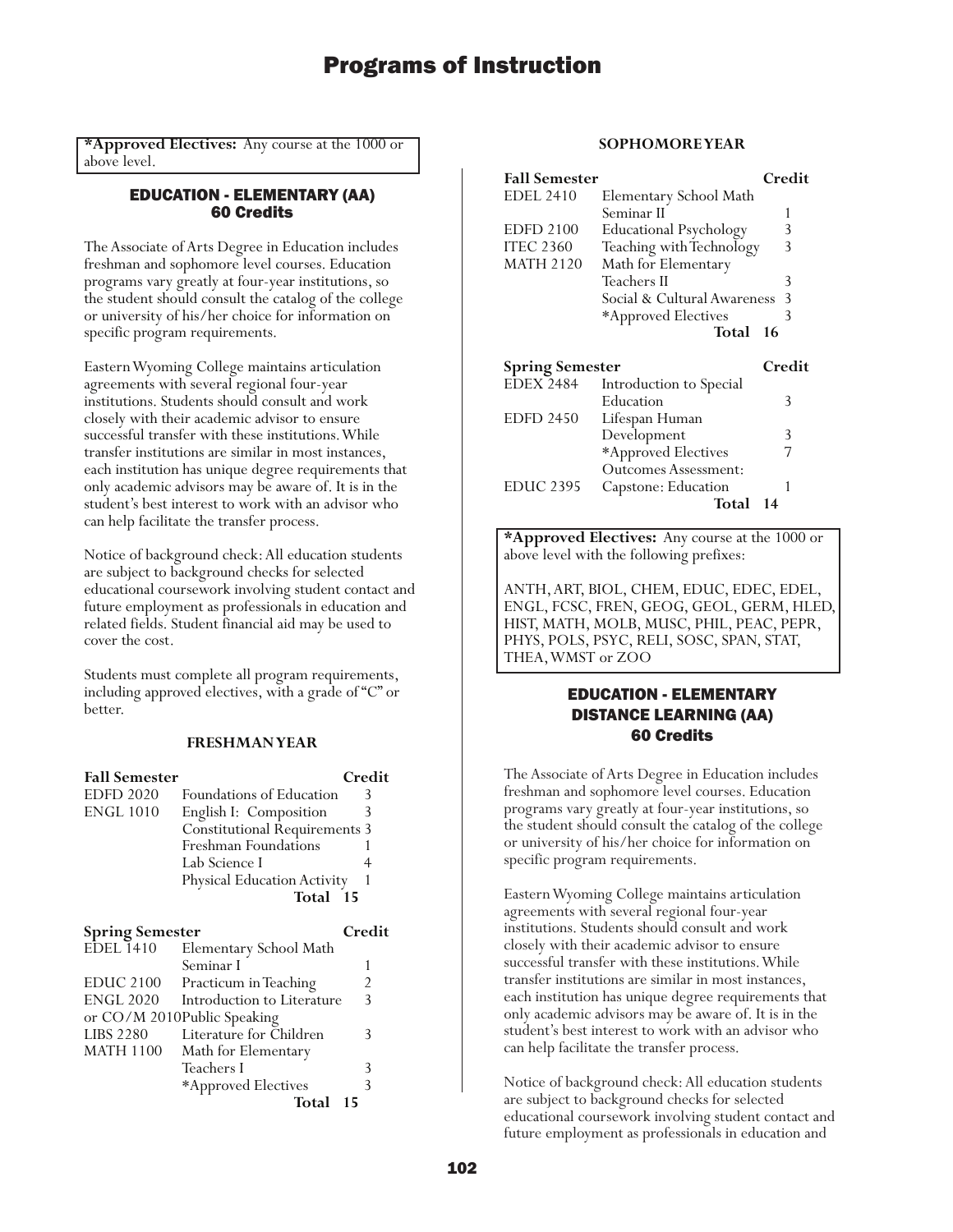**\*Approved Electives:** Any course at the 1000 or above level.

## EDUCATION - ELEMENTARY (AA)
### 60 Credits

The Associate of Arts Degree in Education includes freshman and sophomore level courses. Education programs vary greatly at four-year institutions, so the student should consult the catalog of the college or university of his/her choice for information on specific program requirements.

Eastern Wyoming College maintains articulation agreements with several regional four-year institutions. Students should consult and work closely with their academic advisor to ensure successful transfer with these institutions. While transfer institutions are similar in most instances, each institution has unique degree requirements that only academic advisors may be aware of. It is in the student's best interest to work with an advisor who can help facilitate the transfer process.

Notice of background check: All education students are subject to background checks for selected educational coursework involving student contact and future employment as professionals in education and related fields. Student financial aid may be used to cover the cost.

Students must complete all program requirements, including approved electives, with a grade of "C" or better.

#### FRESHMAN YEAR

| Fall Semester | | Credit |
|---|---|---|
| EDFD 2020 | Foundations of Education | 3 |
| ENGL 1010 | English I: Composition | 3 |
| | Constitutional Requirements | 3 |
| | Freshman Foundations | 1 |
| | Lab Science I | 4 |
| | Physical Education Activity | 1 |
| | **Total** | **15** |

| Spring Semester | | Credit |
|---|---|---|
| EDEL 1410 | Elementary School Math Seminar I | 1 |
| EDUC 2100 | Practicum in Teaching | 2 |
| ENGL 2020 | Introduction to Literature | 3 |
| or CO/M 2010 | Public Speaking | |
| LIBS 2280 | Literature for Children | 3 |
| MATH 1100 | Math for Elementary Teachers I | 3 |
| | *Approved Electives | 3 |
| | **Total** | **15** |

#### SOPHOMORE YEAR

| Fall Semester | | Credit |
|---|---|---|
| EDEL 2410 | Elementary School Math Seminar II | 1 |
| EDFD 2100 | Educational Psychology | 3 |
| ITEC 2360 | Teaching with Technology | 3 |
| MATH 2120 | Math for Elementary Teachers II | 3 |
| | Social & Cultural Awareness | 3 |
| | *Approved Electives | 3 |
| | **Total** | **16** |

| Spring Semester | | Credit |
|---|---|---|
| EDEX 2484 | Introduction to Special Education | 3 |
| EDFD 2450 | Lifespan Human Development | 3 |
| | *Approved Electives | 7 |
| | Outcomes Assessment: | |
| EDUC 2395 | Capstone: Education | 1 |
| | **Total** | **14** |

**\*Approved Electives:** Any course at the 1000 or above level with the following prefixes:

ANTH, ART, BIOL, CHEM, EDUC, EDEC, EDEL, ENGL, FCSC, FREN, GEOG, GEOL, GERM, HLED, HIST, MATH, MOLB, MUSC, PHIL, PEAC, PEPR, PHYS, POLS, PSYC, RELI, SOSC, SPAN, STAT, THEA, WMST or ZOO

## EDUCATION - ELEMENTARY DISTANCE LEARNING (AA)
### 60 Credits

The Associate of Arts Degree in Education includes freshman and sophomore level courses. Education programs vary greatly at four-year institutions, so the student should consult the catalog of the college or university of his/her choice for information on specific program requirements.

Eastern Wyoming College maintains articulation agreements with several regional four-year institutions. Students should consult and work closely with their academic advisor to ensure successful transfer with these institutions. While transfer institutions are similar in most instances, each institution has unique degree requirements that only academic advisors may be aware of. It is in the student's best interest to work with an advisor who can help facilitate the transfer process.

Notice of background check: All education students are subject to background checks for selected educational coursework involving student contact and future employment as professionals in education and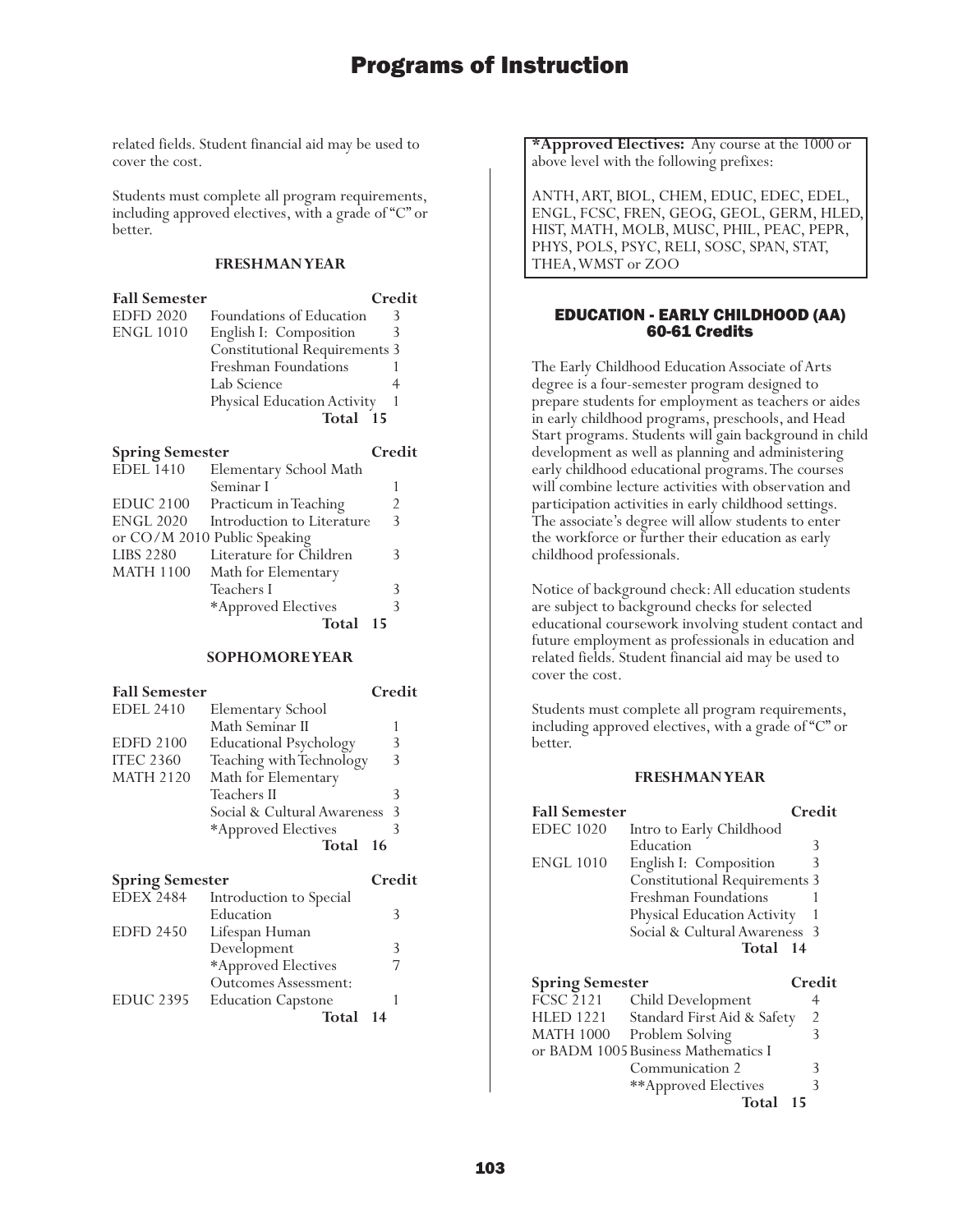related fields. Student financial aid may be used to cover the cost.

Students must complete all program requirements, including approved electives, with a grade of "C" or better.

**FRESHMAN YEAR**

| Fall Semester | | Credit |
|---|---|---|
| EDFD 2020 | Foundations of Education | 3 |
| ENGL 1010 | English I: Composition | 3 |
| | Constitutional Requirements | 3 |
| | Freshman Foundations | 1 |
| | Lab Science | 4 |
| | Physical Education Activity | 1 |
| | **Total** | **15** |

| Spring Semester | | Credit |
|---|---|---|
| EDEL 1410 | Elementary School Math Seminar I | 1 |
| EDUC 2100 | Practicum in Teaching | 2 |
| ENGL 2020 | Introduction to Literature | 3 |
| or CO/M 2010 | Public Speaking | |
| LIBS 2280 | Literature for Children | 3 |
| MATH 1100 | Math for Elementary Teachers I | 3 |
| | *Approved Electives | 3 |
| | **Total** | **15** |

**SOPHOMORE YEAR**

| Fall Semester | | Credit |
|---|---|---|
| EDEL 2410 | Elementary School Math Seminar II | 1 |
| EDFD 2100 | Educational Psychology | 3 |
| ITEC 2360 | Teaching with Technology | 3 |
| MATH 2120 | Math for Elementary Teachers II | 3 |
| | Social & Cultural Awareness | 3 |
| | *Approved Electives | 3 |
| | **Total** | **16** |

| Spring Semester | | Credit |
|---|---|---|
| EDEX 2484 | Introduction to Special Education | 3 |
| EDFD 2450 | Lifespan Human Development | 3 |
| | *Approved Electives | 7 |
| | Outcomes Assessment: | |
| EDUC 2395 | Education Capstone | 1 |
| | **Total** | **14** |

**\*Approved Electives:** Any course at the 1000 or above level with the following prefixes:

ANTH, ART, BIOL, CHEM, EDUC, EDEC, EDEL, ENGL, FCSC, FREN, GEOG, GEOL, GERM, HLED, HIST, MATH, MOLB, MUSC, PHIL, PEAC, PEPR, PHYS, POLS, PSYC, RELI, SOSC, SPAN, STAT, THEA, WMST or ZOO

## EDUCATION - EARLY CHILDHOOD (AA)
## 60-61 Credits

The Early Childhood Education Associate of Arts degree is a four-semester program designed to prepare students for employment as teachers or aides in early childhood programs, preschools, and Head Start programs. Students will gain background in child development as well as planning and administering early childhood educational programs. The courses will combine lecture activities with observation and participation activities in early childhood settings. The associate's degree will allow students to enter the workforce or further their education as early childhood professionals.

Notice of background check: All education students are subject to background checks for selected educational coursework involving student contact and future employment as professionals in education and related fields. Student financial aid may be used to cover the cost.

Students must complete all program requirements, including approved electives, with a grade of "C" or better.

**FRESHMAN YEAR**

| Fall Semester | | Credit |
|---|---|---|
| EDEC 1020 | Intro to Early Childhood Education | 3 |
| ENGL 1010 | English I: Composition | 3 |
| | Constitutional Requirements | 3 |
| | Freshman Foundations | 1 |
| | Physical Education Activity | 1 |
| | Social & Cultural Awareness | 3 |
| | **Total** | **14** |

| Spring Semester | | Credit |
|---|---|---|
| FCSC 2121 | Child Development | 4 |
| HLED 1221 | Standard First Aid & Safety | 2 |
| MATH 1000 | Problem Solving | 3 |
| or BADM 1005 | Business Mathematics I | |
| | Communication 2 | 3 |
| | **Approved Electives | 3 |
| | **Total** | **15** |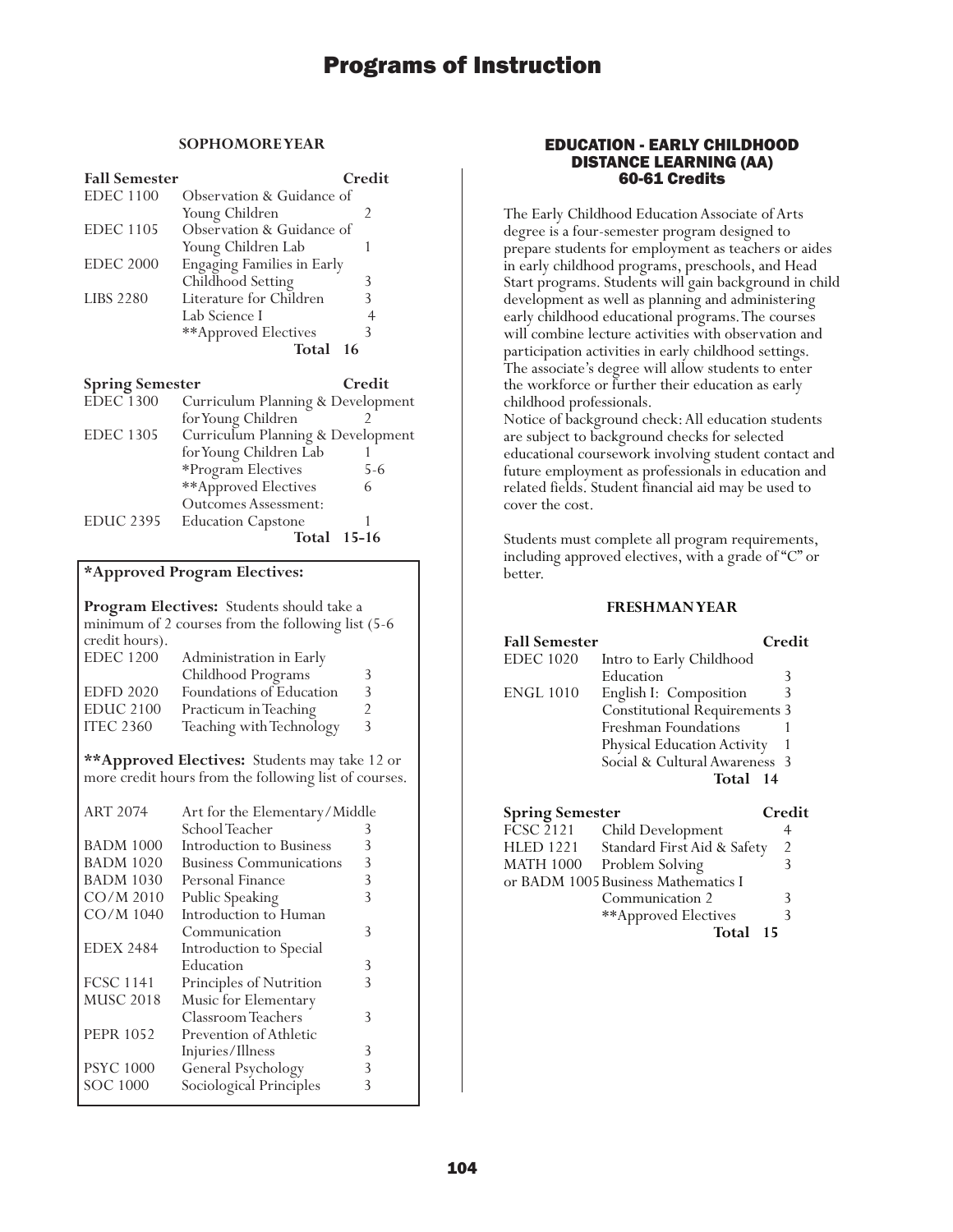### SOPHOMORE YEAR

| Fall Semester | | Credit |
|---|---|---|
| EDEC 1100 | Observation & Guidance of Young Children | 2 |
| EDEC 1105 | Observation & Guidance of Young Children Lab | 1 |
| EDEC 2000 | Engaging Families in Early Childhood Setting | 3 |
| LIBS 2280 | Literature for Children | 3 |
| | Lab Science I | 4 |
| | **Approved Electives | 3 |
| | **Total** | **16** |

| Spring Semester | | Credit |
|---|---|---|
| EDEC 1300 | Curriculum Planning & Development for Young Children | 2 |
| EDEC 1305 | Curriculum Planning & Development for Young Children Lab | 1 |
| | *Program Electives | 5-6 |
| | **Approved Electives | 6 |
| | Outcomes Assessment: | |
| EDUC 2395 | Education Capstone | 1 |
| | **Total** | **15-16** |

**\*Approved Program Electives:**

**Program Electives:** Students should take a minimum of 2 courses from the following list (5-6 credit hours).

| Course | Title | Credit |
|---|---|---|
| EDEC 1200 | Administration in Early Childhood Programs | 3 |
| EDFD 2020 | Foundations of Education | 3 |
| EDUC 2100 | Practicum in Teaching | 2 |
| ITEC 2360 | Teaching with Technology | 3 |

**\*\*Approved Electives:** Students may take 12 or more credit hours from the following list of courses.

| Course | Title | Credit |
|---|---|---|
| ART 2074 | Art for the Elementary/Middle School Teacher | 3 |
| BADM 1000 | Introduction to Business | 3 |
| BADM 1020 | Business Communications | 3 |
| BADM 1030 | Personal Finance | 3 |
| CO/M 2010 | Public Speaking | 3 |
| CO/M 1040 | Introduction to Human Communication | 3 |
| EDEX 2484 | Introduction to Special Education | 3 |
| FCSC 1141 | Principles of Nutrition | 3 |
| MUSC 2018 | Music for Elementary Classroom Teachers | 3 |
| PEPR 1052 | Prevention of Athletic Injuries/Illness | 3 |
| PSYC 1000 | General Psychology | 3 |
| SOC 1000 | Sociological Principles | 3 |

## EDUCATION - EARLY CHILDHOOD DISTANCE LEARNING (AA)
### 60-61 Credits

The Early Childhood Education Associate of Arts degree is a four-semester program designed to prepare students for employment as teachers or aides in early childhood programs, preschools, and Head Start programs. Students will gain background in child development as well as planning and administering early childhood educational programs. The courses will combine lecture activities with observation and participation activities in early childhood settings. The associate's degree will allow students to enter the workforce or further their education as early childhood professionals.
Notice of background check: All education students are subject to background checks for selected educational coursework involving student contact and future employment as professionals in education and related fields. Student financial aid may be used to cover the cost.

Students must complete all program requirements, including approved electives, with a grade of "C" or better.

### FRESHMAN YEAR

| Fall Semester | | Credit |
|---|---|---|
| EDEC 1020 | Intro to Early Childhood Education | 3 |
| ENGL 1010 | English I: Composition | 3 |
| | Constitutional Requirements | 3 |
| | Freshman Foundations | 1 |
| | Physical Education Activity | 1 |
| | Social & Cultural Awareness | 3 |
| | **Total** | **14** |

| Spring Semester | | Credit |
|---|---|---|
| FCSC 2121 | Child Development | 4 |
| HLED 1221 | Standard First Aid & Safety | 2 |
| MATH 1000 or BADM 1005 | Problem Solving or Business Mathematics I | 3 |
| | Communication 2 | 3 |
| | **Approved Electives | 3 |
| | **Total** | **15** |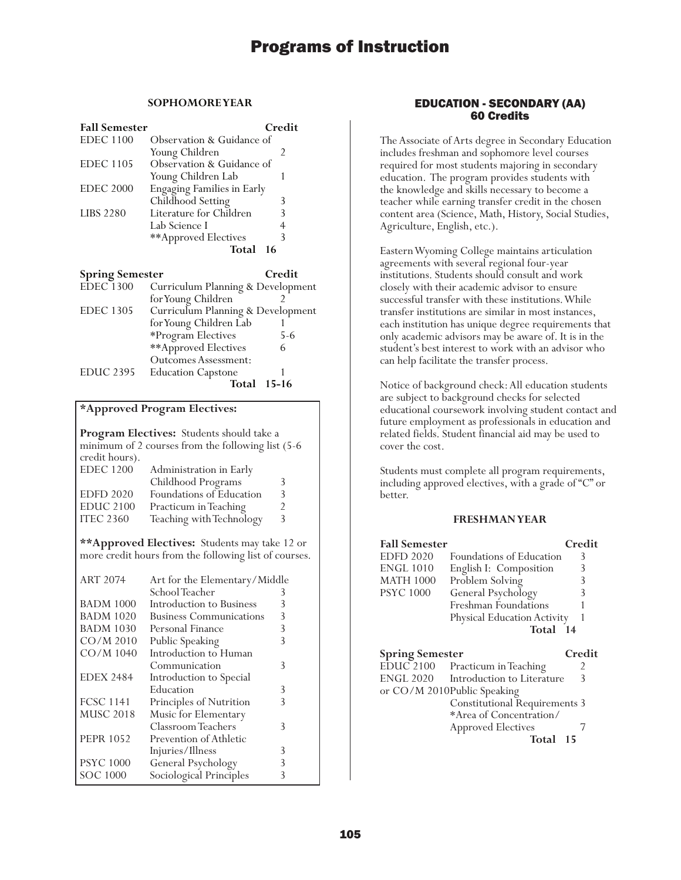#### SOPHOMORE YEAR

| Fall Semester | | Credit |
|---|---|---|
| EDEC 1100 | Observation & Guidance of Young Children | 2 |
| EDEC 1105 | Observation & Guidance of Young Children Lab | 1 |
| EDEC 2000 | Engaging Families in Early Childhood Setting | 3 |
| LIBS 2280 | Literature for Children | 3 |
| | Lab Science I | 4 |
| | **Approved Electives | 3 |
| | **Total** | **16** |

| Spring Semester | | Credit |
|---|---|---|
| EDEC 1300 | Curriculum Planning & Development for Young Children | 2 |
| EDEC 1305 | Curriculum Planning & Development for Young Children Lab | 1 |
| | *Program Electives | 5-6 |
| | **Approved Electives | 6 |
| | Outcomes Assessment: | |
| EDUC 2395 | Education Capstone | 1 |
| | **Total** | **15-16** |

**\*Approved Program Electives:**

**Program Electives:** Students should take a minimum of 2 courses from the following list (5-6 credit hours).

| | | |
|---|---|---|
| EDEC 1200 | Administration in Early Childhood Programs | 3 |
| EDFD 2020 | Foundations of Education | 3 |
| EDUC 2100 | Practicum in Teaching | 2 |
| ITEC 2360 | Teaching with Technology | 3 |

****Approved Electives:** Students may take 12 or more credit hours from the following list of courses.

| | | |
|---|---|---|
| ART 2074 | Art for the Elementary/Middle School Teacher | 3 |
| BADM 1000 | Introduction to Business | 3 |
| BADM 1020 | Business Communications | 3 |
| BADM 1030 | Personal Finance | 3 |
| CO/M 2010 | Public Speaking | 3 |
| CO/M 1040 | Introduction to Human Communication | 3 |
| EDEX 2484 | Introduction to Special Education | 3 |
| FCSC 1141 | Principles of Nutrition | 3 |
| MUSC 2018 | Music for Elementary Classroom Teachers | 3 |
| PEPR 1052 | Prevention of Athletic Injuries/Illness | 3 |
| PSYC 1000 | General Psychology | 3 |
| SOC 1000 | Sociological Principles | 3 |

## EDUCATION - SECONDARY (AA)
## 60 Credits

The Associate of Arts degree in Secondary Education includes freshman and sophomore level courses required for most students majoring in secondary education. The program provides students with the knowledge and skills necessary to become a teacher while earning transfer credit in the chosen content area (Science, Math, History, Social Studies, Agriculture, English, etc.).

Eastern Wyoming College maintains articulation agreements with several regional four-year institutions. Students should consult and work closely with their academic advisor to ensure successful transfer with these institutions. While transfer institutions are similar in most instances, each institution has unique degree requirements that only academic advisors may be aware of. It is in the student's best interest to work with an advisor who can help facilitate the transfer process.

Notice of background check: All education students are subject to background checks for selected educational coursework involving student contact and future employment as professionals in education and related fields. Student financial aid may be used to cover the cost.

Students must complete all program requirements, including approved electives, with a grade of "C" or better.

#### FRESHMAN YEAR

| Fall Semester | | Credit |
|---|---|---|
| EDFD 2020 | Foundations of Education | 3 |
| ENGL 1010 | English I: Composition | 3 |
| MATH 1000 | Problem Solving | 3 |
| PSYC 1000 | General Psychology | 3 |
| | Freshman Foundations | 1 |
| | Physical Education Activity | 1 |
| | **Total** | **14** |

| Spring Semester | | Credit |
|---|---|---|
| EDUC 2100 | Practicum in Teaching | 2 |
| ENGL 2020 or CO/M 2010 | Introduction to Literature or Public Speaking | 3 |
| | Constitutional Requirements | 3 |
| | *Area of Concentration/ Approved Electives | 7 |
| | **Total** | **15** |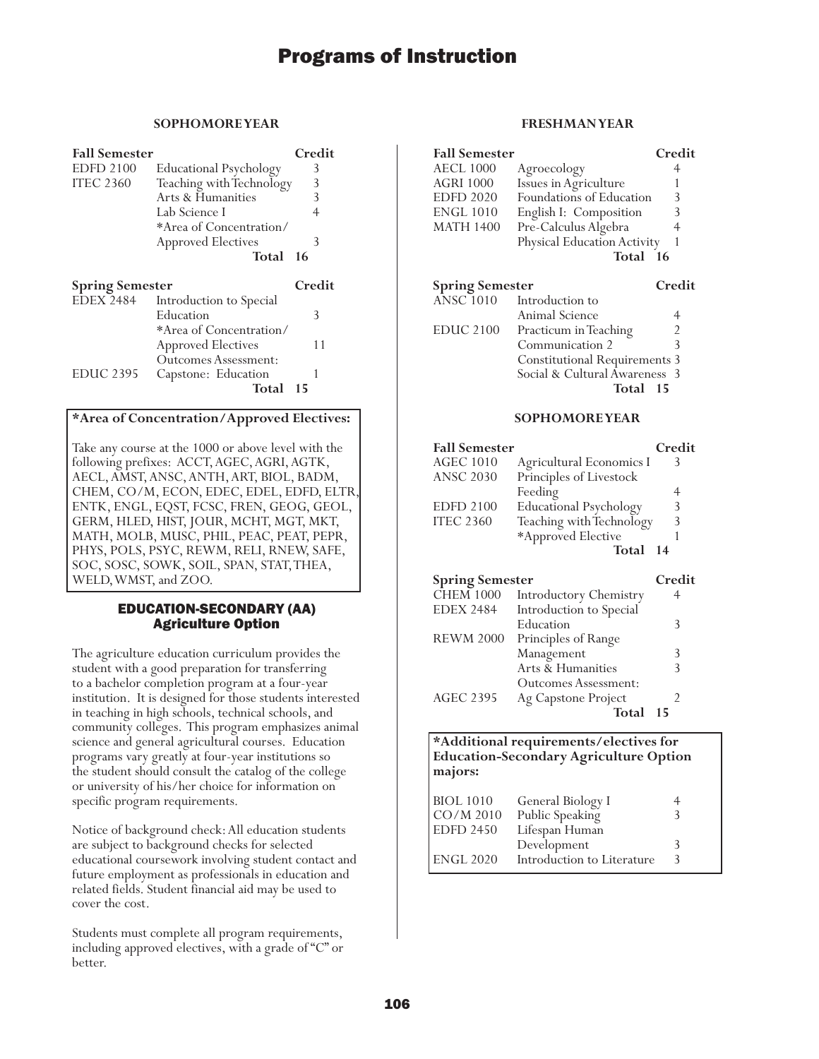#### SOPHOMORE YEAR

| Fall Semester | | Credit |
|---|---|---|
| EDFD 2100 | Educational Psychology | 3 |
| ITEC 2360 | Teaching with Technology | 3 |
| | Arts & Humanities | 3 |
| | Lab Science I | 4 |
| | *Area of Concentration/ Approved Electives | 3 |
| | **Total** | **16** |

| Spring Semester | | Credit |
|---|---|---|
| EDEX 2484 | Introduction to Special Education | 3 |
| | *Area of Concentration/ Approved Electives | 11 |
| | Outcomes Assessment: | |
| EDUC 2395 | Capstone: Education | 1 |
| | **Total** | **15** |

**\*Area of Concentration/Approved Electives:**

Take any course at the 1000 or above level with the following prefixes: ACCT, AGEC, AGRI, AGTK, AECL, AMST, ANSC, ANTH, ART, BIOL, BADM, CHEM, CO/M, ECON, EDEC, EDEL, EDFD, ELTR, ENTK, ENGL, EQST, FCSC, FREN, GEOG, GEOL, GERM, HLED, HIST, JOUR, MCHT, MGT, MKT, MATH, MOLB, MUSC, PHIL, PEAC, PEAT, PEPR, PHYS, POLS, PSYC, REWM, RELI, RNEW, SAFE, SOC, SOSC, SOWK, SOIL, SPAN, STAT, THEA, WELD, WMST, and ZOO.

## EDUCATION-SECONDARY (AA) Agriculture Option

The agriculture education curriculum provides the student with a good preparation for transferring to a bachelor completion program at a four-year institution. It is designed for those students interested in teaching in high schools, technical schools, and community colleges. This program emphasizes animal science and general agricultural courses. Education programs vary greatly at four-year institutions so the student should consult the catalog of the college or university of his/her choice for information on specific program requirements.

Notice of background check: All education students are subject to background checks for selected educational coursework involving student contact and future employment as professionals in education and related fields. Student financial aid may be used to cover the cost.

Students must complete all program requirements, including approved electives, with a grade of "C" or better.

#### FRESHMAN YEAR

| Fall Semester | | Credit |
|---|---|---|
| AECL 1000 | Agroecology | 4 |
| AGRI 1000 | Issues in Agriculture | 1 |
| EDFD 2020 | Foundations of Education | 3 |
| ENGL 1010 | English I: Composition | 3 |
| MATH 1400 | Pre-Calculus Algebra | 4 |
| | Physical Education Activity | 1 |
| | **Total** | **16** |

| Spring Semester | | Credit |
|---|---|---|
| ANSC 1010 | Introduction to Animal Science | 4 |
| EDUC 2100 | Practicum in Teaching | 2 |
| | Communication 2 | 3 |
| | Constitutional Requirements | 3 |
| | Social & Cultural Awareness | 3 |
| | **Total** | **15** |

#### SOPHOMORE YEAR

| Fall Semester | | Credit |
|---|---|---|
| AGEC 1010 | Agricultural Economics I | 3 |
| ANSC 2030 | Principles of Livestock Feeding | 4 |
| EDFD 2100 | Educational Psychology | 3 |
| ITEC 2360 | Teaching with Technology | 3 |
| | *Approved Elective | 1 |
| | **Total** | **14** |

| Spring Semester | | Credit |
|---|---|---|
| CHEM 1000 | Introductory Chemistry | 4 |
| EDEX 2484 | Introduction to Special Education | 3 |
| REWM 2000 | Principles of Range Management | 3 |
| | Arts & Humanities | 3 |
| | Outcomes Assessment: | |
| AGEC 2395 | Ag Capstone Project | 2 |
| | **Total** | **15** |

**\*Additional requirements/electives for Education-Secondary Agriculture Option majors:**

| | | |
|---|---|---|
| BIOL 1010 | General Biology I | 4 |
| CO/M 2010 | Public Speaking | 3 |
| EDFD 2450 | Lifespan Human Development | 3 |
| ENGL 2020 | Introduction to Literature | 3 |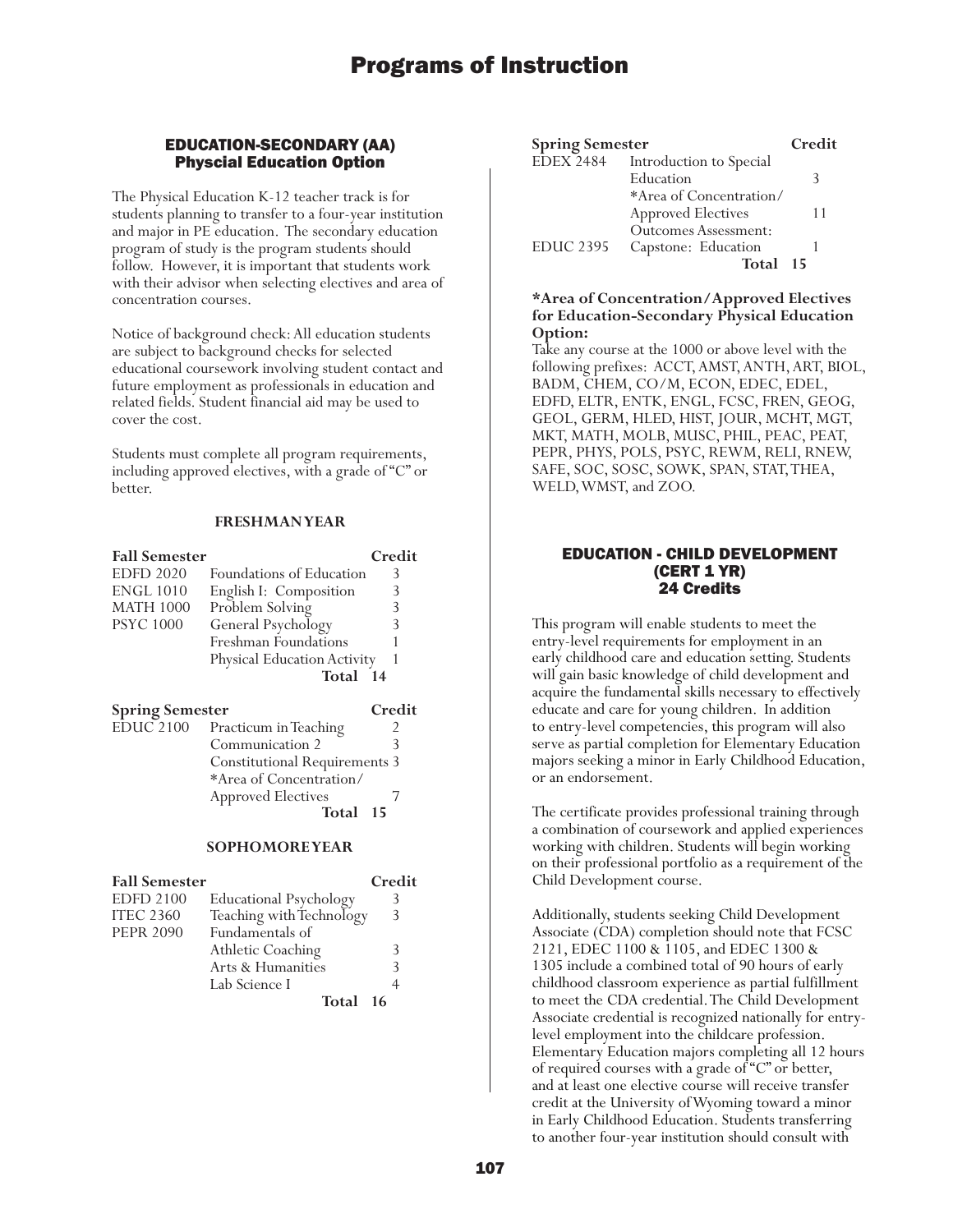## EDUCATION-SECONDARY (AA)
## Physcial Education Option

The Physical Education K-12 teacher track is for students planning to transfer to a four-year institution and major in PE education. The secondary education program of study is the program students should follow. However, it is important that students work with their advisor when selecting electives and area of concentration courses.

Notice of background check: All education students are subject to background checks for selected educational coursework involving student contact and future employment as professionals in education and related fields. Student financial aid may be used to cover the cost.

Students must complete all program requirements, including approved electives, with a grade of "C" or better.

### FRESHMAN YEAR

| Fall Semester | | Credit |
|---|---|---|
| EDFD 2020 | Foundations of Education | 3 |
| ENGL 1010 | English I: Composition | 3 |
| MATH 1000 | Problem Solving | 3 |
| PSYC 1000 | General Psychology | 3 |
| | Freshman Foundations | 1 |
| | Physical Education Activity | 1 |
| | **Total** | **14** |

| Spring Semester | | Credit |
|---|---|---|
| EDUC 2100 | Practicum in Teaching | 2 |
| | Communication 2 | 3 |
| | Constitutional Requirements | 3 |
| | *Area of Concentration/ Approved Electives | 7 |
| | **Total** | **15** |

### SOPHOMORE YEAR

| Fall Semester | | Credit |
|---|---|---|
| EDFD 2100 | Educational Psychology | 3 |
| ITEC 2360 | Teaching with Technology | 3 |
| PEPR 2090 | Fundamentals of Athletic Coaching | 3 |
| | Arts & Humanities | 3 |
| | Lab Science I | 4 |
| | **Total** | **16** |

| Spring Semester | | Credit |
|---|---|---|
| EDEX 2484 | Introduction to Special Education | 3 |
| | *Area of Concentration/ Approved Electives | 11 |
| EDUC 2395 | Outcomes Assessment: Capstone: Education | 1 |
| | **Total** | **15** |

**\*Area of Concentration/Approved Electives for Education-Secondary Physical Education Option:**
Take any course at the 1000 or above level with the following prefixes: ACCT, AMST, ANTH, ART, BIOL, BADM, CHEM, CO/M, ECON, EDEC, EDEL, EDFD, ELTR, ENTK, ENGL, FCSC, FREN, GEOG, GEOL, GERM, HLED, HIST, JOUR, MCHT, MGT, MKT, MATH, MOLB, MUSC, PHIL, PEAC, PEAT, PEPR, PHYS, POLS, PSYC, REWM, RELI, RNEW, SAFE, SOC, SOSC, SOWK, SPAN, STAT, THEA, WELD, WMST, and ZOO.

## EDUCATION - CHILD DEVELOPMENT (CERT 1 YR)
## 24 Credits

This program will enable students to meet the entry-level requirements for employment in an early childhood care and education setting. Students will gain basic knowledge of child development and acquire the fundamental skills necessary to effectively educate and care for young children. In addition to entry-level competencies, this program will also serve as partial completion for Elementary Education majors seeking a minor in Early Childhood Education, or an endorsement.

The certificate provides professional training through a combination of coursework and applied experiences working with children. Students will begin working on their professional portfolio as a requirement of the Child Development course.

Additionally, students seeking Child Development Associate (CDA) completion should note that FCSC 2121, EDEC 1100 & 1105, and EDEC 1300 & 1305 include a combined total of 90 hours of early childhood classroom experience as partial fulfillment to meet the CDA credential. The Child Development Associate credential is recognized nationally for entry-level employment into the childcare profession. Elementary Education majors completing all 12 hours of required courses with a grade of "C" or better, and at least one elective course will receive transfer credit at the University of Wyoming toward a minor in Early Childhood Education. Students transferring to another four-year institution should consult with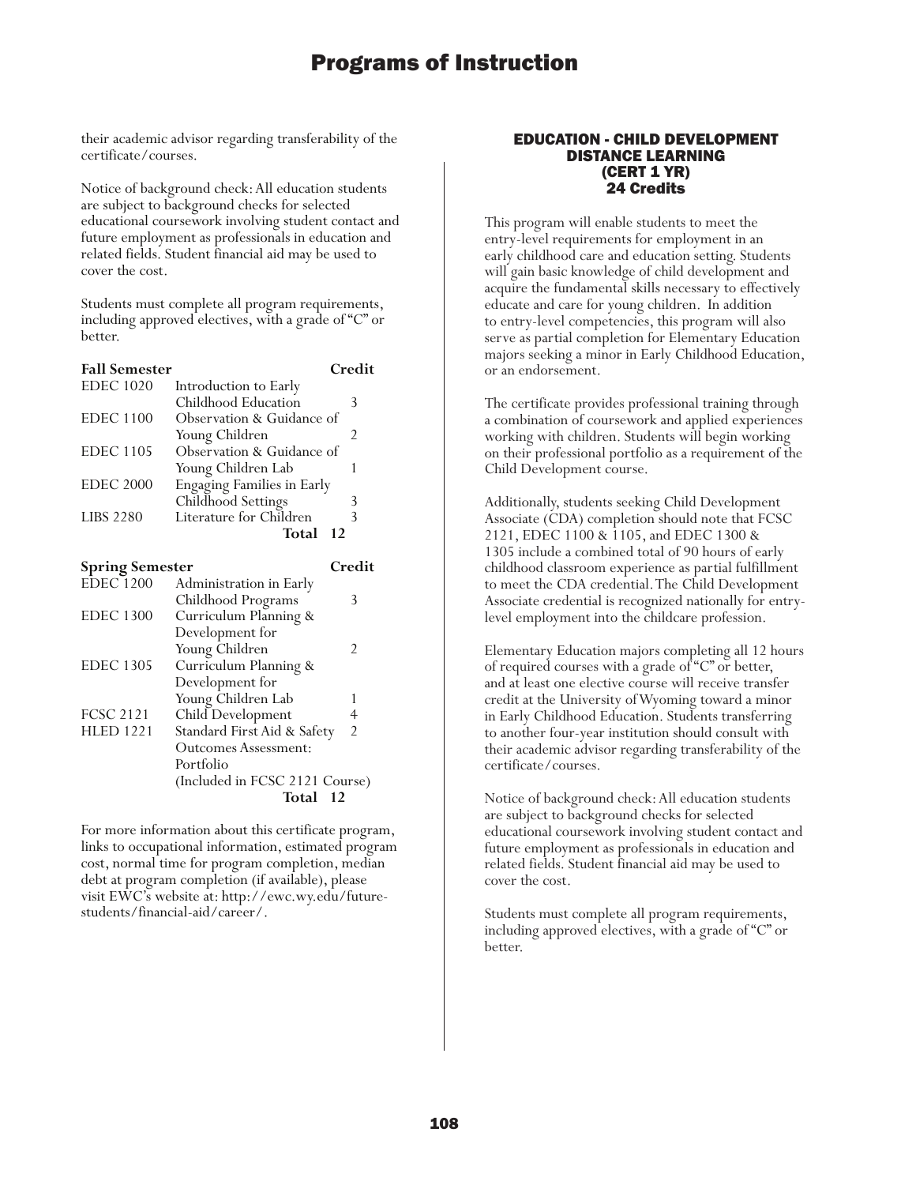their academic advisor regarding transferability of the certificate/courses.

Notice of background check: All education students are subject to background checks for selected educational coursework involving student contact and future employment as professionals in education and related fields. Student financial aid may be used to cover the cost.

Students must complete all program requirements, including approved electives, with a grade of "C" or better.

| **Fall Semester** | | **Credit** |
|---|---|---|
| EDEC 1020 | Introduction to Early Childhood Education | 3 |
| EDEC 1100 | Observation & Guidance of Young Children | 2 |
| EDEC 1105 | Observation & Guidance of Young Children Lab | 1 |
| EDEC 2000 | Engaging Families in Early Childhood Settings | 3 |
| LIBS 2280 | Literature for Children | 3 |
| | **Total** | **12** |

| **Spring Semester** | | **Credit** |
|---|---|---|
| EDEC 1200 | Administration in Early Childhood Programs | 3 |
| EDEC 1300 | Curriculum Planning & Development for Young Children | 2 |
| EDEC 1305 | Curriculum Planning & Development for Young Children Lab | 1 |
| FCSC 2121 | Child Development | 4 |
| HLED 1221 | Standard First Aid & Safety | 2 |
| | Outcomes Assessment: Portfolio (Included in FCSC 2121 Course) | |
| | **Total** | **12** |

For more information about this certificate program, links to occupational information, estimated program cost, normal time for program completion, median debt at program completion (if available), please visit EWC's website at: http://ewc.wy.edu/future-students/financial-aid/career/.

## EDUCATION - CHILD DEVELOPMENT DISTANCE LEARNING (CERT 1 YR) 24 Credits

This program will enable students to meet the entry-level requirements for employment in an early childhood care and education setting. Students will gain basic knowledge of child development and acquire the fundamental skills necessary to effectively educate and care for young children. In addition to entry-level competencies, this program will also serve as partial completion for Elementary Education majors seeking a minor in Early Childhood Education, or an endorsement.

The certificate provides professional training through a combination of coursework and applied experiences working with children. Students will begin working on their professional portfolio as a requirement of the Child Development course.

Additionally, students seeking Child Development Associate (CDA) completion should note that FCSC 2121, EDEC 1100 & 1105, and EDEC 1300 & 1305 include a combined total of 90 hours of early childhood classroom experience as partial fulfillment to meet the CDA credential. The Child Development Associate credential is recognized nationally for entry-level employment into the childcare profession.

Elementary Education majors completing all 12 hours of required courses with a grade of "C" or better, and at least one elective course will receive transfer credit at the University of Wyoming toward a minor in Early Childhood Education. Students transferring to another four-year institution should consult with their academic advisor regarding transferability of the certificate/courses.

Notice of background check: All education students are subject to background checks for selected educational coursework involving student contact and future employment as professionals in education and related fields. Student financial aid may be used to cover the cost.

Students must complete all program requirements, including approved electives, with a grade of "C" or better.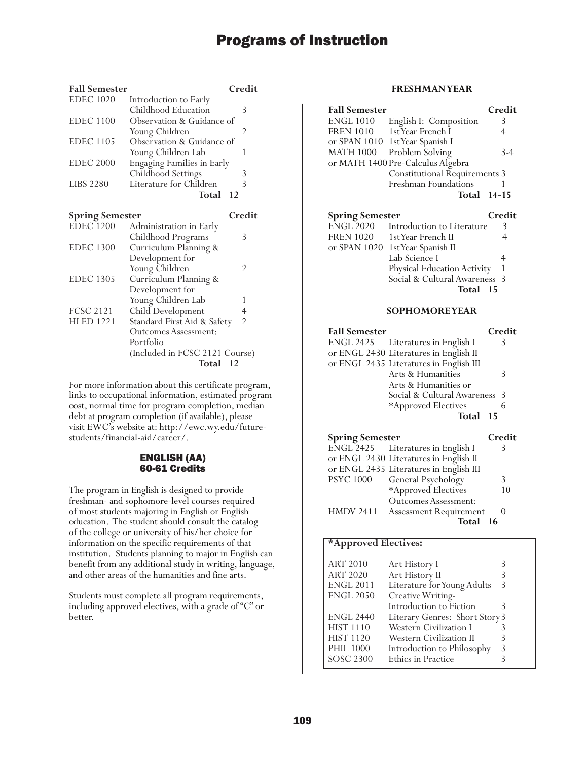| Fall Semester | | Credit |
|---|---|---|
| EDEC 1020 | Introduction to Early Childhood Education | 3 |
| EDEC 1100 | Observation & Guidance of Young Children | 2 |
| EDEC 1105 | Observation & Guidance of Young Children Lab | 1 |
| EDEC 2000 | Engaging Families in Early Childhood Settings | 3 |
| LIBS 2280 | Literature for Children | 3 |
| | Total | 12 |

| Spring Semester | | Credit |
|---|---|---|
| EDEC 1200 | Administration in Early Childhood Programs | 3 |
| EDEC 1300 | Curriculum Planning & Development for Young Children | 2 |
| EDEC 1305 | Curriculum Planning & Development for Young Children Lab | 1 |
| FCSC 2121 | Child Development | 4 |
| HLED 1221 | Standard First Aid & Safety | 2 |
| | Outcomes Assessment: Portfolio (Included in FCSC 2121 Course) | |
| | Total | 12 |

For more information about this certificate program, links to occupational information, estimated program cost, normal time for program completion, median debt at program completion (if available), please visit EWC's website at: http://ewc.wy.edu/future-students/financial-aid/career/.

## ENGLISH (AA)
### 60-61 Credits

The program in English is designed to provide freshman- and sophomore-level courses required of most students majoring in English or English education. The student should consult the catalog of the college or university of his/her choice for information on the specific requirements of that institution. Students planning to major in English can benefit from any additional study in writing, language, and other areas of the humanities and fine arts.

Students must complete all program requirements, including approved electives, with a grade of "C" or better.

**FRESHMAN YEAR**

| Fall Semester | | Credit |
|---|---|---|
| ENGL 1010 | English I: Composition | 3 |
| FREN 1010 | 1st Year French I | 4 |
| or SPAN 1010 | 1st Year Spanish I | |
| MATH 1000 | Problem Solving | 3-4 |
| or MATH 1400 | Pre-Calculus Algebra | |
| | Constitutional Requirements | 3 |
| | Freshman Foundations | 1 |
| | Total | 14-15 |

| Spring Semester | | Credit |
|---|---|---|
| ENGL 2020 | Introduction to Literature | 3 |
| FREN 1020 | 1st Year French II | 4 |
| or SPAN 1020 | 1st Year Spanish II | |
| | Lab Science I | 4 |
| | Physical Education Activity | 1 |
| | Social & Cultural Awareness | 3 |
| | Total | 15 |

**SOPHOMORE YEAR**

| Fall Semester | | Credit |
|---|---|---|
| ENGL 2425 | Literatures in English I | 3 |
| or ENGL 2430 | Literatures in English II | |
| or ENGL 2435 | Literatures in English III | |
| | Arts & Humanities | 3 |
| | Arts & Humanities or Social & Cultural Awareness | 3 |
| | *Approved Electives | 6 |
| | Total | 15 |

| Spring Semester | | Credit |
|---|---|---|
| ENGL 2425 | Literatures in English I | 3 |
| or ENGL 2430 | Literatures in English II | |
| or ENGL 2435 | Literatures in English III | |
| PSYC 1000 | General Psychology | 3 |
| | *Approved Electives | 10 |
| | Outcomes Assessment: | |
| HMDV 2411 | Assessment Requirement | 0 |
| | Total | 16 |

**\*Approved Electives:**

| | | |
|---|---|---|
| ART 2010 | Art History I | 3 |
| ART 2020 | Art History II | 3 |
| ENGL 2011 | Literature for Young Adults | 3 |
| ENGL 2050 | Creative Writing-Introduction to Fiction | 3 |
| ENGL 2440 | Literary Genres: Short Story | 3 |
| HIST 1110 | Western Civilization I | 3 |
| HIST 1120 | Western Civilization II | 3 |
| PHIL 1000 | Introduction to Philosophy | 3 |
| SOSC 2300 | Ethics in Practice | 3 |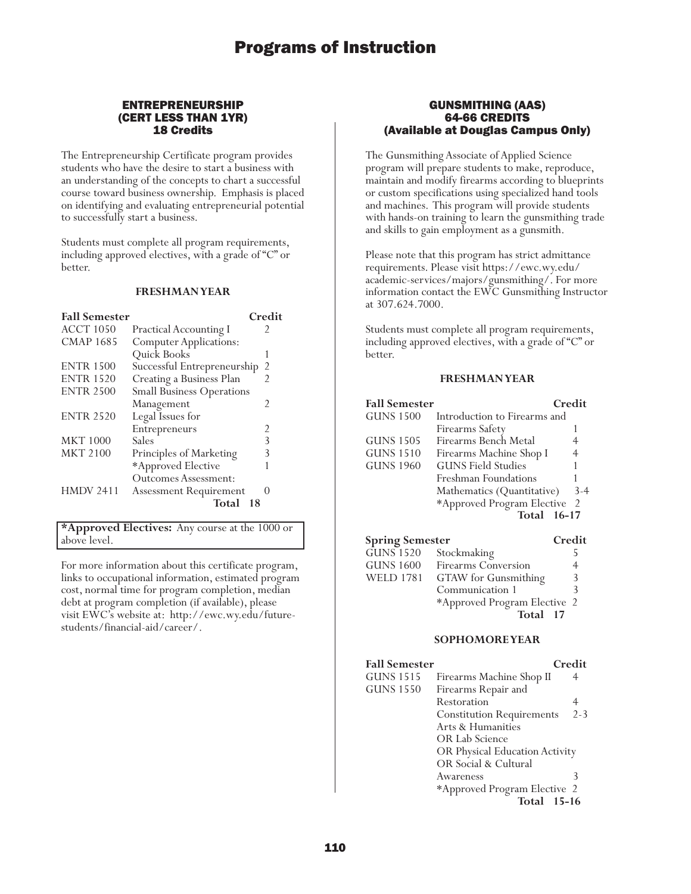## ENTREPRENEURSHIP (CERT LESS THAN 1YR)
### 18 Credits

The Entrepreneurship Certificate program provides students who have the desire to start a business with an understanding of the concepts to chart a successful course toward business ownership. Emphasis is placed on identifying and evaluating entrepreneurial potential to successfully start a business.

Students must complete all program requirements, including approved electives, with a grade of "C" or better.

#### FRESHMAN YEAR

| Fall Semester | | Credit |
|---|---|---|
| ACCT 1050 | Practical Accounting I | 2 |
| CMAP 1685 | Computer Applications: Quick Books | 1 |
| ENTR 1500 | Successful Entrepreneurship | 2 |
| ENTR 1520 | Creating a Business Plan | 2 |
| ENTR 2500 | Small Business Operations Management | 2 |
| ENTR 2520 | Legal Issues for Entrepreneurs | 2 |
| MKT 1000 | Sales | 3 |
| MKT 2100 | Principles of Marketing | 3 |
| | *Approved Elective | 1 |
| | Outcomes Assessment: | |
| HMDV 2411 | Assessment Requirement | 0 |
| | **Total** | **18** |

**\*Approved Electives:** Any course at the 1000 or above level.

For more information about this certificate program, links to occupational information, estimated program cost, normal time for program completion, median debt at program completion (if available), please visit EWC's website at: http://ewc.wy.edu/future-students/financial-aid/career/.

## GUNSMITHING (AAS)
### 64-66 CREDITS
### (Available at Douglas Campus Only)

The Gunsmithing Associate of Applied Science program will prepare students to make, reproduce, maintain and modify firearms according to blueprints or custom specifications using specialized hand tools and machines. This program will provide students with hands-on training to learn the gunsmithing trade and skills to gain employment as a gunsmith.

Please note that this program has strict admittance requirements. Please visit https://ewc.wy.edu/academic-services/majors/gunsmithing/. For more information contact the EWC Gunsmithing Instructor at 307.624.7000.

Students must complete all program requirements, including approved electives, with a grade of "C" or better.

#### FRESHMAN YEAR

| Fall Semester | | Credit |
|---|---|---|
| GUNS 1500 | Introduction to Firearms and Firearms Safety | 1 |
| GUNS 1505 | Firearms Bench Metal | 4 |
| GUNS 1510 | Firearms Machine Shop I | 4 |
| GUNS 1960 | GUNS Field Studies | 1 |
| | Freshman Foundations | 1 |
| | Mathematics (Quantitative) | 3-4 |
| | *Approved Program Elective | 2 |
| | **Total** | **16-17** |

| Spring Semester | | Credit |
|---|---|---|
| GUNS 1520 | Stockmaking | 5 |
| GUNS 1600 | Firearms Conversion | 4 |
| WELD 1781 | GTAW for Gunsmithing | 3 |
| | Communication 1 | 3 |
| | *Approved Program Elective | 2 |
| | **Total** | **17** |

#### SOPHOMORE YEAR

| Fall Semester | | Credit |
|---|---|---|
| GUNS 1515 | Firearms Machine Shop II | 4 |
| GUNS 1550 | Firearms Repair and Restoration | 4 |
| | Constitution Requirements | 2-3 |
| | Arts & Humanities OR Lab Science OR Physical Education Activity OR Social & Cultural Awareness | 3 |
| | *Approved Program Elective | 2 |
| | **Total** | **15-16** |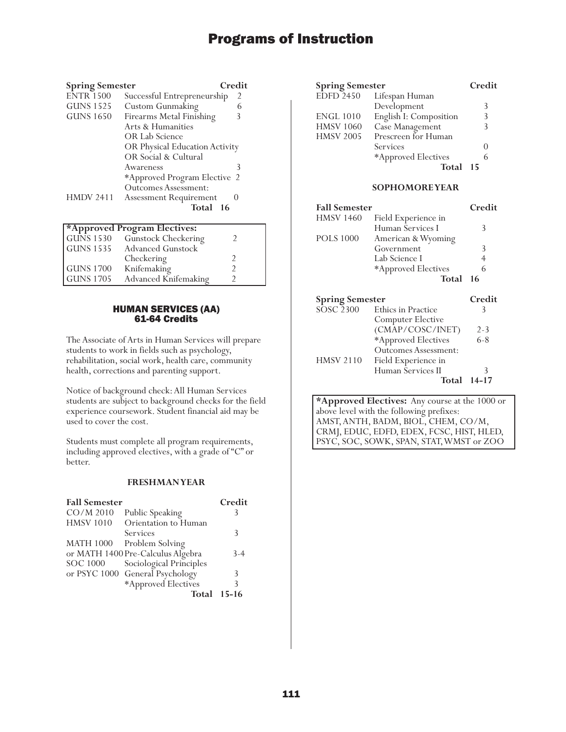| Spring Semester | | Credit |
|---|---|---|
| ENTR 1500 | Successful Entrepreneurship | 2 |
| GUNS 1525 | Custom Gunmaking | 6 |
| GUNS 1650 | Firearms Metal Finishing | 3 |
| | Arts & Humanities OR Lab Science OR Physical Education Activity OR Social & Cultural Awareness | 3 |
| | *Approved Program Elective | 2 |
| | Outcomes Assessment: | |
| HMDV 2411 | Assessment Requirement | 0 |
| | Total | 16 |

| *Approved Program Electives: | | |
|---|---|---|
| GUNS 1530 | Gunstock Checkering | 2 |
| GUNS 1535 | Advanced Gunstock Checkering | 2 |
| GUNS 1700 | Knifemaking | 2 |
| GUNS 1705 | Advanced Knifemaking | 2 |

## HUMAN SERVICES (AA)
### 61-64 Credits

The Associate of Arts in Human Services will prepare students to work in fields such as psychology, rehabilitation, social work, health care, community health, corrections and parenting support.

Notice of background check: All Human Services students are subject to background checks for the field experience coursework. Student financial aid may be used to cover the cost.

Students must complete all program requirements, including approved electives, with a grade of "C" or better.

#### FRESHMAN YEAR

| Fall Semester | | Credit |
|---|---|---|
| CO/M 2010 | Public Speaking | 3 |
| HMSV 1010 | Orientation to Human Services | 3 |
| MATH 1000 or MATH 1400 | Problem Solving or Pre-Calculus Algebra | 3-4 |
| SOC 1000 or PSYC 1000 | Sociological Principles or General Psychology | 3 |
| | *Approved Electives | 3 |
| | Total | 15-16 |

| Spring Semester | | Credit |
|---|---|---|
| EDFD 2450 | Lifespan Human Development | 3 |
| ENGL 1010 | English I: Composition | 3 |
| HMSV 1060 | Case Management | 3 |
| HMSV 2005 | Prescreen for Human Services | 0 |
| | *Approved Electives | 6 |
| | Total | 15 |

#### SOPHOMORE YEAR

| Fall Semester | | Credit |
|---|---|---|
| HMSV 1460 | Field Experience in Human Services I | 3 |
| POLS 1000 | American & Wyoming Government | 3 |
| | Lab Science I | 4 |
| | *Approved Electives | 6 |
| | Total | 16 |

| Spring Semester | | Credit |
|---|---|---|
| SOSC 2300 | Ethics in Practice | 3 |
| | Computer Elective (CMAP/COSC/INET) | 2-3 |
| | *Approved Electives | 6-8 |
| | Outcomes Assessment: | |
| HMSV 2110 | Field Experience in Human Services II | 3 |
| | Total | 14-17 |

**\*Approved Electives:** Any course at the 1000 or above level with the following prefixes: AMST, ANTH, BADM, BIOL, CHEM, CO/M, CRMJ, EDUC, EDFD, EDEX, FCSC, HIST, HLED, PSYC, SOC, SOWK, SPAN, STAT, WMST or ZOO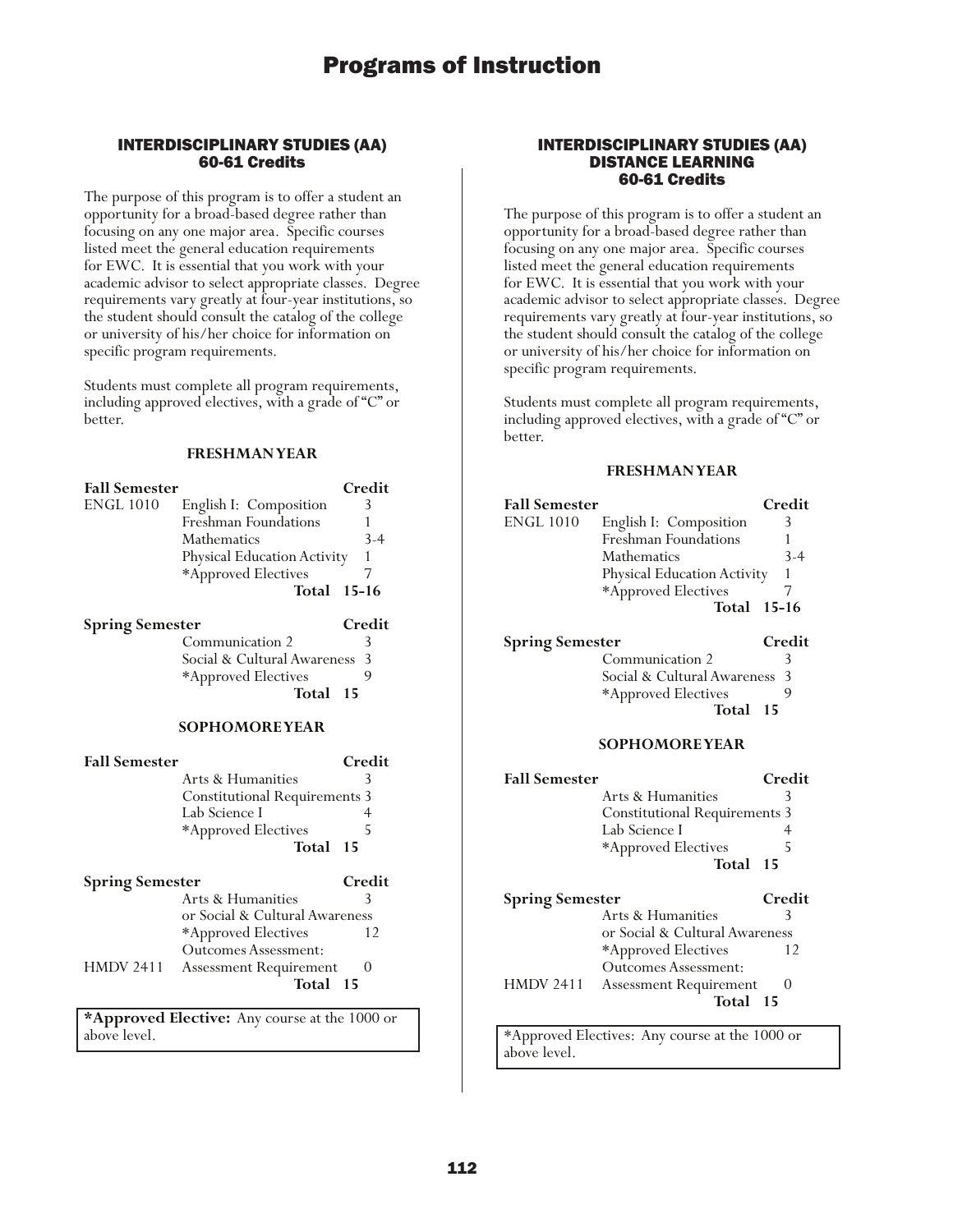# Programs of Instruction

## INTERDISCIPLINARY STUDIES (AA)
### 60-61 Credits

The purpose of this program is to offer a student an opportunity for a broad-based degree rather than focusing on any one major area. Specific courses listed meet the general education requirements for EWC. It is essential that you work with your academic advisor to select appropriate classes. Degree requirements vary greatly at four-year institutions, so the student should consult the catalog of the college or university of his/her choice for information on specific program requirements.

Students must complete all program requirements, including approved electives, with a grade of "C" or better.

#### FRESHMAN YEAR

| Fall Semester | | Credit |
|---|---|---|
| ENGL 1010 | English I: Composition | 3 |
| | Freshman Foundations | 1 |
| | Mathematics | 3-4 |
| | Physical Education Activity | 1 |
| | *Approved Electives | 7 |
| | **Total** | **15-16** |

| Spring Semester | | Credit |
|---|---|---|
| | Communication 2 | 3 |
| | Social & Cultural Awareness | 3 |
| | *Approved Electives | 9 |
| | **Total** | **15** |

#### SOPHOMORE YEAR

| Fall Semester | | Credit |
|---|---|---|
| | Arts & Humanities | 3 |
| | Constitutional Requirements | 3 |
| | Lab Science I | 4 |
| | *Approved Electives | 5 |
| | **Total** | **15** |

| Spring Semester | | Credit |
|---|---|---|
| | Arts & Humanities or Social & Cultural Awareness | 3 |
| | *Approved Electives | 12 |
| | Outcomes Assessment: | |
| HMDV 2411 | Assessment Requirement | 0 |
| | **Total** | **15** |

**\*Approved Elective:** Any course at the 1000 or above level.

## INTERDISCIPLINARY STUDIES (AA) DISTANCE LEARNING
### 60-61 Credits

The purpose of this program is to offer a student an opportunity for a broad-based degree rather than focusing on any one major area. Specific courses listed meet the general education requirements for EWC. It is essential that you work with your academic advisor to select appropriate classes. Degree requirements vary greatly at four-year institutions, so the student should consult the catalog of the college or university of his/her choice for information on specific program requirements.

Students must complete all program requirements, including approved electives, with a grade of "C" or better.

#### FRESHMAN YEAR

| Fall Semester | | Credit |
|---|---|---|
| ENGL 1010 | English I: Composition | 3 |
| | Freshman Foundations | 1 |
| | Mathematics | 3-4 |
| | Physical Education Activity | 1 |
| | *Approved Electives | 7 |
| | **Total** | **15-16** |

| Spring Semester | | Credit |
|---|---|---|
| | Communication 2 | 3 |
| | Social & Cultural Awareness | 3 |
| | *Approved Electives | 9 |
| | **Total** | **15** |

#### SOPHOMORE YEAR

| Fall Semester | | Credit |
|---|---|---|
| | Arts & Humanities | 3 |
| | Constitutional Requirements | 3 |
| | Lab Science I | 4 |
| | *Approved Electives | 5 |
| | **Total** | **15** |

| Spring Semester | | Credit |
|---|---|---|
| | Arts & Humanities or Social & Cultural Awareness | 3 |
| | *Approved Electives | 12 |
| | Outcomes Assessment: | |
| HMDV 2411 | Assessment Requirement | 0 |
| | **Total** | **15** |

*Approved Electives: Any course at the 1000 or above level.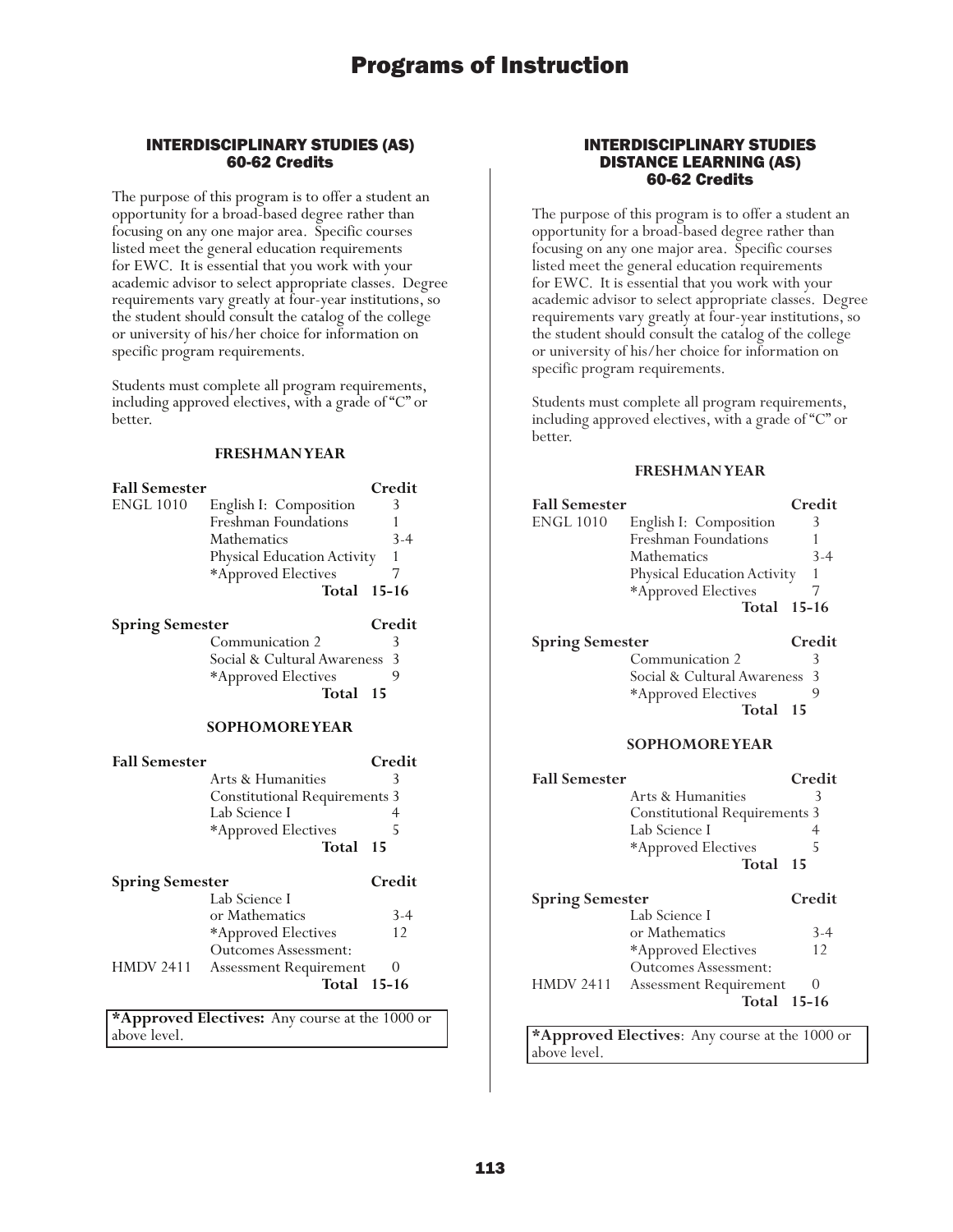## INTERDISCIPLINARY STUDIES (AS)
### 60-62 Credits

The purpose of this program is to offer a student an opportunity for a broad-based degree rather than focusing on any one major area. Specific courses listed meet the general education requirements for EWC. It is essential that you work with your academic advisor to select appropriate classes. Degree requirements vary greatly at four-year institutions, so the student should consult the catalog of the college or university of his/her choice for information on specific program requirements.

Students must complete all program requirements, including approved electives, with a grade of "C" or better.

**FRESHMAN YEAR**

| **Fall Semester** | | **Credit** |
|---|---|---|
| ENGL 1010 | English I: Composition | 3 |
| | Freshman Foundations | 1 |
| | Mathematics | 3-4 |
| | Physical Education Activity | 1 |
| | *Approved Electives | 7 |
| | **Total** | **15-16** |

| **Spring Semester** | | **Credit** |
|---|---|---|
| | Communication 2 | 3 |
| | Social & Cultural Awareness | 3 |
| | *Approved Electives | 9 |
| | **Total** | **15** |

**SOPHOMORE YEAR**

| **Fall Semester** | | **Credit** |
|---|---|---|
| | Arts & Humanities | 3 |
| | Constitutional Requirements | 3 |
| | Lab Science I | 4 |
| | *Approved Electives | 5 |
| | **Total** | **15** |

| **Spring Semester** | | **Credit** |
|---|---|---|
| | Lab Science I or Mathematics | 3-4 |
| | *Approved Electives | 12 |
| | Outcomes Assessment: | |
| HMDV 2411 | Assessment Requirement | 0 |
| | **Total** | **15-16** |

**\*Approved Electives:** Any course at the 1000 or above level.

## INTERDISCIPLINARY STUDIES DISTANCE LEARNING (AS)
### 60-62 Credits

The purpose of this program is to offer a student an opportunity for a broad-based degree rather than focusing on any one major area. Specific courses listed meet the general education requirements for EWC. It is essential that you work with your academic advisor to select appropriate classes. Degree requirements vary greatly at four-year institutions, so the student should consult the catalog of the college or university of his/her choice for information on specific program requirements.

Students must complete all program requirements, including approved electives, with a grade of "C" or better.

**FRESHMAN YEAR**

| **Fall Semester** | | **Credit** |
|---|---|---|
| ENGL 1010 | English I: Composition | 3 |
| | Freshman Foundations | 1 |
| | Mathematics | 3-4 |
| | Physical Education Activity | 1 |
| | *Approved Electives | 7 |
| | **Total** | **15-16** |

| **Spring Semester** | | **Credit** |
|---|---|---|
| | Communication 2 | 3 |
| | Social & Cultural Awareness | 3 |
| | *Approved Electives | 9 |
| | **Total** | **15** |

**SOPHOMORE YEAR**

| **Fall Semester** | | **Credit** |
|---|---|---|
| | Arts & Humanities | 3 |
| | Constitutional Requirements | 3 |
| | Lab Science I | 4 |
| | *Approved Electives | 5 |
| | **Total** | **15** |

| **Spring Semester** | | **Credit** |
|---|---|---|
| | Lab Science I or Mathematics | 3-4 |
| | *Approved Electives | 12 |
| | Outcomes Assessment: | |
| HMDV 2411 | Assessment Requirement | 0 |
| | **Total** | **15-16** |

**\*Approved Electives**: Any course at the 1000 or above level.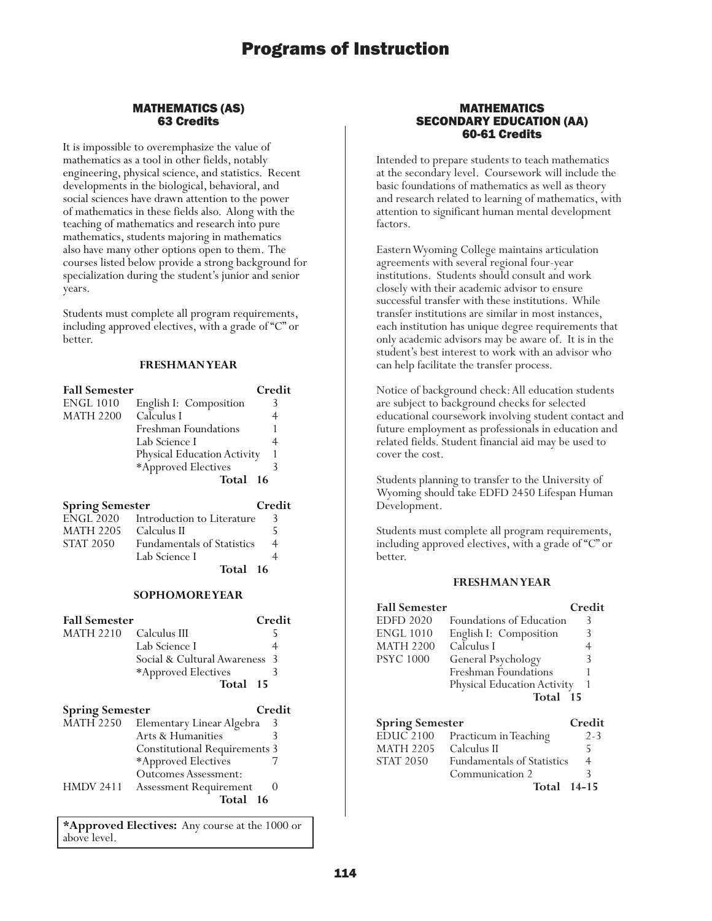## MATHEMATICS (AS)
### 63 Credits

It is impossible to overemphasize the value of mathematics as a tool in other fields, notably engineering, physical science, and statistics. Recent developments in the biological, behavioral, and social sciences have drawn attention to the power of mathematics in these fields also. Along with the teaching of mathematics and research into pure mathematics, students majoring in mathematics also have many other options open to them. The courses listed below provide a strong background for specialization during the student's junior and senior years.

Students must complete all program requirements, including approved electives, with a grade of "C" or better.

#### FRESHMAN YEAR

| Fall Semester | | Credit |
|---|---|---|
| ENGL 1010 | English I: Composition | 3 |
| MATH 2200 | Calculus I | 4 |
| | Freshman Foundations | 1 |
| | Lab Science I | 4 |
| | Physical Education Activity | 1 |
| | *Approved Electives | 3 |
| | **Total** | **16** |

| Spring Semester | | Credit |
|---|---|---|
| ENGL 2020 | Introduction to Literature | 3 |
| MATH 2205 | Calculus II | 5 |
| STAT 2050 | Fundamentals of Statistics | 4 |
| | Lab Science I | 4 |
| | **Total** | **16** |

#### SOPHOMORE YEAR

| Fall Semester | | Credit |
|---|---|---|
| MATH 2210 | Calculus III | 5 |
| | Lab Science I | 4 |
| | Social & Cultural Awareness | 3 |
| | *Approved Electives | 3 |
| | **Total** | **15** |

| Spring Semester | | Credit |
|---|---|---|
| MATH 2250 | Elementary Linear Algebra | 3 |
| | Arts & Humanities | 3 |
| | Constitutional Requirements | 3 |
| | *Approved Electives | 7 |
| | Outcomes Assessment: | |
| HMDV 2411 | Assessment Requirement | 0 |
| | **Total** | **16** |

**\*Approved Electives:** Any course at the 1000 or above level.

## MATHEMATICS SECONDARY EDUCATION (AA)
### 60-61 Credits

Intended to prepare students to teach mathematics at the secondary level. Coursework will include the basic foundations of mathematics as well as theory and research related to learning of mathematics, with attention to significant human mental development factors.

Eastern Wyoming College maintains articulation agreements with several regional four-year institutions. Students should consult and work closely with their academic advisor to ensure successful transfer with these institutions. While transfer institutions are similar in most instances, each institution has unique degree requirements that only academic advisors may be aware of. It is in the student's best interest to work with an advisor who can help facilitate the transfer process.

Notice of background check: All education students are subject to background checks for selected educational coursework involving student contact and future employment as professionals in education and related fields. Student financial aid may be used to cover the cost.

Students planning to transfer to the University of Wyoming should take EDFD 2450 Lifespan Human Development.

Students must complete all program requirements, including approved electives, with a grade of "C" or better.

#### FRESHMAN YEAR

| Fall Semester | | Credit |
|---|---|---|
| EDFD 2020 | Foundations of Education | 3 |
| ENGL 1010 | English I: Composition | 3 |
| MATH 2200 | Calculus I | 4 |
| PSYC 1000 | General Psychology | 3 |
| | Freshman Foundations | 1 |
| | Physical Education Activity | 1 |
| | **Total** | **15** |

| Spring Semester | | Credit |
|---|---|---|
| EDUC 2100 | Practicum in Teaching | 2-3 |
| MATH 2205 | Calculus II | 5 |
| STAT 2050 | Fundamentals of Statistics | 4 |
| | Communication 2 | 3 |
| | **Total** | **14-15** |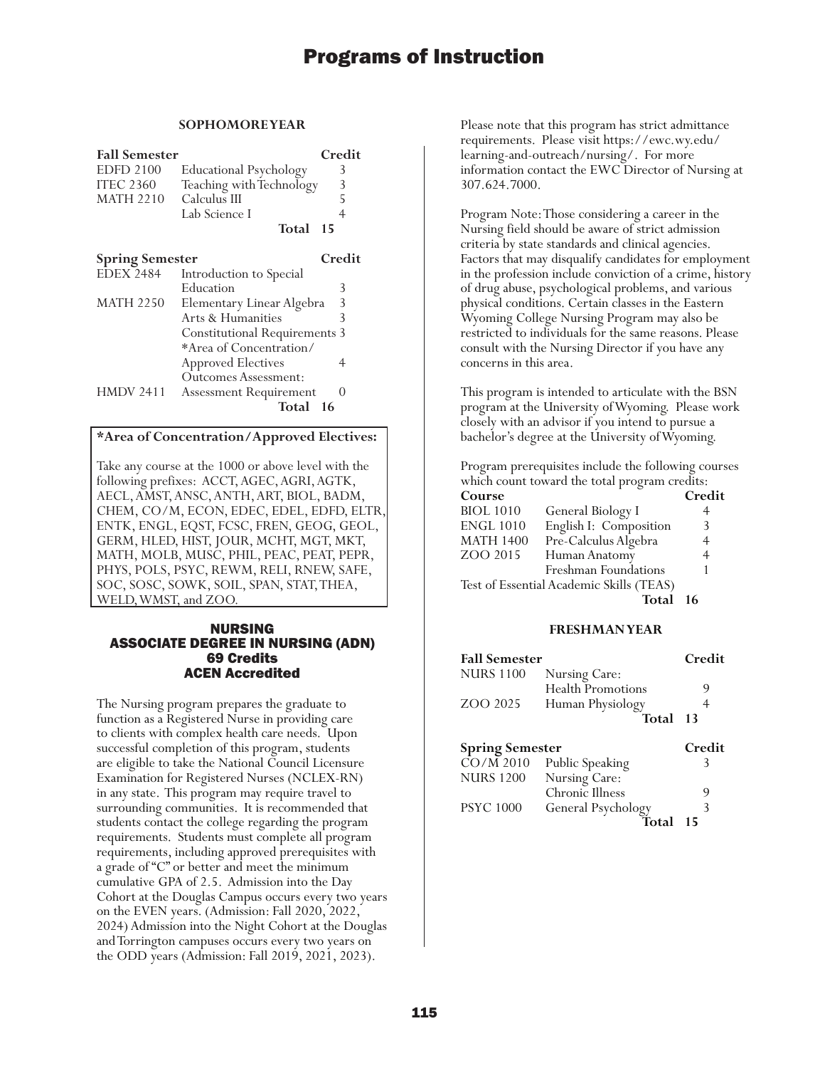### SOPHOMORE YEAR

| Fall Semester | | Credit |
|---|---|---|
| EDFD 2100 | Educational Psychology | 3 |
| ITEC 2360 | Teaching with Technology | 3 |
| MATH 2210 | Calculus III | 5 |
| | Lab Science I | 4 |
| | **Total** | **15** |

| Spring Semester | | Credit |
|---|---|---|
| EDEX 2484 | Introduction to Special Education | 3 |
| MATH 2250 | Elementary Linear Algebra | 3 |
| | Arts & Humanities | 3 |
| | Constitutional Requirements | 3 |
| | *Area of Concentration/ Approved Electives | 4 |
| HMDV 2411 | Outcomes Assessment: Assessment Requirement | 0 |
| | **Total** | **16** |

**\*Area of Concentration/Approved Electives:**

Take any course at the 1000 or above level with the following prefixes: ACCT, AGEC, AGRI, AGTK, AECL, AMST, ANSC, ANTH, ART, BIOL, BADM, CHEM, CO/M, ECON, EDEC, EDEL, EDFD, ELTR, ENTK, ENGL, EQST, FCSC, FREN, GEOG, GEOL, GERM, HLED, HIST, JOUR, MCHT, MGT, MKT, MATH, MOLB, MUSC, PHIL, PEAC, PEAT, PEPR, PHYS, POLS, PSYC, REWM, RELI, RNEW, SAFE, SOC, SOSC, SOWK, SOIL, SPAN, STAT, THEA, WELD, WMST, and ZOO.

## NURSING
## ASSOCIATE DEGREE IN NURSING (ADN)
## 69 Credits
## ACEN Accredited

The Nursing program prepares the graduate to function as a Registered Nurse in providing care to clients with complex health care needs. Upon successful completion of this program, students are eligible to take the National Council Licensure Examination for Registered Nurses (NCLEX-RN) in any state. This program may require travel to surrounding communities. It is recommended that students contact the college regarding the program requirements. Students must complete all program requirements, including approved prerequisites with a grade of "C" or better and meet the minimum cumulative GPA of 2.5. Admission into the Day Cohort at the Douglas Campus occurs every two years on the EVEN years. (Admission: Fall 2020, 2022, 2024) Admission into the Night Cohort at the Douglas and Torrington campuses occurs every two years on the ODD years (Admission: Fall 2019, 2021, 2023).

Please note that this program has strict admittance requirements. Please visit https://ewc.wy.edu/learning-and-outreach/nursing/. For more information contact the EWC Director of Nursing at 307.624.7000.

Program Note: Those considering a career in the Nursing field should be aware of strict admission criteria by state standards and clinical agencies. Factors that may disqualify candidates for employment in the profession include conviction of a crime, history of drug abuse, psychological problems, and various physical conditions. Certain classes in the Eastern Wyoming College Nursing Program may also be restricted to individuals for the same reasons. Please consult with the Nursing Director if you have any concerns in this area.

This program is intended to articulate with the BSN program at the University of Wyoming. Please work closely with an advisor if you intend to pursue a bachelor's degree at the University of Wyoming.

Program prerequisites include the following courses which count toward the total program credits:

| Course | | Credit |
|---|---|---|
| BIOL 1010 | General Biology I | 4 |
| ENGL 1010 | English I: Composition | 3 |
| MATH 1400 | Pre-Calculus Algebra | 4 |
| ZOO 2015 | Human Anatomy | 4 |
| | Freshman Foundations | 1 |
| | Test of Essential Academic Skills (TEAS) | |
| | **Total** | **16** |

### FRESHMAN YEAR

| Fall Semester | | Credit |
|---|---|---|
| NURS 1100 | Nursing Care: Health Promotions | 9 |
| ZOO 2025 | Human Physiology | 4 |
| | **Total** | **13** |

| Spring Semester | | Credit |
|---|---|---|
| CO/M 2010 | Public Speaking | 3 |
| NURS 1200 | Nursing Care: Chronic Illness | 9 |
| PSYC 1000 | General Psychology | 3 |
| | **Total** | **15** |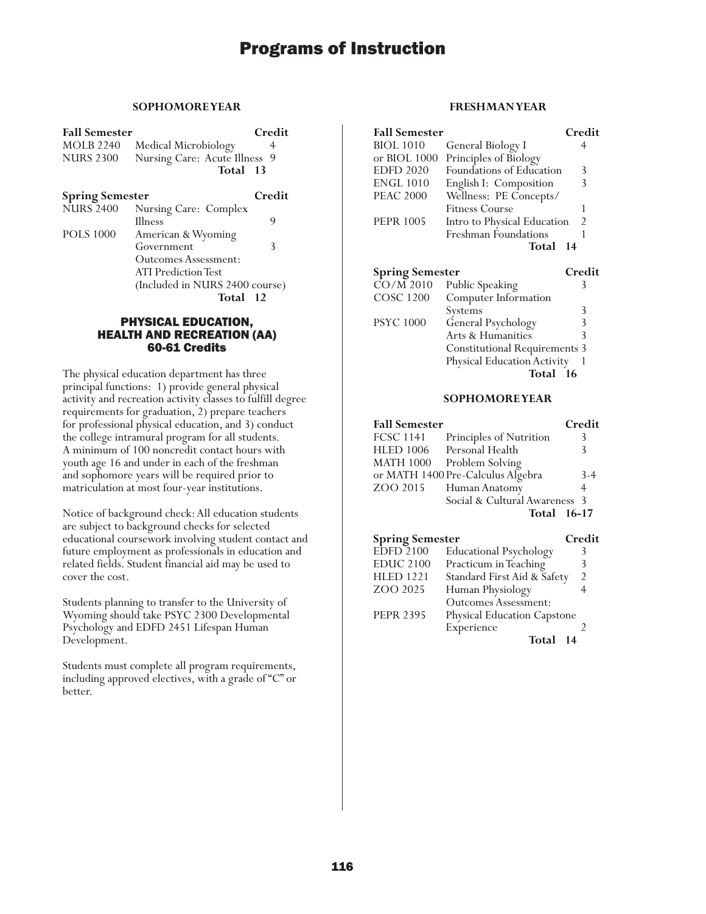### SOPHOMORE YEAR

**Fall Semester**

| Course | Title | Credit |
|---|---|---|
| MOLB 2240 | Medical Microbiology | 4 |
| NURS 2300 | Nursing Care: Acute Illness | 9 |
| | **Total** | **13** |

**Spring Semester**

| Course | Title | Credit |
|---|---|---|
| NURS 2400 | Nursing Care: Complex Illness | 9 |
| POLS 1000 | American & Wyoming Government | 3 |
| | Outcomes Assessment: ATI Prediction Test (Included in NURS 2400 course) | |
| | **Total** | **12** |

## PHYSICAL EDUCATION, HEALTH AND RECREATION (AA)
### 60-61 Credits

The physical education department has three principal functions: 1) provide general physical activity and recreation activity classes to fulfill degree requirements for graduation, 2) prepare teachers for professional physical education, and 3) conduct the college intramural program for all students. A minimum of 100 noncredit contact hours with youth age 16 and under in each of the freshman and sophomore years will be required prior to matriculation at most four-year institutions.

Notice of background check: All education students are subject to background checks for selected educational coursework involving student contact and future employment as professionals in education and related fields. Student financial aid may be used to cover the cost.

Students planning to transfer to the University of Wyoming should take PSYC 2300 Developmental Psychology and EDFD 2451 Lifespan Human Development.

Students must complete all program requirements, including approved electives, with a grade of "C" or better.

### FRESHMAN YEAR

**Fall Semester**

| Course | Title | Credit |
|---|---|---|
| BIOL 1010 | General Biology I | 4 |
| or BIOL 1000 | Principles of Biology | |
| EDFD 2020 | Foundations of Education | 3 |
| ENGL 1010 | English I: Composition | 3 |
| PEAC 2000 | Wellness: PE Concepts/ Fitness Course | 1 |
| PEPR 1005 | Intro to Physical Education | 2 |
| | Freshman Foundations | 1 |
| | **Total** | **14** |

**Spring Semester**

| Course | Title | Credit |
|---|---|---|
| CO/M 2010 | Public Speaking | 3 |
| COSC 1200 | Computer Information Systems | 3 |
| PSYC 1000 | General Psychology | 3 |
| | Arts & Humanities | 3 |
| | Constitutional Requirements | 3 |
| | Physical Education Activity | 1 |
| | **Total** | **16** |

### SOPHOMORE YEAR

**Fall Semester**

| Course | Title | Credit |
|---|---|---|
| FCSC 1141 | Principles of Nutrition | 3 |
| HLED 1006 | Personal Health | 3 |
| MATH 1000 | Problem Solving | |
| or MATH 1400 | Pre-Calculus Algebra | 3-4 |
| ZOO 2015 | Human Anatomy | 4 |
| | Social & Cultural Awareness | 3 |
| | **Total** | **16-17** |

**Spring Semester**

| Course | Title | Credit |
|---|---|---|
| EDFD 2100 | Educational Psychology | 3 |
| EDUC 2100 | Practicum in Teaching | 3 |
| HLED 1221 | Standard First Aid & Safety | 2 |
| ZOO 2025 | Human Physiology | 4 |
| | Outcomes Assessment: | |
| PEPR 2395 | Physical Education Capstone Experience | 2 |
| | **Total** | **14** |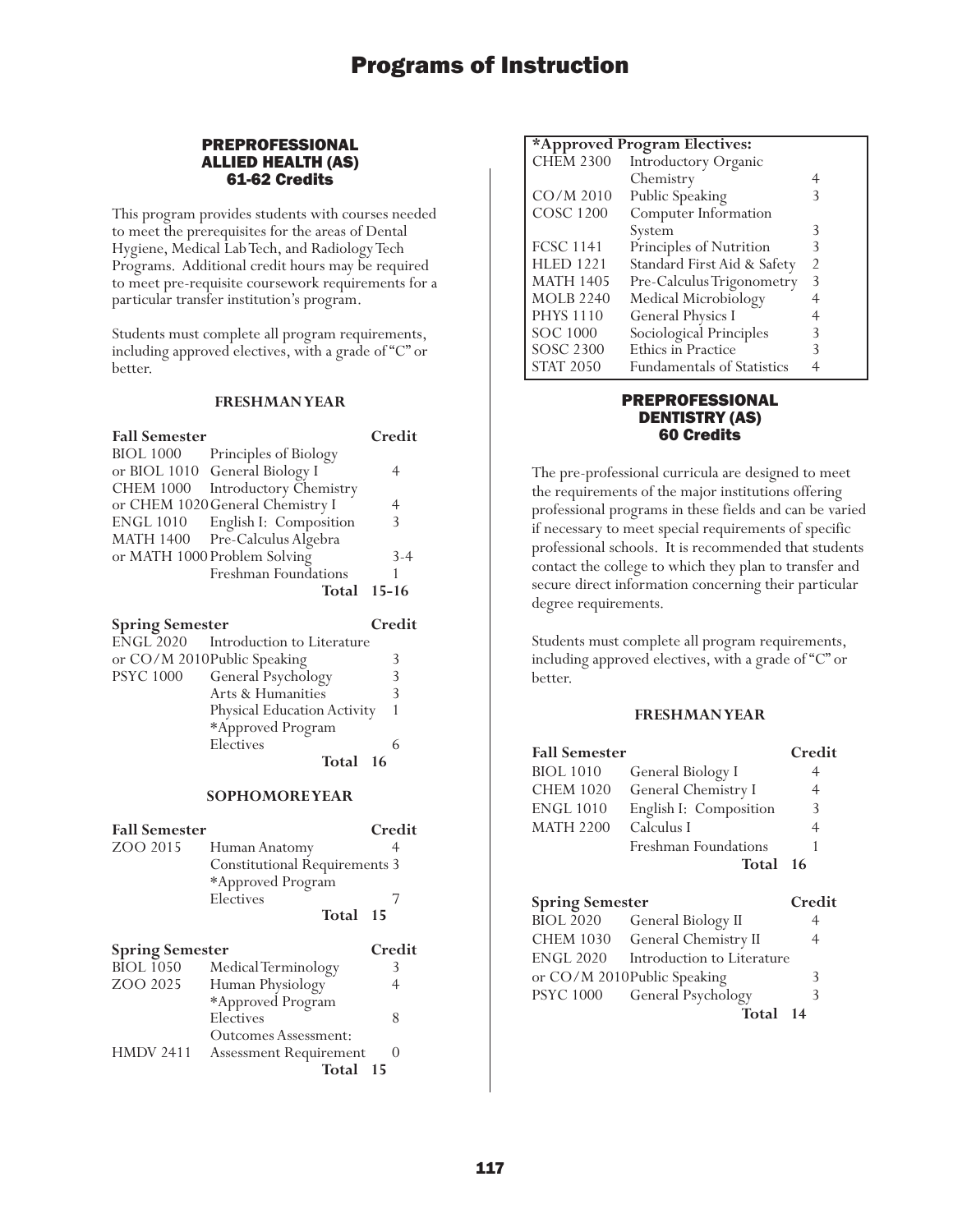## PREPROFESSIONAL ALLIED HEALTH (AS)
### 61-62 Credits

This program provides students with courses needed to meet the prerequisites for the areas of Dental Hygiene, Medical Lab Tech, and Radiology Tech Programs. Additional credit hours may be required to meet pre-requisite coursework requirements for a particular transfer institution's program.

Students must complete all program requirements, including approved electives, with a grade of "C" or better.

#### FRESHMAN YEAR

| Fall Semester | | Credit |
|---|---|---|
| BIOL 1000 | Principles of Biology | |
| or BIOL 1010 | General Biology I | 4 |
| CHEM 1000 | Introductory Chemistry | |
| or CHEM 1020 | General Chemistry I | 4 |
| ENGL 1010 | English I: Composition | 3 |
| MATH 1400 | Pre-Calculus Algebra | |
| or MATH 1000 | Problem Solving | 3-4 |
| | Freshman Foundations | 1 |
| | **Total** | **15-16** |

| Spring Semester | | Credit |
|---|---|---|
| ENGL 2020 | Introduction to Literature | |
| or CO/M 2010 | Public Speaking | 3 |
| PSYC 1000 | General Psychology | 3 |
| | Arts & Humanities | 3 |
| | Physical Education Activity | 1 |
| | *Approved Program Electives | 6 |
| | **Total** | **16** |

#### SOPHOMORE YEAR

| Fall Semester | | Credit |
|---|---|---|
| ZOO 2015 | Human Anatomy | 4 |
| | Constitutional Requirements | 3 |
| | *Approved Program Electives | 7 |
| | **Total** | **15** |

| Spring Semester | | Credit |
|---|---|---|
| BIOL 1050 | Medical Terminology | 3 |
| ZOO 2025 | Human Physiology | 4 |
| | *Approved Program Electives | 8 |
| | Outcomes Assessment: | |
| HMDV 2411 | Assessment Requirement | 0 |
| | **Total** | **15** |

| *Approved Program Electives: | | |
|---|---|---|
| CHEM 2300 | Introductory Organic Chemistry | 4 |
| CO/M 2010 | Public Speaking | 3 |
| COSC 1200 | Computer Information System | 3 |
| FCSC 1141 | Principles of Nutrition | 3 |
| HLED 1221 | Standard First Aid & Safety | 2 |
| MATH 1405 | Pre-Calculus Trigonometry | 3 |
| MOLB 2240 | Medical Microbiology | 4 |
| PHYS 1110 | General Physics I | 4 |
| SOC 1000 | Sociological Principles | 3 |
| SOSC 2300 | Ethics in Practice | 3 |
| STAT 2050 | Fundamentals of Statistics | 4 |

## PREPROFESSIONAL DENTISTRY (AS)
### 60 Credits

The pre-professional curricula are designed to meet the requirements of the major institutions offering professional programs in these fields and can be varied if necessary to meet special requirements of specific professional schools. It is recommended that students contact the college to which they plan to transfer and secure direct information concerning their particular degree requirements.

Students must complete all program requirements, including approved electives, with a grade of "C" or better.

#### FRESHMAN YEAR

| Fall Semester | | Credit |
|---|---|---|
| BIOL 1010 | General Biology I | 4 |
| CHEM 1020 | General Chemistry I | 4 |
| ENGL 1010 | English I: Composition | 3 |
| MATH 2200 | Calculus I | 4 |
| | Freshman Foundations | 1 |
| | **Total** | **16** |

| Spring Semester | | Credit |
|---|---|---|
| BIOL 2020 | General Biology II | 4 |
| CHEM 1030 | General Chemistry II | 4 |
| ENGL 2020 | Introduction to Literature | |
| or CO/M 2010 | Public Speaking | 3 |
| PSYC 1000 | General Psychology | 3 |
| | **Total** | **14** |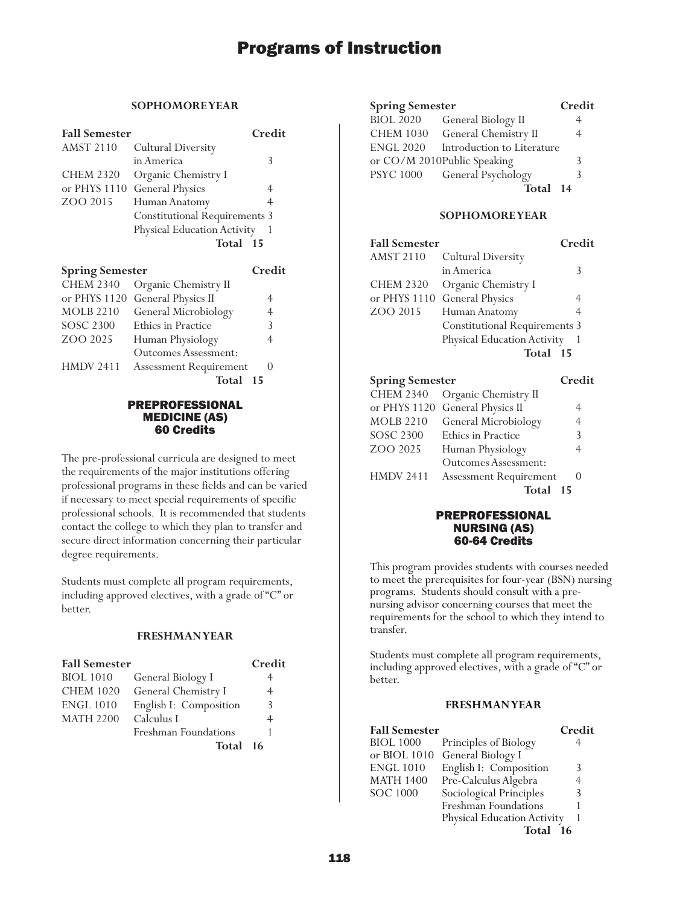### SOPHOMORE YEAR

| Fall Semester | | Credit |
|---|---|---|
| AMST 2110 | Cultural Diversity in America | 3 |
| CHEM 2320 | Organic Chemistry I | |
| or PHYS 1110 | General Physics | 4 |
| ZOO 2015 | Human Anatomy | 4 |
| | Constitutional Requirements | 3 |
| | Physical Education Activity | 1 |
| | **Total** | **15** |

| Spring Semester | | Credit |
|---|---|---|
| CHEM 2340 | Organic Chemistry II | |
| or PHYS 1120 | General Physics II | 4 |
| MOLB 2210 | General Microbiology | 4 |
| SOSC 2300 | Ethics in Practice | 3 |
| ZOO 2025 | Human Physiology | 4 |
| | Outcomes Assessment: | |
| HMDV 2411 | Assessment Requirement | 0 |
| | **Total** | **15** |

## PREPROFESSIONAL MEDICINE (AS)
## 60 Credits

The pre-professional curricula are designed to meet the requirements of the major institutions offering professional programs in these fields and can be varied if necessary to meet special requirements of specific professional schools. It is recommended that students contact the college to which they plan to transfer and secure direct information concerning their particular degree requirements.

Students must complete all program requirements, including approved electives, with a grade of "C" or better.

### FRESHMAN YEAR

| Fall Semester | | Credit |
|---|---|---|
| BIOL 1010 | General Biology I | 4 |
| CHEM 1020 | General Chemistry I | 4 |
| ENGL 1010 | English I: Composition | 3 |
| MATH 2200 | Calculus I | 4 |
| | Freshman Foundations | 1 |
| | **Total** | **16** |

| Spring Semester | | Credit |
|---|---|---|
| BIOL 2020 | General Biology II | 4 |
| CHEM 1030 | General Chemistry II | 4 |
| ENGL 2020 | Introduction to Literature | |
| or CO/M 2010 | Public Speaking | 3 |
| PSYC 1000 | General Psychology | 3 |
| | **Total** | **14** |

### SOPHOMORE YEAR

| Fall Semester | | Credit |
|---|---|---|
| AMST 2110 | Cultural Diversity in America | 3 |
| CHEM 2320 | Organic Chemistry I | |
| or PHYS 1110 | General Physics | 4 |
| ZOO 2015 | Human Anatomy | 4 |
| | Constitutional Requirements | 3 |
| | Physical Education Activity | 1 |
| | **Total** | **15** |

| Spring Semester | | Credit |
|---|---|---|
| CHEM 2340 | Organic Chemistry II | |
| or PHYS 1120 | General Physics II | 4 |
| MOLB 2210 | General Microbiology | 4 |
| SOSC 2300 | Ethics in Practice | 3 |
| ZOO 2025 | Human Physiology | 4 |
| | Outcomes Assessment: | |
| HMDV 2411 | Assessment Requirement | 0 |
| | **Total** | **15** |

## PREPROFESSIONAL NURSING (AS)
## 60-64 Credits

This program provides students with courses needed to meet the prerequisites for four-year (BSN) nursing programs. Students should consult with a pre-nursing advisor concerning courses that meet the requirements for the school to which they intend to transfer.

Students must complete all program requirements, including approved electives, with a grade of "C" or better.

### FRESHMAN YEAR

| Fall Semester | | Credit |
|---|---|---|
| BIOL 1000 | Principles of Biology | 4 |
| or BIOL 1010 | General Biology I | |
| ENGL 1010 | English I: Composition | 3 |
| MATH 1400 | Pre-Calculus Algebra | 4 |
| SOC 1000 | Sociological Principles | 3 |
| | Freshman Foundations | 1 |
| | Physical Education Activity | 1 |
| | **Total** | **16** |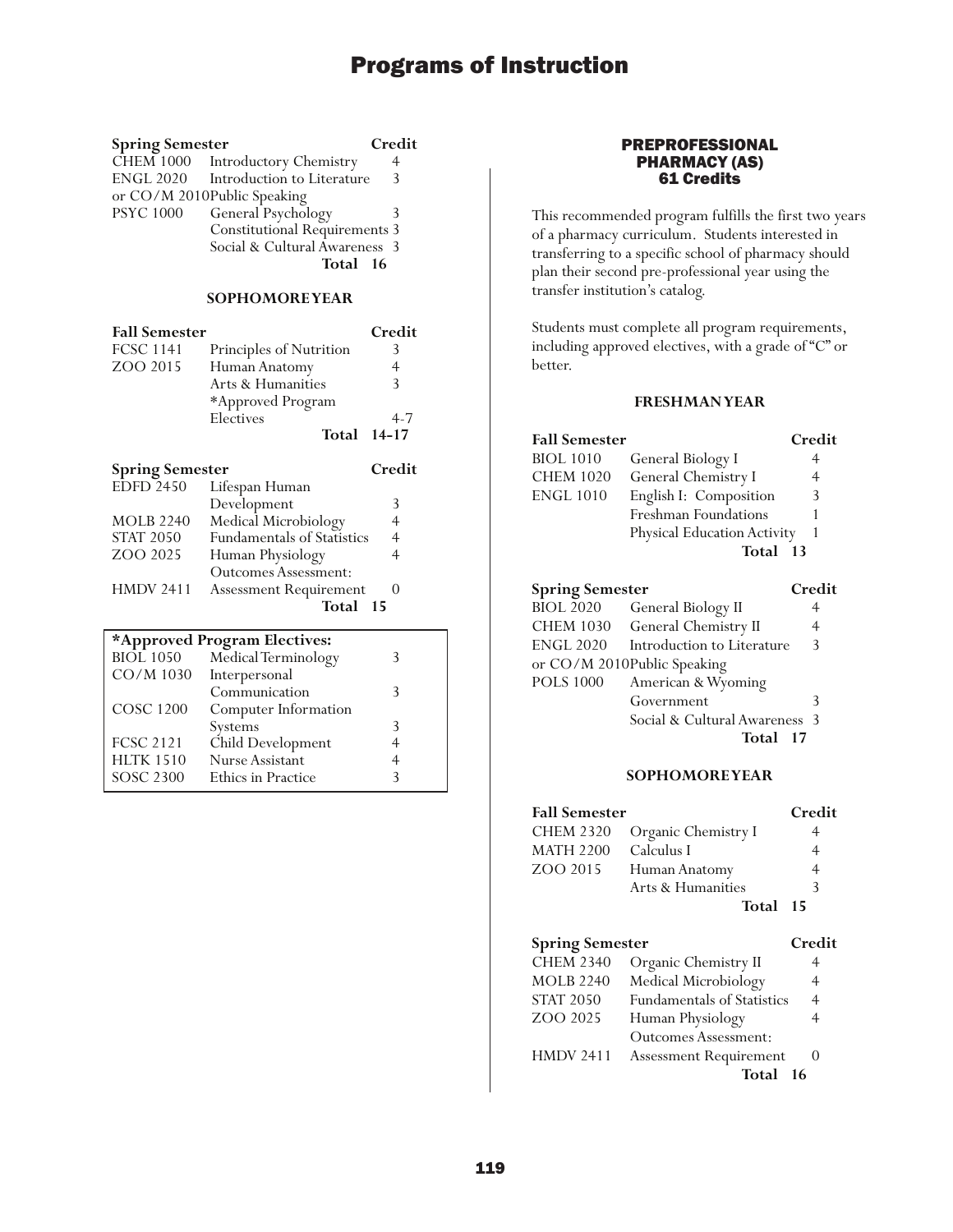**Spring Semester**

| Course | Title | Credit |
|---|---|---|
| CHEM 1000 | Introductory Chemistry | 4 |
| ENGL 2020 | Introduction to Literature | 3 |
| or CO/M 2010 | Public Speaking | |
| PSYC 1000 | General Psychology | 3 |
| | Constitutional Requirements | 3 |
| | Social & Cultural Awareness | 3 |
| | **Total** | **16** |

### SOPHOMORE YEAR

**Fall Semester**

| Course | Title | Credit |
|---|---|---|
| FCSC 1141 | Principles of Nutrition | 3 |
| ZOO 2015 | Human Anatomy | 4 |
| | Arts & Humanities | 3 |
| | *Approved Program Electives | 4-7 |
| | **Total** | **14-17** |

**Spring Semester**

| Course | Title | Credit |
|---|---|---|
| EDFD 2450 | Lifespan Human Development | 3 |
| MOLB 2240 | Medical Microbiology | 4 |
| STAT 2050 | Fundamentals of Statistics | 4 |
| ZOO 2025 | Human Physiology | 4 |
| | Outcomes Assessment: | |
| HMDV 2411 | Assessment Requirement | 0 |
| | **Total** | **15** |

**\*Approved Program Electives:**

| Course | Title | Credit |
|---|---|---|
| BIOL 1050 | Medical Terminology | 3 |
| CO/M 1030 | Interpersonal Communication | 3 |
| COSC 1200 | Computer Information Systems | 3 |
| FCSC 2121 | Child Development | 4 |
| HLTK 1510 | Nurse Assistant | 4 |
| SOSC 2300 | Ethics in Practice | 3 |

## PREPROFESSIONAL PHARMACY (AS)
## 61 Credits

This recommended program fulfills the first two years of a pharmacy curriculum. Students interested in transferring to a specific school of pharmacy should plan their second pre-professional year using the transfer institution's catalog.

Students must complete all program requirements, including approved electives, with a grade of "C" or better.

### FRESHMAN YEAR

**Fall Semester**

| Course | Title | Credit |
|---|---|---|
| BIOL 1010 | General Biology I | 4 |
| CHEM 1020 | General Chemistry I | 4 |
| ENGL 1010 | English I: Composition | 3 |
| | Freshman Foundations | 1 |
| | Physical Education Activity | 1 |
| | **Total** | **13** |

**Spring Semester**

| Course | Title | Credit |
|---|---|---|
| BIOL 2020 | General Biology II | 4 |
| CHEM 1030 | General Chemistry II | 4 |
| ENGL 2020 | Introduction to Literature | 3 |
| or CO/M 2010 | Public Speaking | |
| POLS 1000 | American & Wyoming Government | 3 |
| | Social & Cultural Awareness | 3 |
| | **Total** | **17** |

### SOPHOMORE YEAR

**Fall Semester**

| Course | Title | Credit |
|---|---|---|
| CHEM 2320 | Organic Chemistry I | 4 |
| MATH 2200 | Calculus I | 4 |
| ZOO 2015 | Human Anatomy | 4 |
| | Arts & Humanities | 3 |
| | **Total** | **15** |

**Spring Semester**

| Course | Title | Credit |
|---|---|---|
| CHEM 2340 | Organic Chemistry II | 4 |
| MOLB 2240 | Medical Microbiology | 4 |
| STAT 2050 | Fundamentals of Statistics | 4 |
| ZOO 2025 | Human Physiology | 4 |
| | Outcomes Assessment: | |
| HMDV 2411 | Assessment Requirement | 0 |
| | **Total** | **16** |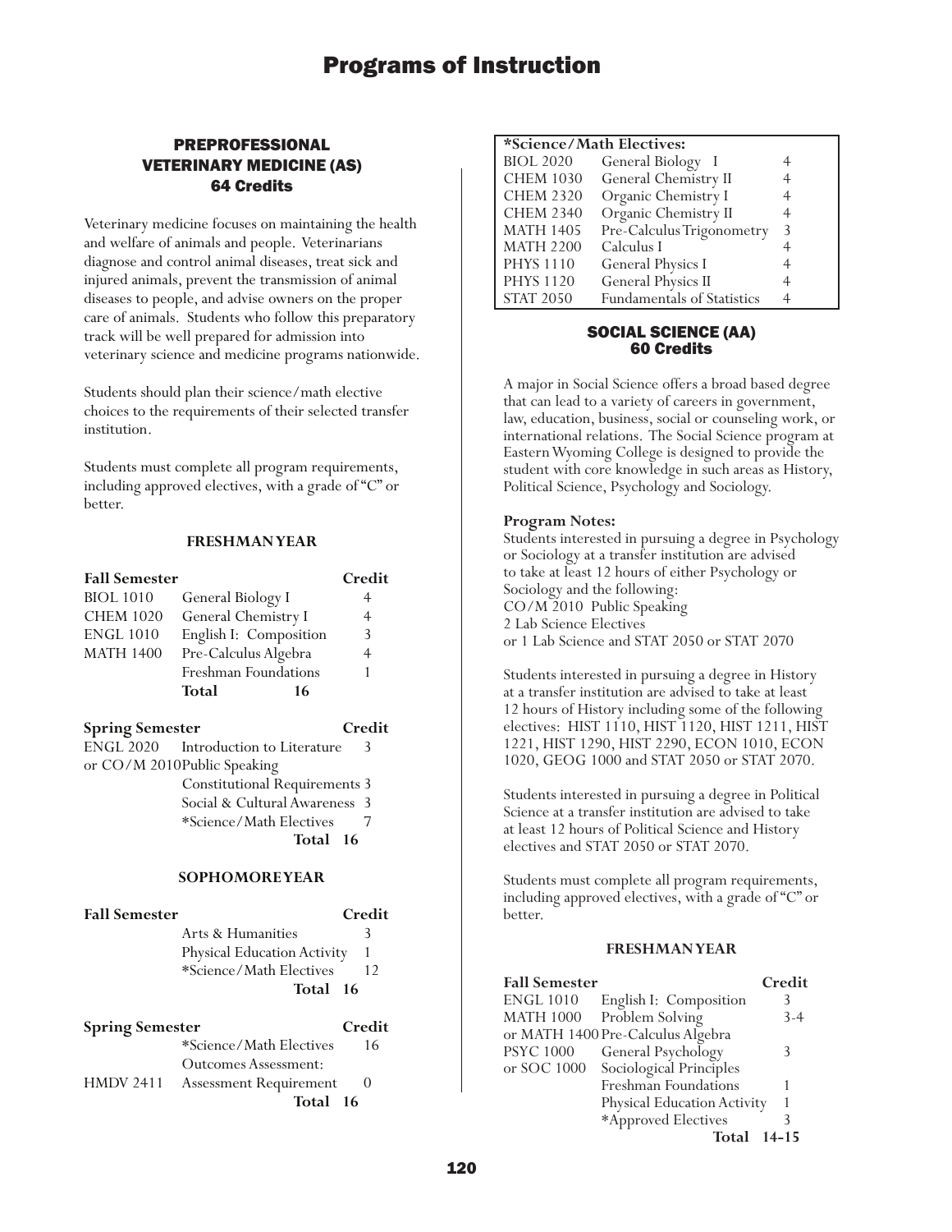## PREPROFESSIONAL VETERINARY MEDICINE (AS)
### 64 Credits

Veterinary medicine focuses on maintaining the health and welfare of animals and people. Veterinarians diagnose and control animal diseases, treat sick and injured animals, prevent the transmission of animal diseases to people, and advise owners on the proper care of animals. Students who follow this preparatory track will be well prepared for admission into veterinary science and medicine programs nationwide.

Students should plan their science/math elective choices to the requirements of their selected transfer institution.

Students must complete all program requirements, including approved electives, with a grade of "C" or better.

#### FRESHMAN YEAR

| Fall Semester | | Credit |
|---|---|---|
| BIOL 1010 | General Biology I | 4 |
| CHEM 1020 | General Chemistry I | 4 |
| ENGL 1010 | English I: Composition | 3 |
| MATH 1400 | Pre-Calculus Algebra | 4 |
| | Freshman Foundations | 1 |
| | **Total** | **16** |

| Spring Semester | | Credit |
|---|---|---|
| ENGL 2020 | Introduction to Literature | 3 |
| or CO/M 2010 | Public Speaking | |
| | Constitutional Requirements | 3 |
| | Social & Cultural Awareness | 3 |
| | *Science/Math Electives | 7 |
| | **Total** | **16** |

#### SOPHOMORE YEAR

| Fall Semester | | Credit |
|---|---|---|
| | Arts & Humanities | 3 |
| | Physical Education Activity | 1 |
| | *Science/Math Electives | 12 |
| | **Total** | **16** |

| Spring Semester | | Credit |
|---|---|---|
| | *Science/Math Electives | 16 |
| | Outcomes Assessment: | |
| HMDV 2411 | Assessment Requirement | 0 |
| | **Total** | **16** |

| *Science/Math Electives: | | |
|---|---|---|
| BIOL 2020 | General Biology I | 4 |
| CHEM 1030 | General Chemistry II | 4 |
| CHEM 2320 | Organic Chemistry I | 4 |
| CHEM 2340 | Organic Chemistry II | 4 |
| MATH 1405 | Pre-Calculus Trigonometry | 3 |
| MATH 2200 | Calculus I | 4 |
| PHYS 1110 | General Physics I | 4 |
| PHYS 1120 | General Physics II | 4 |
| STAT 2050 | Fundamentals of Statistics | 4 |

## SOCIAL SCIENCE (AA)
### 60 Credits

A major in Social Science offers a broad based degree that can lead to a variety of careers in government, law, education, business, social or counseling work, or international relations. The Social Science program at Eastern Wyoming College is designed to provide the student with core knowledge in such areas as History, Political Science, Psychology and Sociology.

**Program Notes:**
Students interested in pursuing a degree in Psychology or Sociology at a transfer institution are advised to take at least 12 hours of either Psychology or Sociology and the following:
CO/M 2010 Public Speaking
2 Lab Science Electives
or 1 Lab Science and STAT 2050 or STAT 2070

Students interested in pursuing a degree in History at a transfer institution are advised to take at least 12 hours of History including some of the following electives: HIST 1110, HIST 1120, HIST 1211, HIST 1221, HIST 1290, HIST 2290, ECON 1010, ECON 1020, GEOG 1000 and STAT 2050 or STAT 2070.

Students interested in pursuing a degree in Political Science at a transfer institution are advised to take at least 12 hours of Political Science and History electives and STAT 2050 or STAT 2070.

Students must complete all program requirements, including approved electives, with a grade of "C" or better.

#### FRESHMAN YEAR

| Fall Semester | | Credit |
|---|---|---|
| ENGL 1010 | English I: Composition | 3 |
| MATH 1000 | Problem Solving | 3-4 |
| or MATH 1400 | Pre-Calculus Algebra | |
| PSYC 1000 | General Psychology | 3 |
| or SOC 1000 | Sociological Principles | |
| | Freshman Foundations | 1 |
| | Physical Education Activity | 1 |
| | *Approved Electives | 3 |
| | **Total** | **14-15** |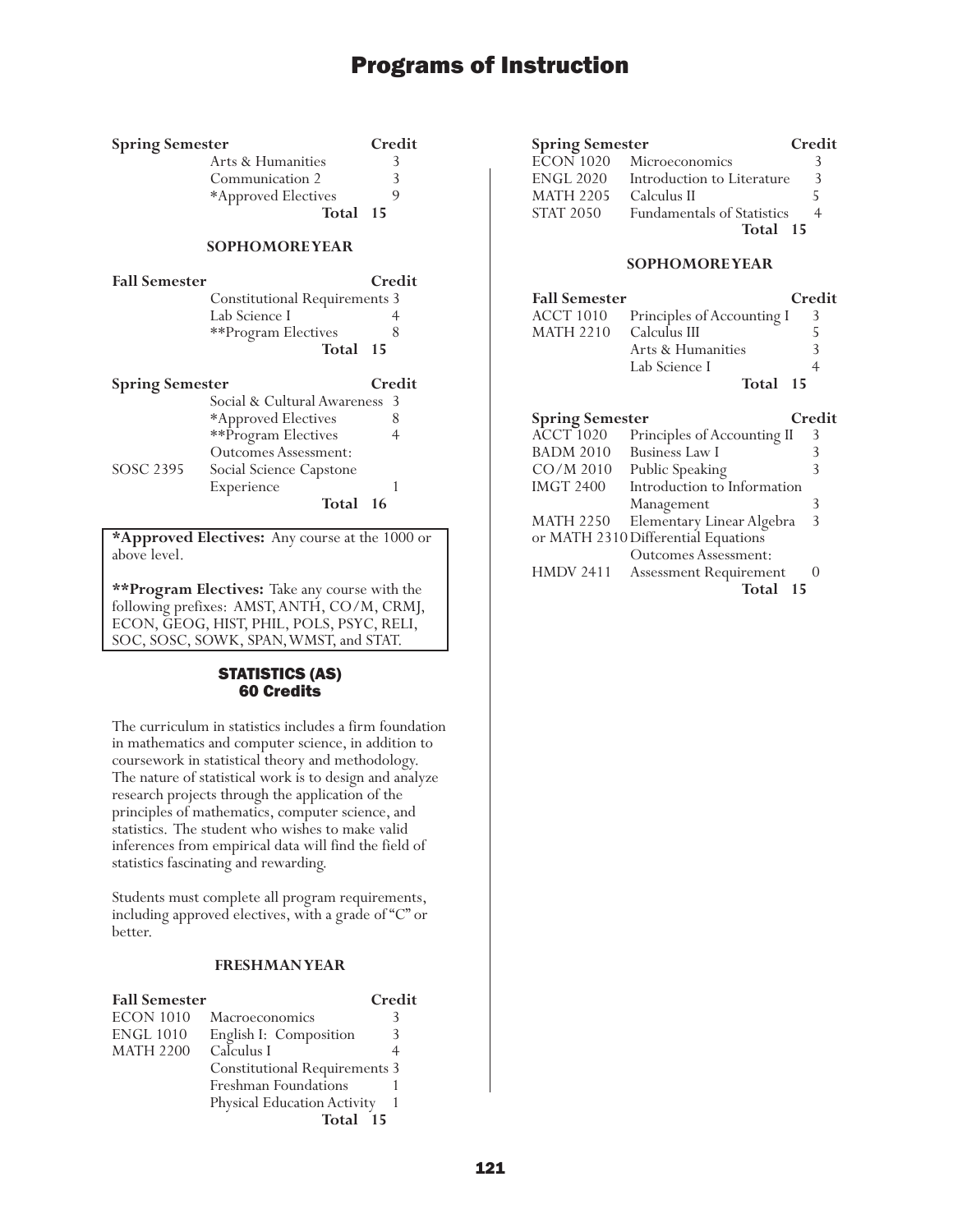| Spring Semester | | Credit |
|---|---|---|
| | Arts & Humanities | 3 |
| | Communication 2 | 3 |
| | *Approved Electives | 9 |
| | **Total** | **15** |

**SOPHOMORE YEAR**

| Fall Semester | | Credit |
|---|---|---|
| | Constitutional Requirements | 3 |
| | Lab Science I | 4 |
| | **Program Electives | 8 |
| | **Total** | **15** |

| Spring Semester | | Credit |
|---|---|---|
| | Social & Cultural Awareness | 3 |
| | *Approved Electives | 8 |
| | **Program Electives | 4 |
| | Outcomes Assessment: | |
| SOSC 2395 | Social Science Capstone Experience | 1 |
| | **Total** | **16** |

**\*Approved Electives:** Any course at the 1000 or above level.

**\*\*Program Electives:** Take any course with the following prefixes: AMST, ANTH, CO/M, CRMJ, ECON, GEOG, HIST, PHIL, POLS, PSYC, RELI, SOC, SOSC, SOWK, SPAN, WMST, and STAT.

## STATISTICS (AS)
## 60 Credits

The curriculum in statistics includes a firm foundation in mathematics and computer science, in addition to coursework in statistical theory and methodology. The nature of statistical work is to design and analyze research projects through the application of the principles of mathematics, computer science, and statistics. The student who wishes to make valid inferences from empirical data will find the field of statistics fascinating and rewarding.

Students must complete all program requirements, including approved electives, with a grade of "C" or better.

**FRESHMAN YEAR**

| Fall Semester | | Credit |
|---|---|---|
| ECON 1010 | Macroeconomics | 3 |
| ENGL 1010 | English I: Composition | 3 |
| MATH 2200 | Calculus I | 4 |
| | Constitutional Requirements | 3 |
| | Freshman Foundations | 1 |
| | Physical Education Activity | 1 |
| | **Total** | **15** |

| Spring Semester | | Credit |
|---|---|---|
| ECON 1020 | Microeconomics | 3 |
| ENGL 2020 | Introduction to Literature | 3 |
| MATH 2205 | Calculus II | 5 |
| STAT 2050 | Fundamentals of Statistics | 4 |
| | **Total** | **15** |

**SOPHOMORE YEAR**

| Fall Semester | | Credit |
|---|---|---|
| ACCT 1010 | Principles of Accounting I | 3 |
| MATH 2210 | Calculus III | 5 |
| | Arts & Humanities | 3 |
| | Lab Science I | 4 |
| | **Total** | **15** |

| Spring Semester | | Credit |
|---|---|---|
| ACCT 1020 | Principles of Accounting II | 3 |
| BADM 2010 | Business Law I | 3 |
| CO/M 2010 | Public Speaking | 3 |
| IMGT 2400 | Introduction to Information Management | 3 |
| MATH 2250 | Elementary Linear Algebra | 3 |
| or MATH 2310 | Differential Equations | |
| | Outcomes Assessment: | |
| HMDV 2411 | Assessment Requirement | 0 |
| | **Total** | **15** |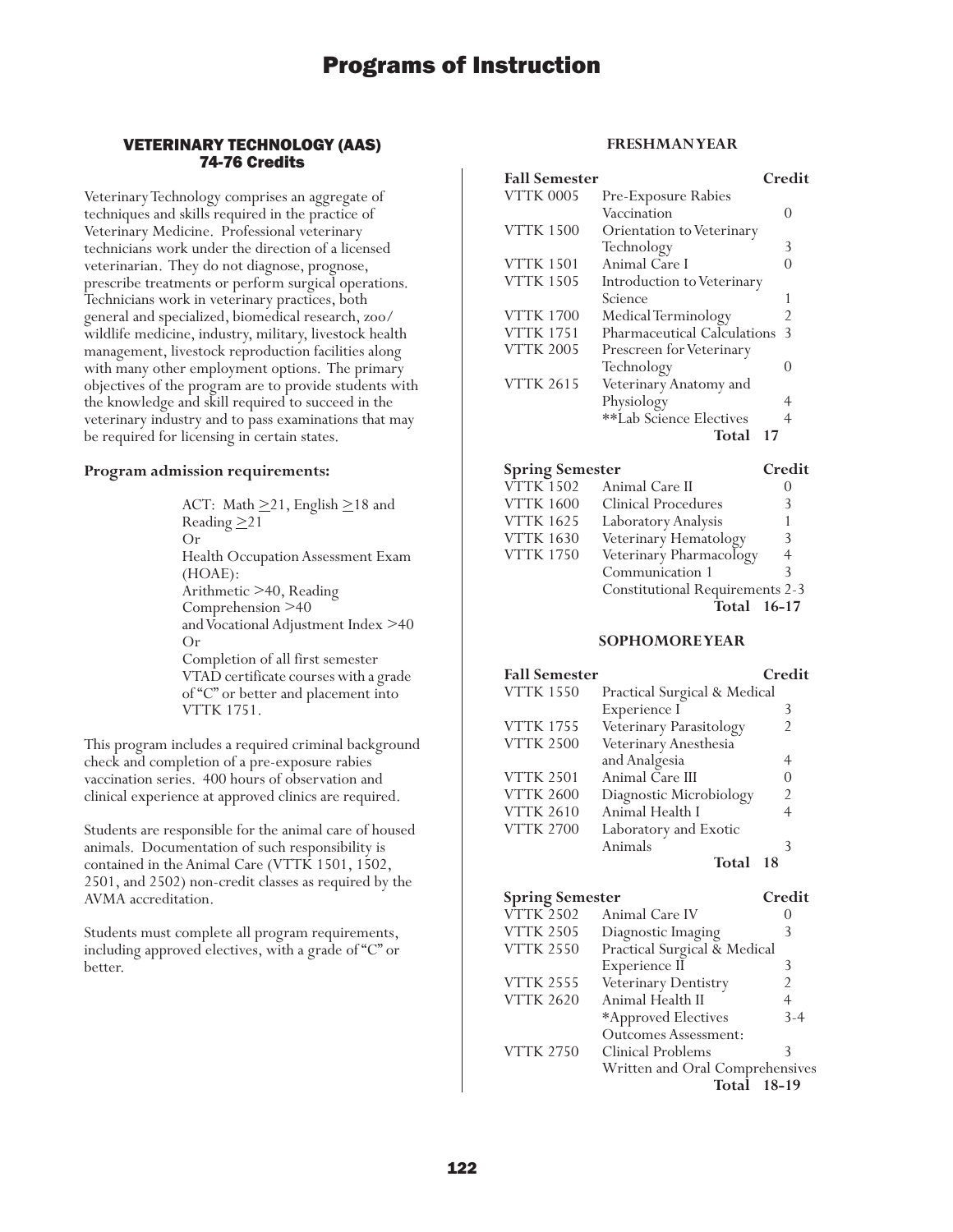## VETERINARY TECHNOLOGY (AAS)
## 74-76 Credits

Veterinary Technology comprises an aggregate of techniques and skills required in the practice of Veterinary Medicine. Professional veterinary technicians work under the direction of a licensed veterinarian. They do not diagnose, prognose, prescribe treatments or perform surgical operations. Technicians work in veterinary practices, both general and specialized, biomedical research, zoo/wildlife medicine, industry, military, livestock health management, livestock reproduction facilities along with many other employment options. The primary objectives of the program are to provide students with the knowledge and skill required to succeed in the veterinary industry and to pass examinations that may be required for licensing in certain states.

**Program admission requirements:**

> ACT: Math ≥21, English ≥18 and Reading ≥21
> Or
> Health Occupation Assessment Exam (HOAE):
> Arithmetic >40, Reading Comprehension >40 and Vocational Adjustment Index >40
> Or
> Completion of all first semester VTAD certificate courses with a grade of "C" or better and placement into VTTK 1751.

This program includes a required criminal background check and completion of a pre-exposure rabies vaccination series. 400 hours of observation and clinical experience at approved clinics are required.

Students are responsible for the animal care of housed animals. Documentation of such responsibility is contained in the Animal Care (VTTK 1501, 1502, 2501, and 2502) non-credit classes as required by the AVMA accreditation.

Students must complete all program requirements, including approved electives, with a grade of "C" or better.

### FRESHMAN YEAR

| Fall Semester | | Credit |
|---|---|---|
| VTTK 0005 | Pre-Exposure Rabies Vaccination | 0 |
| VTTK 1500 | Orientation to Veterinary Technology | 3 |
| VTTK 1501 | Animal Care I | 0 |
| VTTK 1505 | Introduction to Veterinary Science | 1 |
| VTTK 1700 | Medical Terminology | 2 |
| VTTK 1751 | Pharmaceutical Calculations | 3 |
| VTTK 2005 | Prescreen for Veterinary Technology | 0 |
| VTTK 2615 | Veterinary Anatomy and Physiology | 4 |
| | **Lab Science Electives | 4 |
| | **Total** | **17** |

| Spring Semester | | Credit |
|---|---|---|
| VTTK 1502 | Animal Care II | 0 |
| VTTK 1600 | Clinical Procedures | 3 |
| VTTK 1625 | Laboratory Analysis | 1 |
| VTTK 1630 | Veterinary Hematology | 3 |
| VTTK 1750 | Veterinary Pharmacology | 4 |
| | Communication 1 | 3 |
| | Constitutional Requirements | 2-3 |
| | **Total** | **16-17** |

### SOPHOMORE YEAR

| Fall Semester | | Credit |
|---|---|---|
| VTTK 1550 | Practical Surgical & Medical Experience I | 3 |
| VTTK 1755 | Veterinary Parasitology | 2 |
| VTTK 2500 | Veterinary Anesthesia and Analgesia | 4 |
| VTTK 2501 | Animal Care III | 0 |
| VTTK 2600 | Diagnostic Microbiology | 2 |
| VTTK 2610 | Animal Health I | 4 |
| VTTK 2700 | Laboratory and Exotic Animals | 3 |
| | **Total** | **18** |

| Spring Semester | | Credit |
|---|---|---|
| VTTK 2502 | Animal Care IV | 0 |
| VTTK 2505 | Diagnostic Imaging | 3 |
| VTTK 2550 | Practical Surgical & Medical Experience II | 3 |
| VTTK 2555 | Veterinary Dentistry | 2 |
| VTTK 2620 | Animal Health II | 4 |
| | *Approved Electives | 3-4 |
| | Outcomes Assessment: | |
| VTTK 2750 | Clinical Problems | 3 |
| | Written and Oral Comprehensives | |
| | **Total** | **18-19** |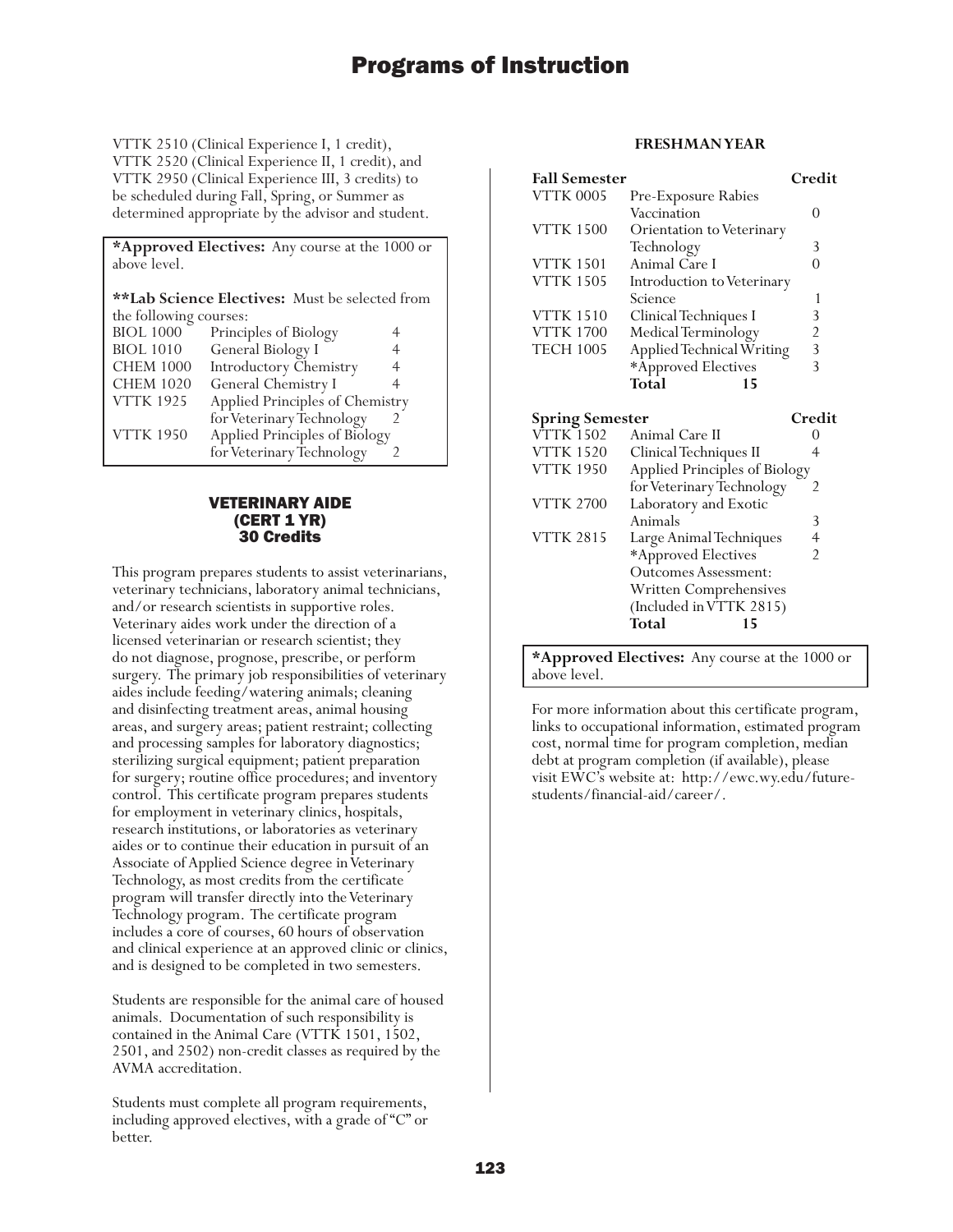VTTK 2510 (Clinical Experience I, 1 credit), VTTK 2520 (Clinical Experience II, 1 credit), and VTTK 2950 (Clinical Experience III, 3 credits) to be scheduled during Fall, Spring, or Summer as determined appropriate by the advisor and student.

**\*Approved Electives:** Any course at the 1000 or above level.

**\*\*Lab Science Electives:** Must be selected from the following courses:

| | | |
|---|---|---|
| BIOL 1000 | Principles of Biology | 4 |
| BIOL 1010 | General Biology I | 4 |
| CHEM 1000 | Introductory Chemistry | 4 |
| CHEM 1020 | General Chemistry I | 4 |
| VTTK 1925 | Applied Principles of Chemistry for Veterinary Technology | 2 |
| VTTK 1950 | Applied Principles of Biology for Veterinary Technology | 2 |

## VETERINARY AIDE (CERT 1 YR) 30 Credits

This program prepares students to assist veterinarians, veterinary technicians, laboratory animal technicians, and/or research scientists in supportive roles. Veterinary aides work under the direction of a licensed veterinarian or research scientist; they do not diagnose, prognose, prescribe, or perform surgery. The primary job responsibilities of veterinary aides include feeding/watering animals; cleaning and disinfecting treatment areas, animal housing areas, and surgery areas; patient restraint; collecting and processing samples for laboratory diagnostics; sterilizing surgical equipment; patient preparation for surgery; routine office procedures; and inventory control. This certificate program prepares students for employment in veterinary clinics, hospitals, research institutions, or laboratories as veterinary aides or to continue their education in pursuit of an Associate of Applied Science degree in Veterinary Technology, as most credits from the certificate program will transfer directly into the Veterinary Technology program. The certificate program includes a core of courses, 60 hours of observation and clinical experience at an approved clinic or clinics, and is designed to be completed in two semesters.

Students are responsible for the animal care of housed animals. Documentation of such responsibility is contained in the Animal Care (VTTK 1501, 1502, 2501, and 2502) non-credit classes as required by the AVMA accreditation.

Students must complete all program requirements, including approved electives, with a grade of "C" or better.

### FRESHMAN YEAR

| **Fall Semester** | | **Credit** |
|---|---|---|
| VTTK 0005 | Pre-Exposure Rabies Vaccination | 0 |
| VTTK 1500 | Orientation to Veterinary Technology | 3 |
| VTTK 1501 | Animal Care I | 0 |
| VTTK 1505 | Introduction to Veterinary Science | 1 |
| VTTK 1510 | Clinical Techniques I | 3 |
| VTTK 1700 | Medical Terminology | 2 |
| TECH 1005 | Applied Technical Writing | 3 |
| | \*Approved Electives | 3 |
| | **Total** | **15** |

| **Spring Semester** | | **Credit** |
|---|---|---|
| VTTK 1502 | Animal Care II | 0 |
| VTTK 1520 | Clinical Techniques II | 4 |
| VTTK 1950 | Applied Principles of Biology for Veterinary Technology | 2 |
| VTTK 2700 | Laboratory and Exotic Animals | 3 |
| VTTK 2815 | Large Animal Techniques | 4 |
| | \*Approved Electives | 2 |
| | Outcomes Assessment: Written Comprehensives (Included in VTTK 2815) | |
| | **Total** | **15** |

**\*Approved Electives:** Any course at the 1000 or above level.

For more information about this certificate program, links to occupational information, estimated program cost, normal time for program completion, median debt at program completion (if available), please visit EWC's website at: http://ewc.wy.edu/future-students/financial-aid/career/.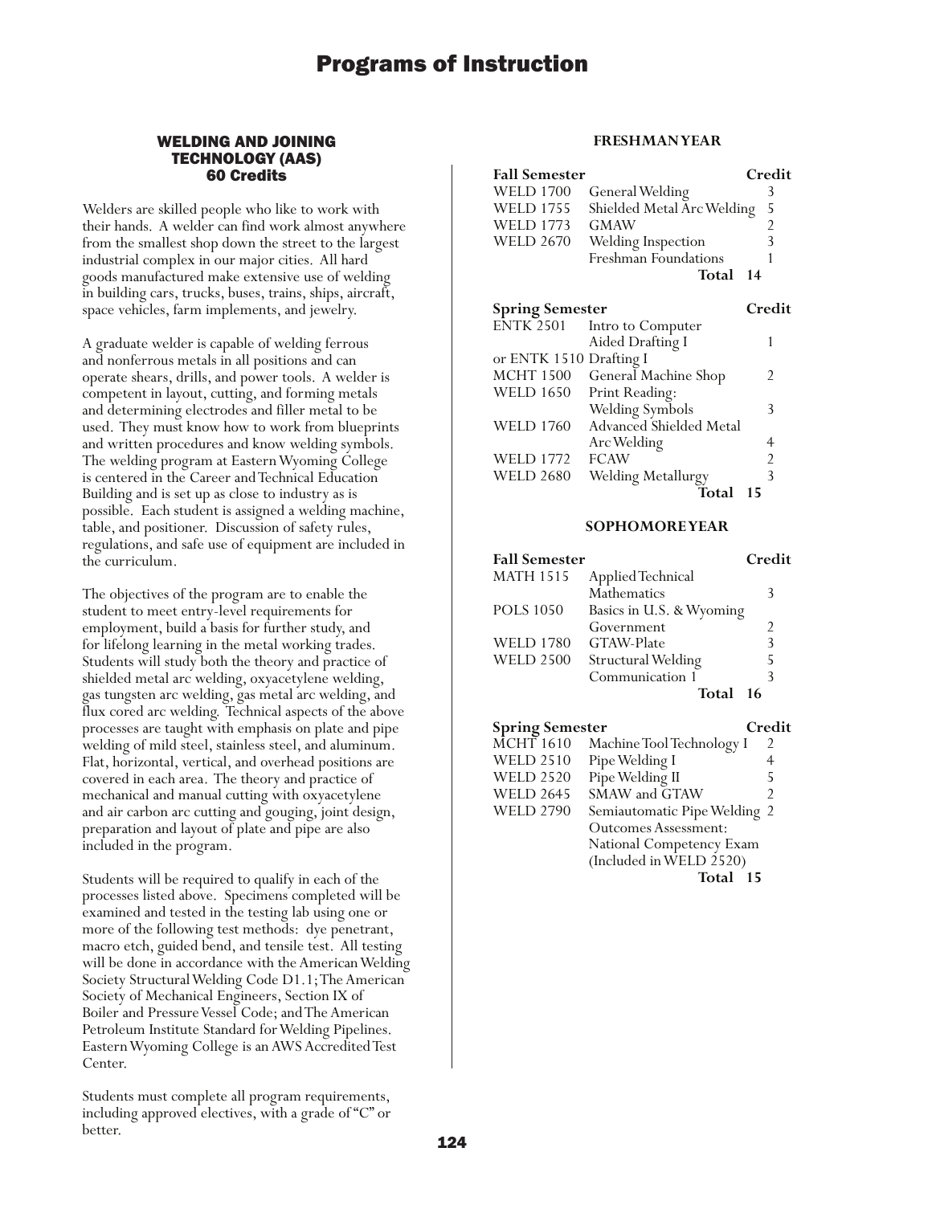# Programs of Instruction

## WELDING AND JOINING TECHNOLOGY (AAS)
## 60 Credits

Welders are skilled people who like to work with their hands. A welder can find work almost anywhere from the smallest shop down the street to the largest industrial complex in our major cities. All hard goods manufactured make extensive use of welding in building cars, trucks, buses, trains, ships, aircraft, space vehicles, farm implements, and jewelry.

A graduate welder is capable of welding ferrous and nonferrous metals in all positions and can operate shears, drills, and power tools. A welder is competent in layout, cutting, and forming metals and determining electrodes and filler metal to be used. They must know how to work from blueprints and written procedures and know welding symbols. The welding program at Eastern Wyoming College is centered in the Career and Technical Education Building and is set up as close to industry as is possible. Each student is assigned a welding machine, table, and positioner. Discussion of safety rules, regulations, and safe use of equipment are included in the curriculum.

The objectives of the program are to enable the student to meet entry-level requirements for employment, build a basis for further study, and for lifelong learning in the metal working trades. Students will study both the theory and practice of shielded metal arc welding, oxyacetylene welding, gas tungsten arc welding, gas metal arc welding, and flux cored arc welding. Technical aspects of the above processes are taught with emphasis on plate and pipe welding of mild steel, stainless steel, and aluminum. Flat, horizontal, vertical, and overhead positions are covered in each area. The theory and practice of mechanical and manual cutting with oxyacetylene and air carbon arc cutting and gouging, joint design, preparation and layout of plate and pipe are also included in the program.

Students will be required to qualify in each of the processes listed above. Specimens completed will be examined and tested in the testing lab using one or more of the following test methods: dye penetrant, macro etch, guided bend, and tensile test. All testing will be done in accordance with the American Welding Society Structural Welding Code D1.1; The American Society of Mechanical Engineers, Section IX of Boiler and Pressure Vessel Code; and The American Petroleum Institute Standard for Welding Pipelines. Eastern Wyoming College is an AWS Accredited Test Center.

Students must complete all program requirements, including approved electives, with a grade of "C" or better.

### FRESHMAN YEAR

| Fall Semester | | Credit |
|---|---|---|
| WELD 1700 | General Welding | 3 |
| WELD 1755 | Shielded Metal Arc Welding | 5 |
| WELD 1773 | GMAW | 2 |
| WELD 2670 | Welding Inspection | 3 |
| | Freshman Foundations | 1 |
| | **Total** | **14** |

| Spring Semester | | Credit |
|---|---|---|
| ENTK 2501 | Intro to Computer Aided Drafting I | 1 |
| or ENTK 1510 | Drafting I | |
| MCHT 1500 | General Machine Shop | 2 |
| WELD 1650 | Print Reading: Welding Symbols | 3 |
| WELD 1760 | Advanced Shielded Metal Arc Welding | 4 |
| WELD 1772 | FCAW | 2 |
| WELD 2680 | Welding Metallurgy | 3 |
| | **Total** | **15** |

### SOPHOMORE YEAR

| Fall Semester | | Credit |
|---|---|---|
| MATH 1515 | Applied Technical Mathematics | 3 |
| POLS 1050 | Basics in U.S. & Wyoming Government | 2 |
| WELD 1780 | GTAW-Plate | 3 |
| WELD 2500 | Structural Welding | 5 |
| | Communication 1 | 3 |
| | **Total** | **16** |

| Spring Semester | | Credit |
|---|---|---|
| MCHT 1610 | Machine Tool Technology I | 2 |
| WELD 2510 | Pipe Welding I | 4 |
| WELD 2520 | Pipe Welding II | 5 |
| WELD 2645 | SMAW and GTAW | 2 |
| WELD 2790 | Semiautomatic Pipe Welding | 2 |
| | Outcomes Assessment: National Competency Exam (Included in WELD 2520) | |
| | **Total** | **15** |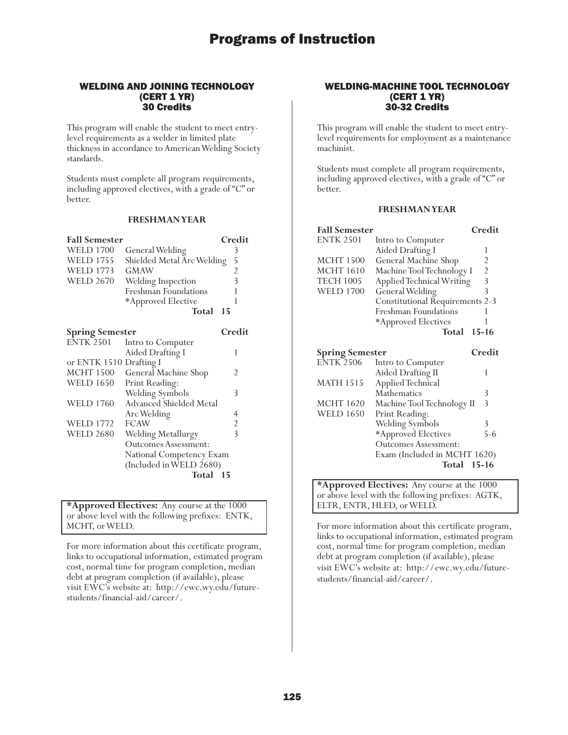# Programs of Instruction

## WELDING AND JOINING TECHNOLOGY (CERT 1 YR) 30 Credits

This program will enable the student to meet entry-level requirements as a welder in limited plate thickness in accordance to American Welding Society standards.

Students must complete all program requirements, including approved electives, with a grade of "C" or better.

**FRESHMAN YEAR**

| **Fall Semester** | | **Credit** |
|---|---|---|
| WELD 1700 | General Welding | 3 |
| WELD 1755 | Shielded Metal Arc Welding | 5 |
| WELD 1773 | GMAW | 2 |
| WELD 2670 | Welding Inspection | 3 |
| | Freshman Foundations | 1 |
| | *Approved Elective | 1 |
| | **Total** | **15** |

| **Spring Semester** | | **Credit** |
|---|---|---|
| ENTK 2501 | Intro to Computer Aided Drafting I | 1 |
| or ENTK 1510 | Drafting I | |
| MCHT 1500 | General Machine Shop | 2 |
| WELD 1650 | Print Reading: Welding Symbols | 3 |
| WELD 1760 | Advanced Shielded Metal Arc Welding | 4 |
| WELD 1772 | FCAW | 2 |
| WELD 2680 | Welding Metallurgy | 3 |
| | Outcomes Assessment: National Competency Exam (Included in WELD 2680) | |
| | **Total** | **15** |

**\*Approved Electives:** Any course at the 1000 or above level with the following prefixes: ENTK, MCHT, or WELD.

For more information about this certificate program, links to occupational information, estimated program cost, normal time for program completion, median debt at program completion (if available), please visit EWC's website at: http://ewc.wy.edu/future-students/financial-aid/career/.

## WELDING-MACHINE TOOL TECHNOLOGY (CERT 1 YR) 30-32 Credits

This program will enable the student to meet entry-level requirements for employment as a maintenance machinist.

Students must complete all program requirements, including approved electives, with a grade of "C" or better.

**FRESHMAN YEAR**

| **Fall Semester** | | **Credit** |
|---|---|---|
| ENTK 2501 | Intro to Computer Aided Drafting I | 1 |
| MCHT 1500 | General Machine Shop | 2 |
| MCHT 1610 | Machine Tool Technology I | 2 |
| TECH 1005 | Applied Technical Writing | 3 |
| WELD 1700 | General Welding | 3 |
| | Constitutional Requirements | 2-3 |
| | Freshman Foundations | 1 |
| | *Approved Electives | 1 |
| | **Total** | **15-16** |

| **Spring Semester** | | **Credit** |
|---|---|---|
| ENTK 2506 | Intro to Computer Aided Drafting II | 1 |
| MATH 1515 | Applied Technical Mathematics | 3 |
| MCHT 1620 | Machine Tool Technology II | 3 |
| WELD 1650 | Print Reading: Welding Symbols | 3 |
| | *Approved Electives | 5-6 |
| | Outcomes Assessment: Exam (Included in MCHT 1620) | |
| | **Total** | **15-16** |

**\*Approved Electives:** Any course at the 1000 or above level with the following prefixes: AGTK, ELTR, ENTR, HLED, or WELD.

For more information about this certificate program, links to occupational information, estimated program cost, normal time for program completion, median debt at program completion (if available), please visit EWC's website at: http://ewc.wy.edu/future-students/financial-aid/career/.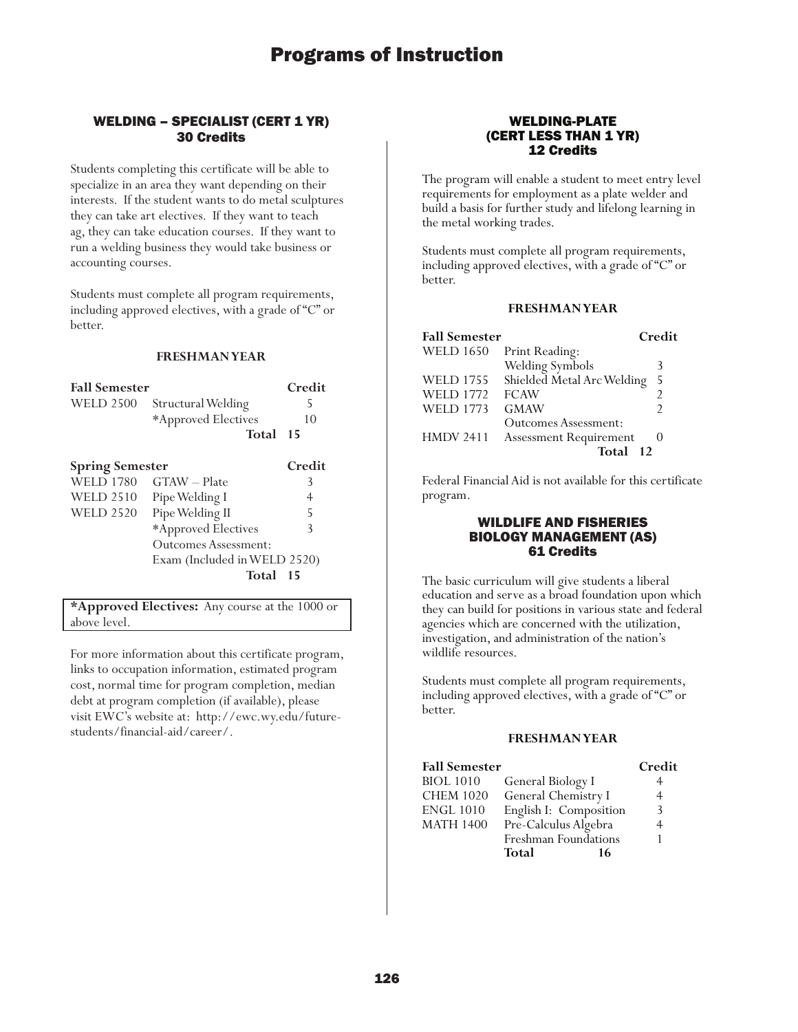## WELDING – SPECIALIST (CERT 1 YR)
### 30 Credits

Students completing this certificate will be able to specialize in an area they want depending on their interests. If the student wants to do metal sculptures they can take art electives. If they want to teach ag, they can take education courses. If they want to run a welding business they would take business or accounting courses.

Students must complete all program requirements, including approved electives, with a grade of "C" or better.

**FRESHMAN YEAR**

| Fall Semester | | Credit |
|---|---|---|
| WELD 2500 | Structural Welding | 5 |
| | *Approved Electives | 10 |
| | **Total** | **15** |

| Spring Semester | | Credit |
|---|---|---|
| WELD 1780 | GTAW – Plate | 3 |
| WELD 2510 | Pipe Welding I | 4 |
| WELD 2520 | Pipe Welding II | 5 |
| | *Approved Electives | 3 |
| | Outcomes Assessment: Exam (Included in WELD 2520) | |
| | **Total** | **15** |

**\*Approved Electives:** Any course at the 1000 or above level.

For more information about this certificate program, links to occupation information, estimated program cost, normal time for program completion, median debt at program completion (if available), please visit EWC's website at: http://ewc.wy.edu/future-students/financial-aid/career/.

## WELDING-PLATE (CERT LESS THAN 1 YR)
### 12 Credits

The program will enable a student to meet entry level requirements for employment as a plate welder and build a basis for further study and lifelong learning in the metal working trades.

Students must complete all program requirements, including approved electives, with a grade of "C" or better.

**FRESHMAN YEAR**

| Fall Semester | | Credit |
|---|---|---|
| WELD 1650 | Print Reading: Welding Symbols | 3 |
| WELD 1755 | Shielded Metal Arc Welding | 5 |
| WELD 1772 | FCAW | 2 |
| WELD 1773 | GMAW | 2 |
| HMDV 2411 | Outcomes Assessment: Assessment Requirement | 0 |
| | **Total** | **12** |

Federal Financial Aid is not available for this certificate program.

## WILDLIFE AND FISHERIES BIOLOGY MANAGEMENT (AS)
### 61 Credits

The basic curriculum will give students a liberal education and serve as a broad foundation upon which they can build for positions in various state and federal agencies which are concerned with the utilization, investigation, and administration of the nation's wildlife resources.

Students must complete all program requirements, including approved electives, with a grade of "C" or better.

**FRESHMAN YEAR**

| Fall Semester | | Credit |
|---|---|---|
| BIOL 1010 | General Biology I | 4 |
| CHEM 1020 | General Chemistry I | 4 |
| ENGL 1010 | English I: Composition | 3 |
| MATH 1400 | Pre-Calculus Algebra | 4 |
| | Freshman Foundations | 1 |
| | **Total** | **16** |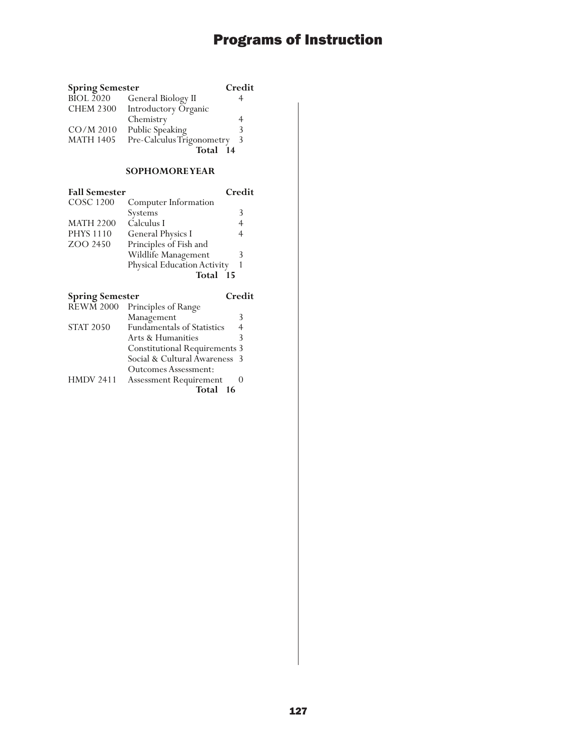| Spring Semester | | Credit |
|---|---|---|
| BIOL 2020 | General Biology II | 4 |
| CHEM 2300 | Introductory Organic Chemistry | 4 |
| CO/M 2010 | Public Speaking | 3 |
| MATH 1405 | Pre-Calculus Trigonometry | 3 |
| | **Total** | **14** |

### SOPHOMORE YEAR

| Fall Semester | | Credit |
|---|---|---|
| COSC 1200 | Computer Information Systems | 3 |
| MATH 2200 | Calculus I | 4 |
| PHYS 1110 | General Physics I | 4 |
| ZOO 2450 | Principles of Fish and Wildlife Management | 3 |
| | Physical Education Activity | 1 |
| | **Total** | **15** |

| Spring Semester | | Credit |
|---|---|---|
| REWM 2000 | Principles of Range Management | 3 |
| STAT 2050 | Fundamentals of Statistics | 4 |
| | Arts & Humanities | 3 |
| | Constitutional Requirements | 3 |
| | Social & Cultural Awareness | 3 |
| | Outcomes Assessment: | |
| HMDV 2411 | Assessment Requirement | 0 |
| | **Total** | **16** |